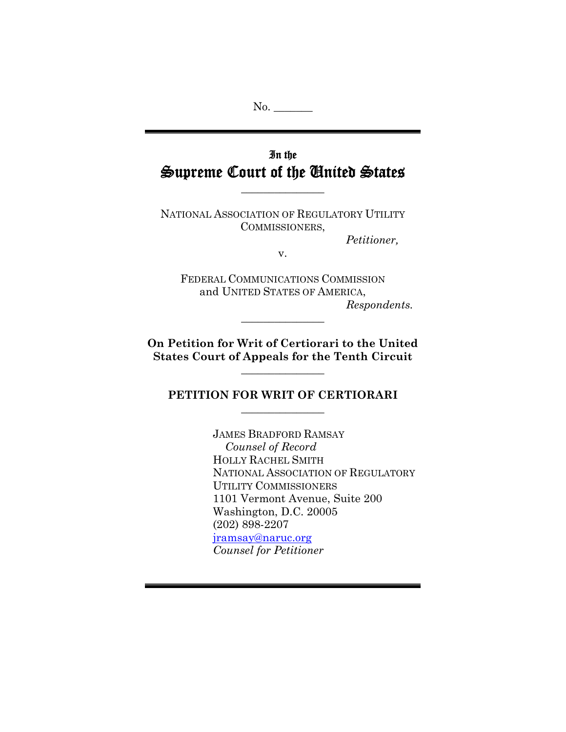No. _______

In the

# Supreme Court of the United States

NATIONAL ASSOCIATION OF REGULATORY UTILITY COMMISSIONERS,

*Petitioner,*

v.

FEDERAL COMMUNICATIONS COMMISSION and UNITED STATES OF AMERICA,

*Respondents.*

**On Petition for Writ of Certiorari to the United States Court of Appeals for the Tenth Circuit**

## PETITION FOR WRIT OF CERTIORARI

JAMES BRADFORD RAMSAY
*Counsel of Record*
HOLLY RACHEL SMITH
NATIONAL ASSOCIATION OF REGULATORY UTILITY COMMISSIONERS
1101 Vermont Avenue, Suite 200
Washington, D.C. 20005
(202) 898-2207
jramsay@naruc.org
*Counsel for Petitioner*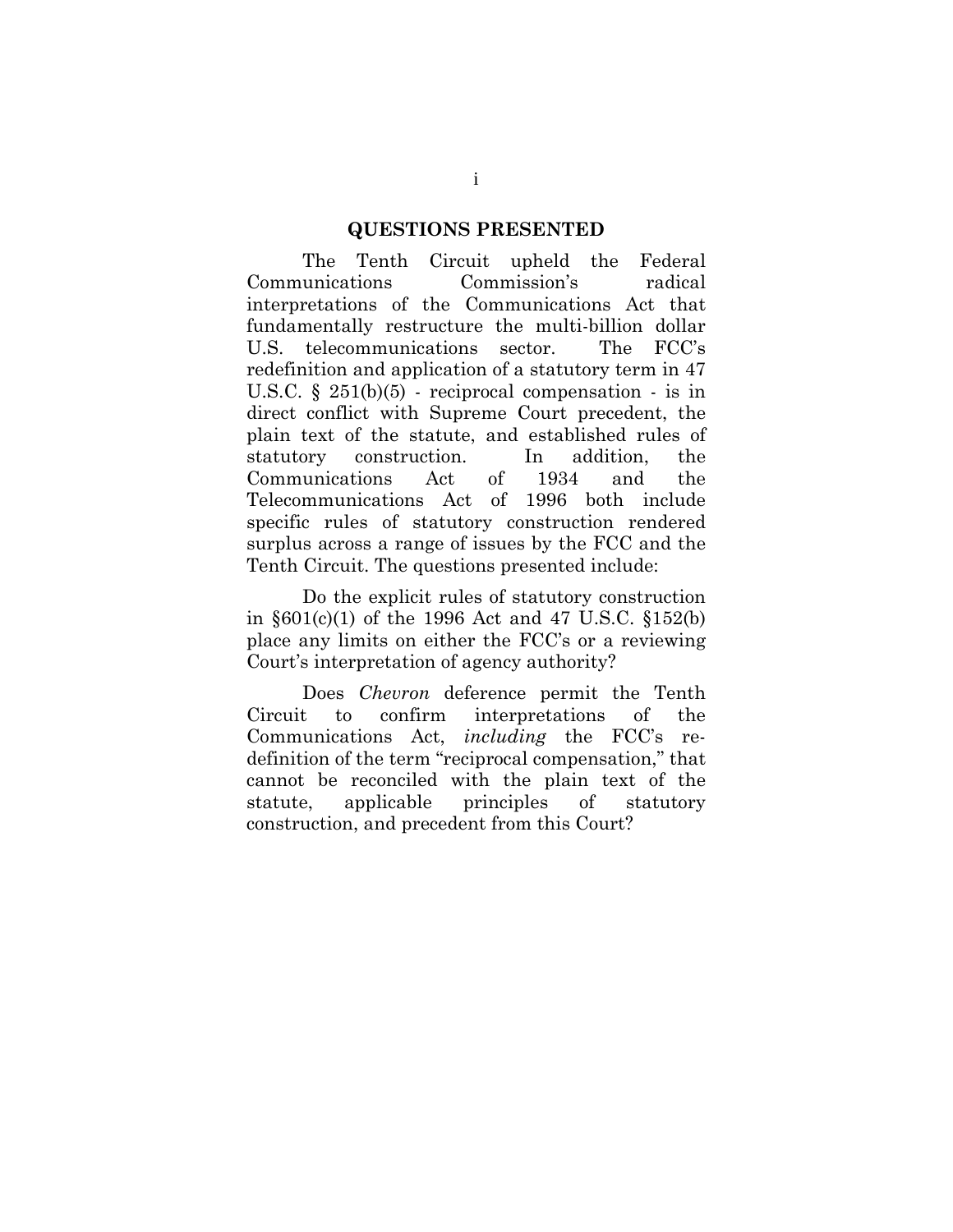## QUESTIONS PRESENTED

The Tenth Circuit upheld the Federal Communications Commission's radical interpretations of the Communications Act that fundamentally restructure the multi-billion dollar U.S. telecommunications sector. The FCC's redefinition and application of a statutory term in 47 U.S.C. § 251(b)(5) - reciprocal compensation - is in direct conflict with Supreme Court precedent, the plain text of the statute, and established rules of statutory construction. In addition, the Communications Act of 1934 and the Telecommunications Act of 1996 both include specific rules of statutory construction rendered surplus across a range of issues by the FCC and the Tenth Circuit. The questions presented include:

Do the explicit rules of statutory construction in §601(c)(1) of the 1996 Act and 47 U.S.C. §152(b) place any limits on either the FCC's or a reviewing Court's interpretation of agency authority?

Does *Chevron* deference permit the Tenth Circuit to confirm interpretations of the Communications Act, *including* the FCC's re-definition of the term "reciprocal compensation," that cannot be reconciled with the plain text of the statute, applicable principles of statutory construction, and precedent from this Court?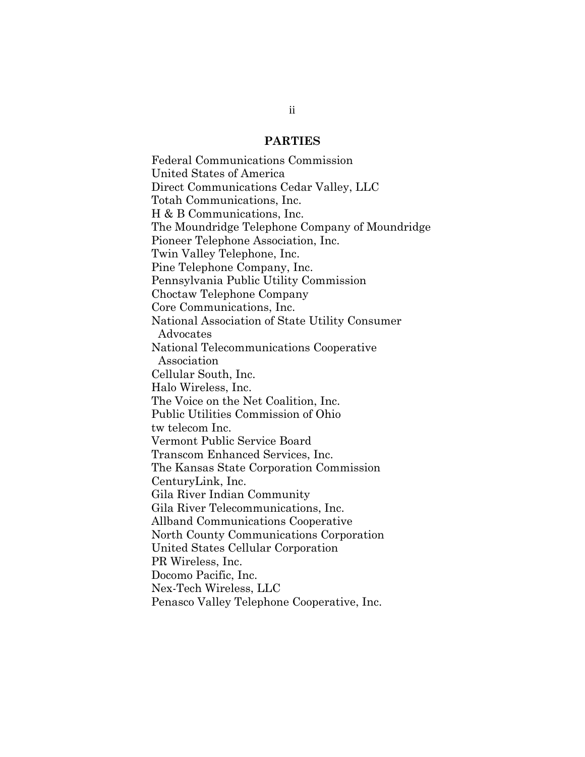## PARTIES

Federal Communications Commission
United States of America
Direct Communications Cedar Valley, LLC
Totah Communications, Inc.
H & B Communications, Inc.
The Moundridge Telephone Company of Moundridge
Pioneer Telephone Association, Inc.
Twin Valley Telephone, Inc.
Pine Telephone Company, Inc.
Pennsylvania Public Utility Commission
Choctaw Telephone Company
Core Communications, Inc.
National Association of State Utility Consumer Advocates
National Telecommunications Cooperative Association
Cellular South, Inc.
Halo Wireless, Inc.
The Voice on the Net Coalition, Inc.
Public Utilities Commission of Ohio
tw telecom Inc.
Vermont Public Service Board
Transcom Enhanced Services, Inc.
The Kansas State Corporation Commission
CenturyLink, Inc.
Gila River Indian Community
Gila River Telecommunications, Inc.
Allband Communications Cooperative
North County Communications Corporation
United States Cellular Corporation
PR Wireless, Inc.
Docomo Pacific, Inc.
Nex-Tech Wireless, LLC
Penasco Valley Telephone Cooperative, Inc.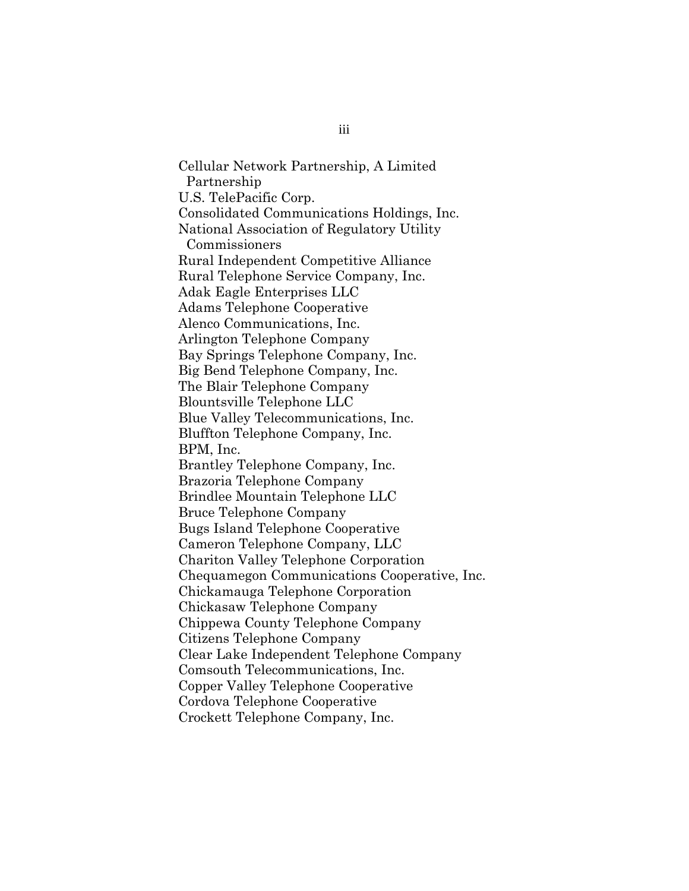Cellular Network Partnership, A Limited Partnership
U.S. TelePacific Corp.
Consolidated Communications Holdings, Inc.
National Association of Regulatory Utility Commissioners
Rural Independent Competitive Alliance
Rural Telephone Service Company, Inc.
Adak Eagle Enterprises LLC
Adams Telephone Cooperative
Alenco Communications, Inc.
Arlington Telephone Company
Bay Springs Telephone Company, Inc.
Big Bend Telephone Company, Inc.
The Blair Telephone Company
Blountsville Telephone LLC
Blue Valley Telecommunications, Inc.
Bluffton Telephone Company, Inc.
BPM, Inc.
Brantley Telephone Company, Inc.
Brazoria Telephone Company
Brindlee Mountain Telephone LLC
Bruce Telephone Company
Bugs Island Telephone Cooperative
Cameron Telephone Company, LLC
Chariton Valley Telephone Corporation
Chequamegon Communications Cooperative, Inc.
Chickamauga Telephone Corporation
Chickasaw Telephone Company
Chippewa County Telephone Company
Citizens Telephone Company
Clear Lake Independent Telephone Company
Comsouth Telecommunications, Inc.
Copper Valley Telephone Cooperative
Cordova Telephone Cooperative
Crockett Telephone Company, Inc.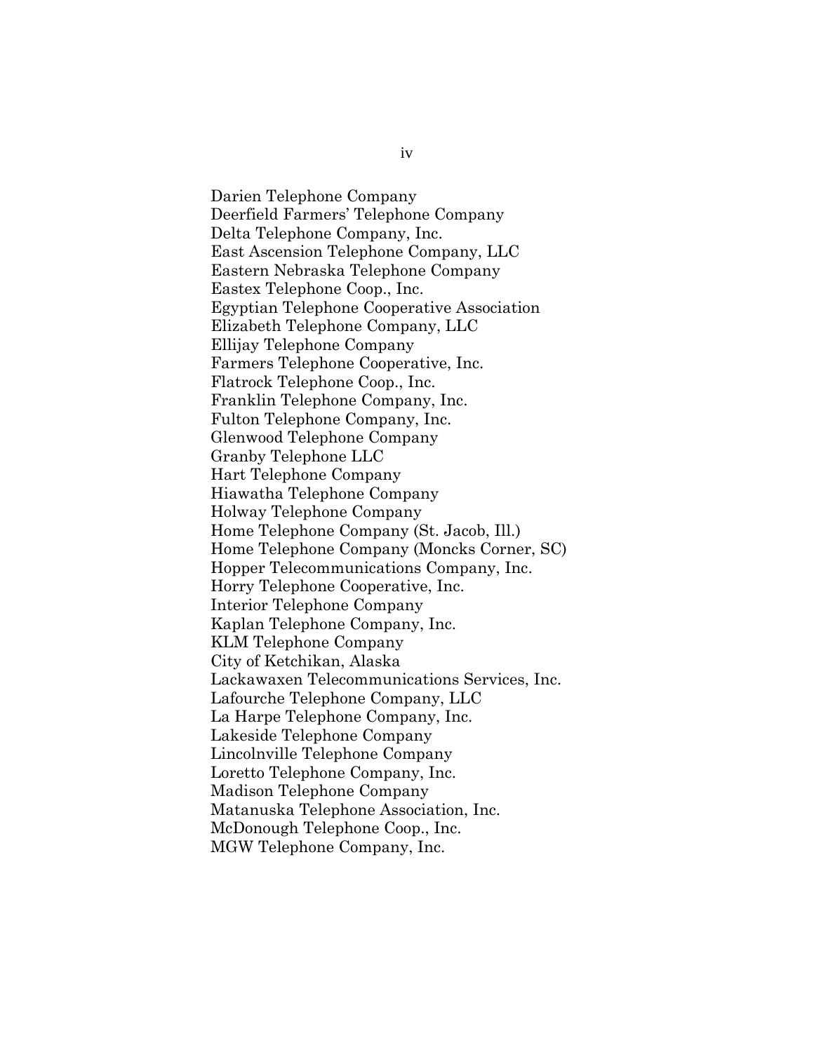Darien Telephone Company
Deerfield Farmers' Telephone Company
Delta Telephone Company, Inc.
East Ascension Telephone Company, LLC
Eastern Nebraska Telephone Company
Eastex Telephone Coop., Inc.
Egyptian Telephone Cooperative Association
Elizabeth Telephone Company, LLC
Ellijay Telephone Company
Farmers Telephone Cooperative, Inc.
Flatrock Telephone Coop., Inc.
Franklin Telephone Company, Inc.
Fulton Telephone Company, Inc.
Glenwood Telephone Company
Granby Telephone LLC
Hart Telephone Company
Hiawatha Telephone Company
Holway Telephone Company
Home Telephone Company (St. Jacob, Ill.)
Home Telephone Company (Moncks Corner, SC)
Hopper Telecommunications Company, Inc.
Horry Telephone Cooperative, Inc.
Interior Telephone Company
Kaplan Telephone Company, Inc.
KLM Telephone Company
City of Ketchikan, Alaska
Lackawaxen Telecommunications Services, Inc.
Lafourche Telephone Company, LLC
La Harpe Telephone Company, Inc.
Lakeside Telephone Company
Lincolnville Telephone Company
Loretto Telephone Company, Inc.
Madison Telephone Company
Matanuska Telephone Association, Inc.
McDonough Telephone Coop., Inc.
MGW Telephone Company, Inc.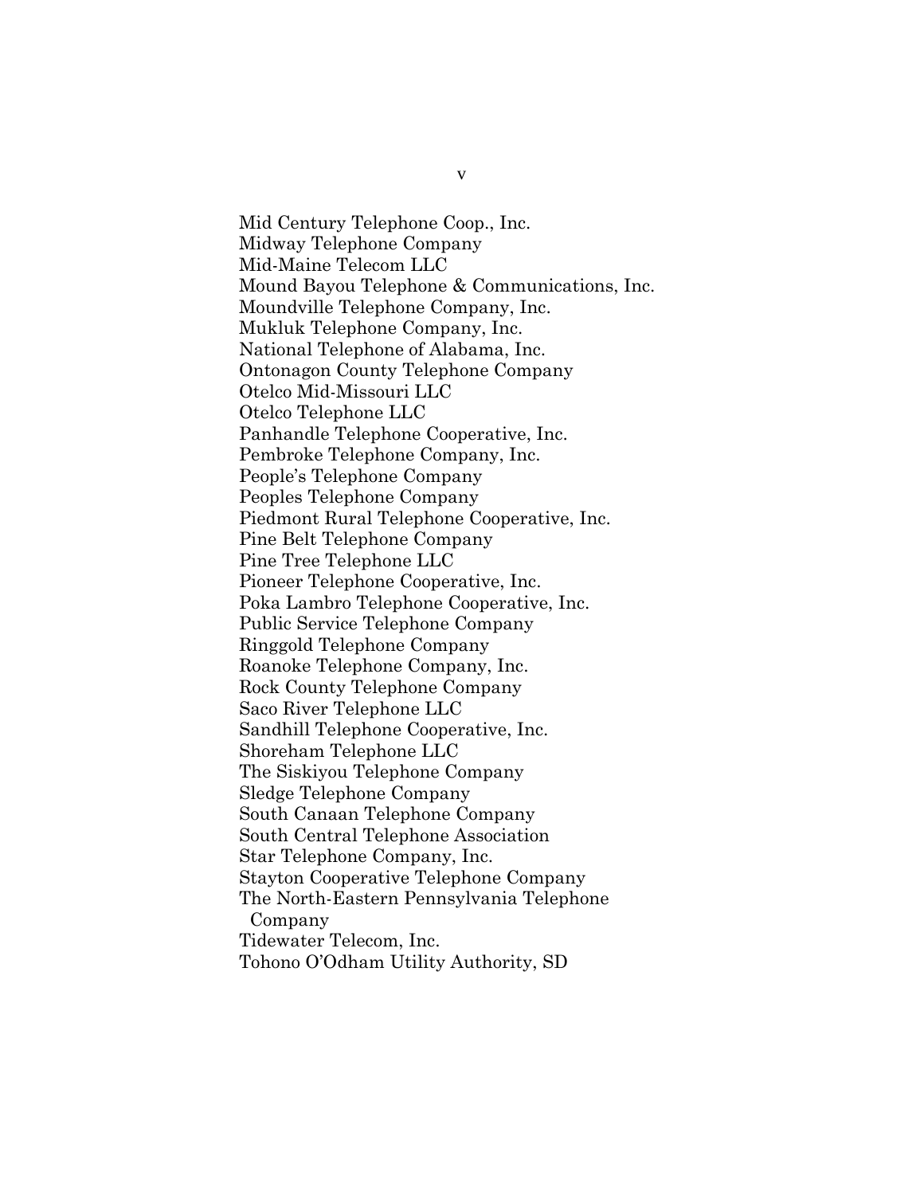Mid Century Telephone Coop., Inc.
Midway Telephone Company
Mid-Maine Telecom LLC
Mound Bayou Telephone & Communications, Inc.
Moundville Telephone Company, Inc.
Mukluk Telephone Company, Inc.
National Telephone of Alabama, Inc.
Ontonagon County Telephone Company
Otelco Mid-Missouri LLC
Otelco Telephone LLC
Panhandle Telephone Cooperative, Inc.
Pembroke Telephone Company, Inc.
People's Telephone Company
Peoples Telephone Company
Piedmont Rural Telephone Cooperative, Inc.
Pine Belt Telephone Company
Pine Tree Telephone LLC
Pioneer Telephone Cooperative, Inc.
Poka Lambro Telephone Cooperative, Inc.
Public Service Telephone Company
Ringgold Telephone Company
Roanoke Telephone Company, Inc.
Rock County Telephone Company
Saco River Telephone LLC
Sandhill Telephone Cooperative, Inc.
Shoreham Telephone LLC
The Siskiyou Telephone Company
Sledge Telephone Company
South Canaan Telephone Company
South Central Telephone Association
Star Telephone Company, Inc.
Stayton Cooperative Telephone Company
The North-Eastern Pennsylvania Telephone Company
Tidewater Telecom, Inc.
Tohono O'Odham Utility Authority, SD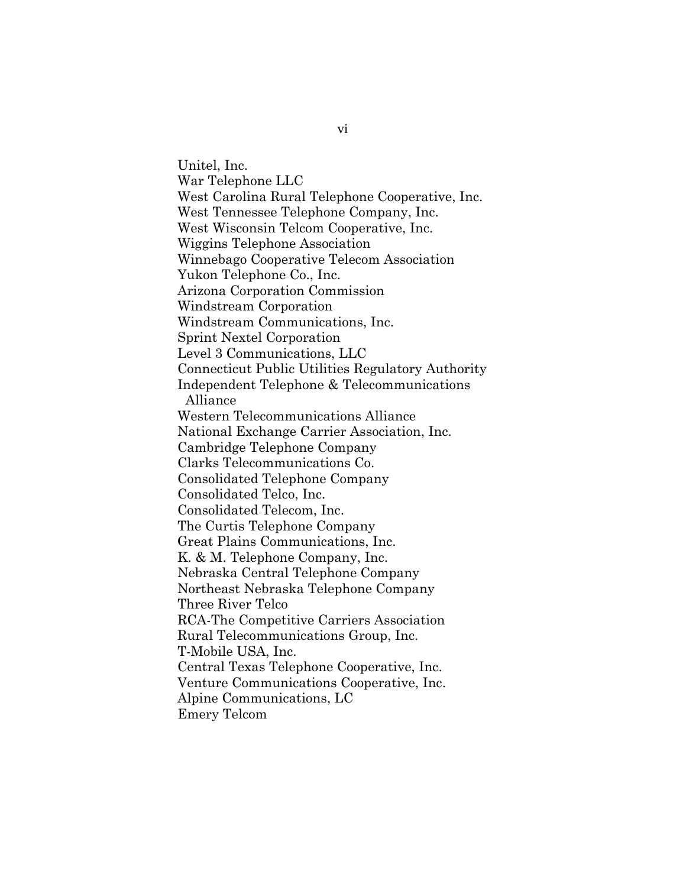Unitel, Inc.
War Telephone LLC
West Carolina Rural Telephone Cooperative, Inc.
West Tennessee Telephone Company, Inc.
West Wisconsin Telcom Cooperative, Inc.
Wiggins Telephone Association
Winnebago Cooperative Telecom Association
Yukon Telephone Co., Inc.
Arizona Corporation Commission
Windstream Corporation
Windstream Communications, Inc.
Sprint Nextel Corporation
Level 3 Communications, LLC
Connecticut Public Utilities Regulatory Authority
Independent Telephone & Telecommunications Alliance
Western Telecommunications Alliance
National Exchange Carrier Association, Inc.
Cambridge Telephone Company
Clarks Telecommunications Co.
Consolidated Telephone Company
Consolidated Telco, Inc.
Consolidated Telecom, Inc.
The Curtis Telephone Company
Great Plains Communications, Inc.
K. & M. Telephone Company, Inc.
Nebraska Central Telephone Company
Northeast Nebraska Telephone Company
Three River Telco
RCA-The Competitive Carriers Association
Rural Telecommunications Group, Inc.
T-Mobile USA, Inc.
Central Texas Telephone Cooperative, Inc.
Venture Communications Cooperative, Inc.
Alpine Communications, LC
Emery Telcom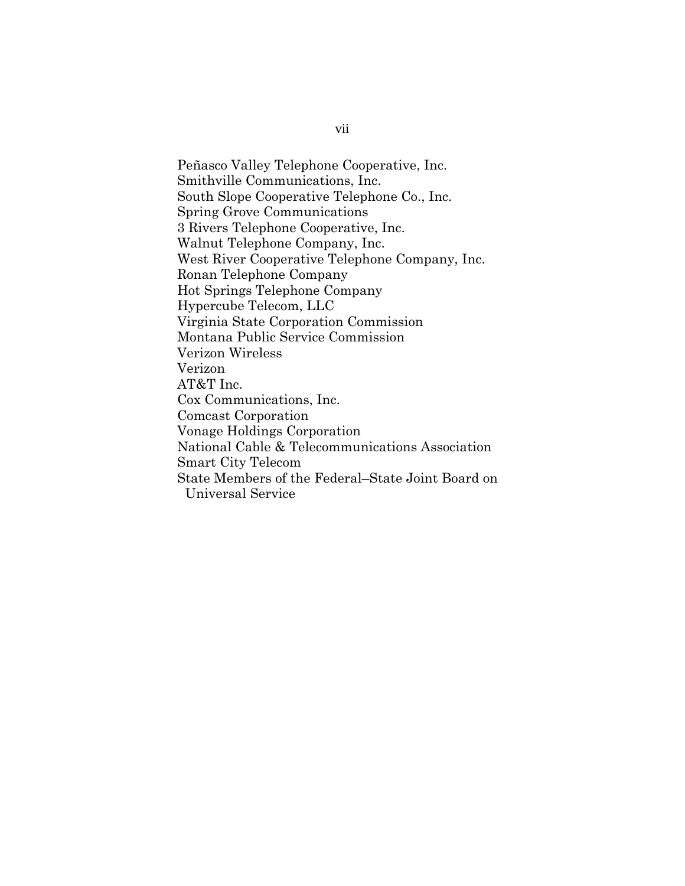Peñasco Valley Telephone Cooperative, Inc.
Smithville Communications, Inc.
South Slope Cooperative Telephone Co., Inc.
Spring Grove Communications
3 Rivers Telephone Cooperative, Inc.
Walnut Telephone Company, Inc.
West River Cooperative Telephone Company, Inc.
Ronan Telephone Company
Hot Springs Telephone Company
Hypercube Telecom, LLC
Virginia State Corporation Commission
Montana Public Service Commission
Verizon Wireless
Verizon
AT&T Inc.
Cox Communications, Inc.
Comcast Corporation
Vonage Holdings Corporation
National Cable & Telecommunications Association
Smart City Telecom
State Members of the Federal–State Joint Board on Universal Service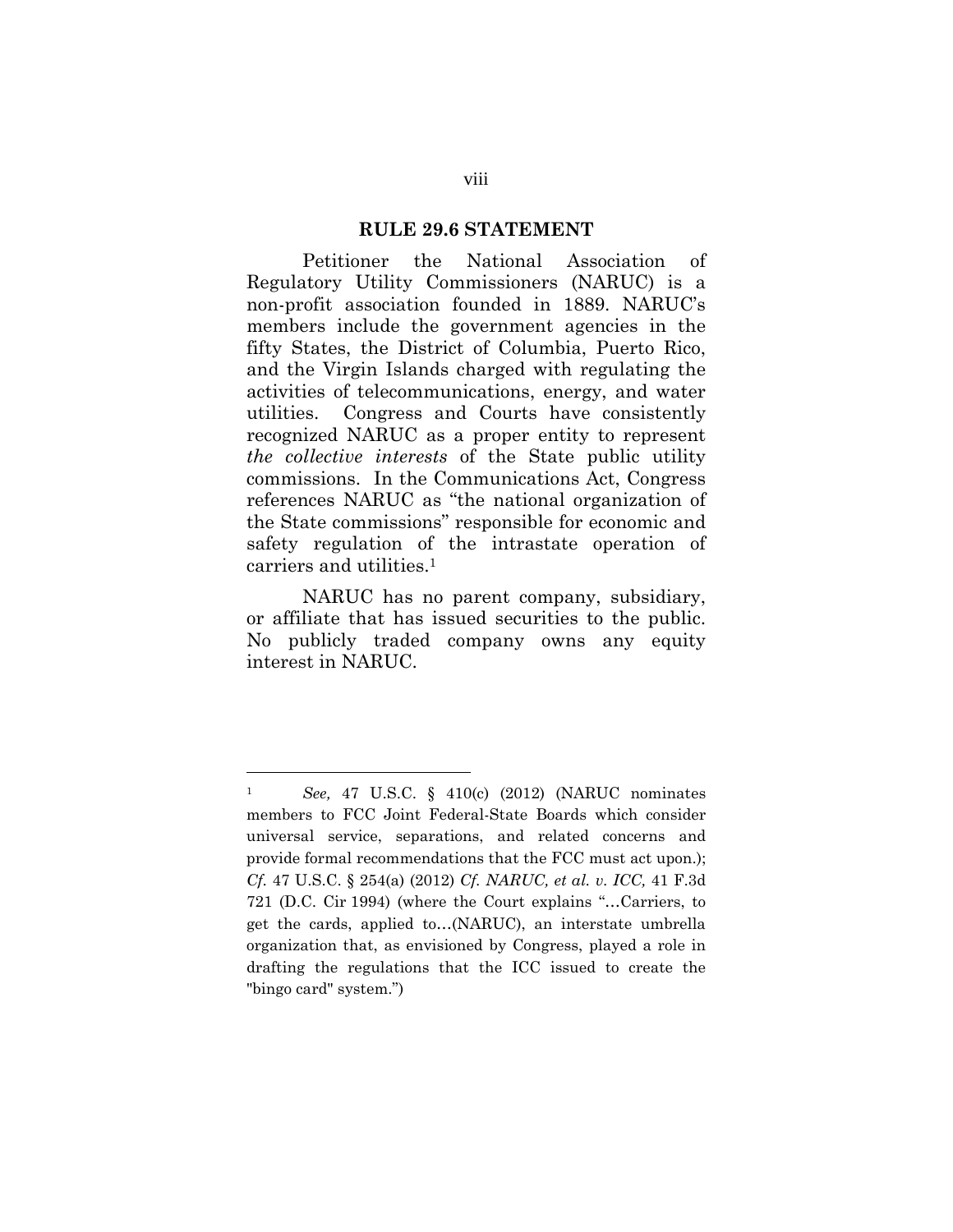## RULE 29.6 STATEMENT

Petitioner the National Association of Regulatory Utility Commissioners (NARUC) is a non-profit association founded in 1889. NARUC's members include the government agencies in the fifty States, the District of Columbia, Puerto Rico, and the Virgin Islands charged with regulating the activities of telecommunications, energy, and water utilities. Congress and Courts have consistently recognized NARUC as a proper entity to represent *the collective interests* of the State public utility commissions. In the Communications Act, Congress references NARUC as "the national organization of the State commissions" responsible for economic and safety regulation of the intrastate operation of carriers and utilities.[1]

NARUC has no parent company, subsidiary, or affiliate that has issued securities to the public. No publicly traded company owns any equity interest in NARUC.

---

[1] *See,* 47 U.S.C. § 410(c) (2012) (NARUC nominates members to FCC Joint Federal-State Boards which consider universal service, separations, and related concerns and provide formal recommendations that the FCC must act upon.); *Cf.* 47 U.S.C. § 254(a) (2012) *Cf. NARUC, et al. v. ICC,* 41 F.3d 721 (D.C. Cir 1994) (where the Court explains "…Carriers, to get the cards, applied to…(NARUC), an interstate umbrella organization that, as envisioned by Congress, played a role in drafting the regulations that the ICC issued to create the "bingo card" system.")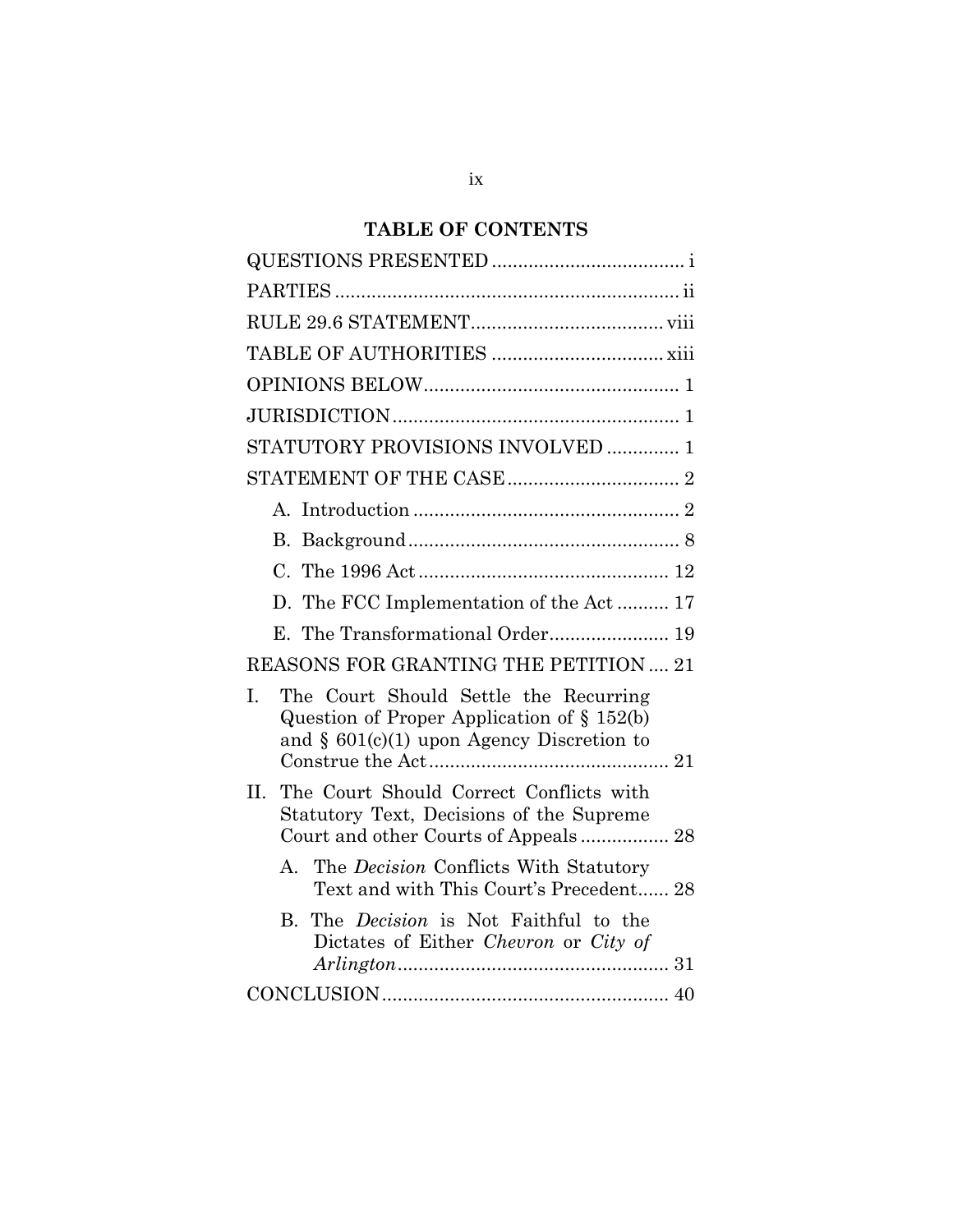# TABLE OF CONTENTS

QUESTIONS PRESENTED .................................... i

PARTIES ................................................................. ii

RULE 29.6 STATEMENT.................................... viii

TABLE OF AUTHORITIES ................................ xiii

OPINIONS BELOW................................................ 1

JURISDICTION...................................................... 1

STATUTORY PROVISIONS INVOLVED ............. 1

STATEMENT OF THE CASE................................ 2

- A. Introduction .................................................. 2
- B. Background................................................... 8
- C. The 1996 Act ............................................... 12
- D. The FCC Implementation of the Act .......... 17
- E. The Transformational Order....................... 19

REASONS FOR GRANTING THE PETITION .... 21

- I. The Court Should Settle the Recurring Question of Proper Application of § 152(b) and § 601(c)(1) upon Agency Discretion to Construe the Act............................................. 21
- II. The Court Should Correct Conflicts with Statutory Text, Decisions of the Supreme Court and other Courts of Appeals ................. 28
  - A. The *Decision* Conflicts With Statutory Text and with This Court's Precedent...... 28
  - B. The *Decision* is Not Faithful to the Dictates of Either *Chevron* or *City of Arlington*................................................... 31

CONCLUSION...................................................... 40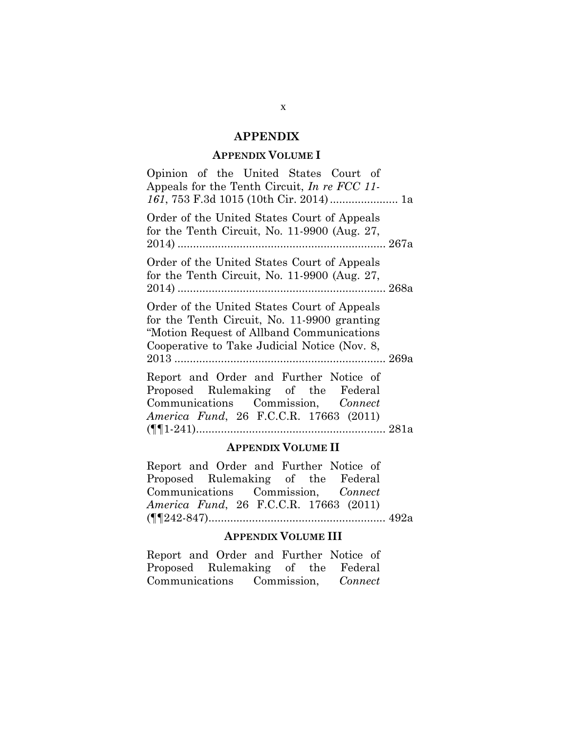## APPENDIX

### APPENDIX VOLUME I

Opinion of the United States Court of Appeals for the Tenth Circuit, *In re FCC 11-161*, 753 F.3d 1015 (10th Cir. 2014) ...................... 1a

Order of the United States Court of Appeals for the Tenth Circuit, No. 11-9900 (Aug. 27, 2014) .................................................................... 267a

Order of the United States Court of Appeals for the Tenth Circuit, No. 11-9900 (Aug. 27, 2014) .................................................................... 268a

Order of the United States Court of Appeals for the Tenth Circuit, No. 11-9900 granting "Motion Request of Allband Communications Cooperative to Take Judicial Notice (Nov. 8, 2013 .................................................................... 269a

Report and Order and Further Notice of Proposed Rulemaking of the Federal Communications Commission, *Connect America Fund*, 26 F.C.C.R. 17663 (2011) (¶¶1-241)............................................................ 281a

### APPENDIX VOLUME II

Report and Order and Further Notice of Proposed Rulemaking of the Federal Communications Commission, *Connect America Fund*, 26 F.C.C.R. 17663 (2011) (¶¶242-847)......................................................... 492a

### APPENDIX VOLUME III

Report and Order and Further Notice of Proposed Rulemaking of the Federal Communications Commission, *Connect*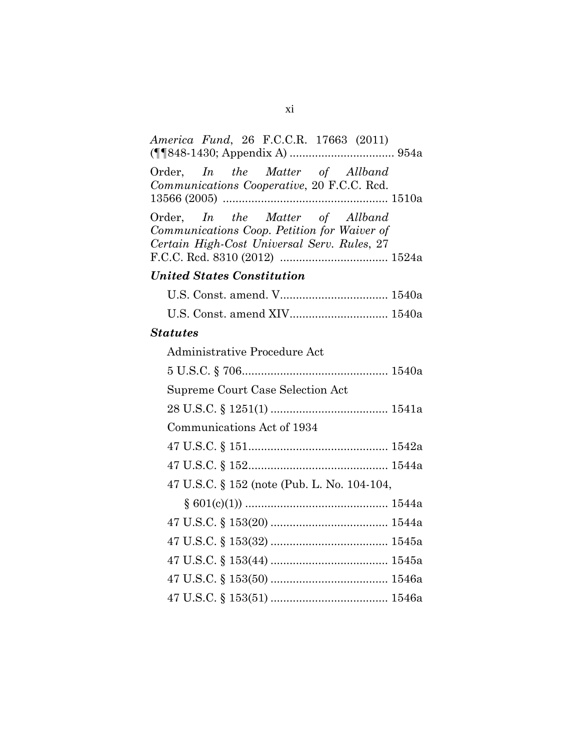*America Fund*, 26 F.C.C.R. 17663 (2011) (¶¶848-1430; Appendix A) ................................ 954a

Order, *In the Matter of Allband Communications Cooperative*, 20 F.C.C. Rcd. 13566 (2005) .................................................. 1510a

Order, *In the Matter of Allband Communications Coop. Petition for Waiver of Certain High-Cost Universal Serv. Rules*, 27 F.C.C. Rcd. 8310 (2012) ................................. 1524a

***United States Constitution***

U.S. Const. amend. V................................. 1540a

U.S. Const. amend XIV.............................. 1540a

***Statutes***

Administrative Procedure Act

5 U.S.C. § 706............................................ 1540a

Supreme Court Case Selection Act

28 U.S.C. § 1251(1) .................................... 1541a

Communications Act of 1934

47 U.S.C. § 151........................................... 1542a

47 U.S.C. § 152........................................... 1544a

47 U.S.C. § 152 (note (Pub. L. No. 104-104, § 601(c)(1)) ............................................ 1544a

47 U.S.C. § 153(20) .................................... 1544a

47 U.S.C. § 153(32) .................................... 1545a

47 U.S.C. § 153(44) .................................... 1545a

47 U.S.C. § 153(50) .................................... 1546a

47 U.S.C. § 153(51) .................................... 1546a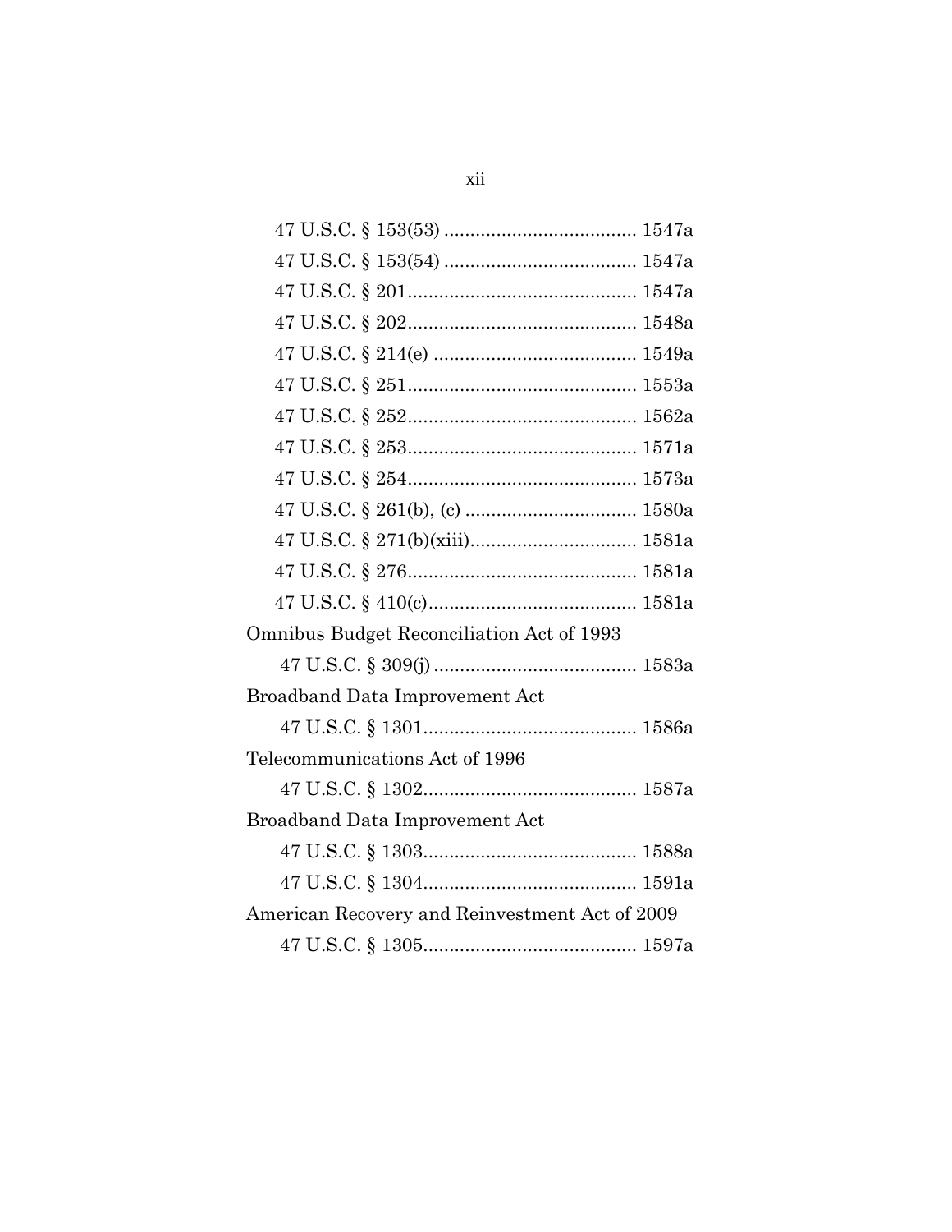47 U.S.C. § 153(53) .................................... 1547a
47 U.S.C. § 153(54) .................................... 1547a
47 U.S.C. § 201........................................... 1547a
47 U.S.C. § 202........................................... 1548a
47 U.S.C. § 214(e) ...................................... 1549a
47 U.S.C. § 251........................................... 1553a
47 U.S.C. § 252........................................... 1562a
47 U.S.C. § 253........................................... 1571a
47 U.S.C. § 254........................................... 1573a
47 U.S.C. § 261(b), (c) ................................ 1580a
47 U.S.C. § 271(b)(xiii)............................... 1581a
47 U.S.C. § 276........................................... 1581a
47 U.S.C. § 410(c)....................................... 1581a

Omnibus Budget Reconciliation Act of 1993

47 U.S.C. § 309(j) ...................................... 1583a

Broadband Data Improvement Act

47 U.S.C. § 1301......................................... 1586a

Telecommunications Act of 1996

47 U.S.C. § 1302......................................... 1587a

Broadband Data Improvement Act

47 U.S.C. § 1303......................................... 1588a
47 U.S.C. § 1304......................................... 1591a

American Recovery and Reinvestment Act of 2009

47 U.S.C. § 1305......................................... 1597a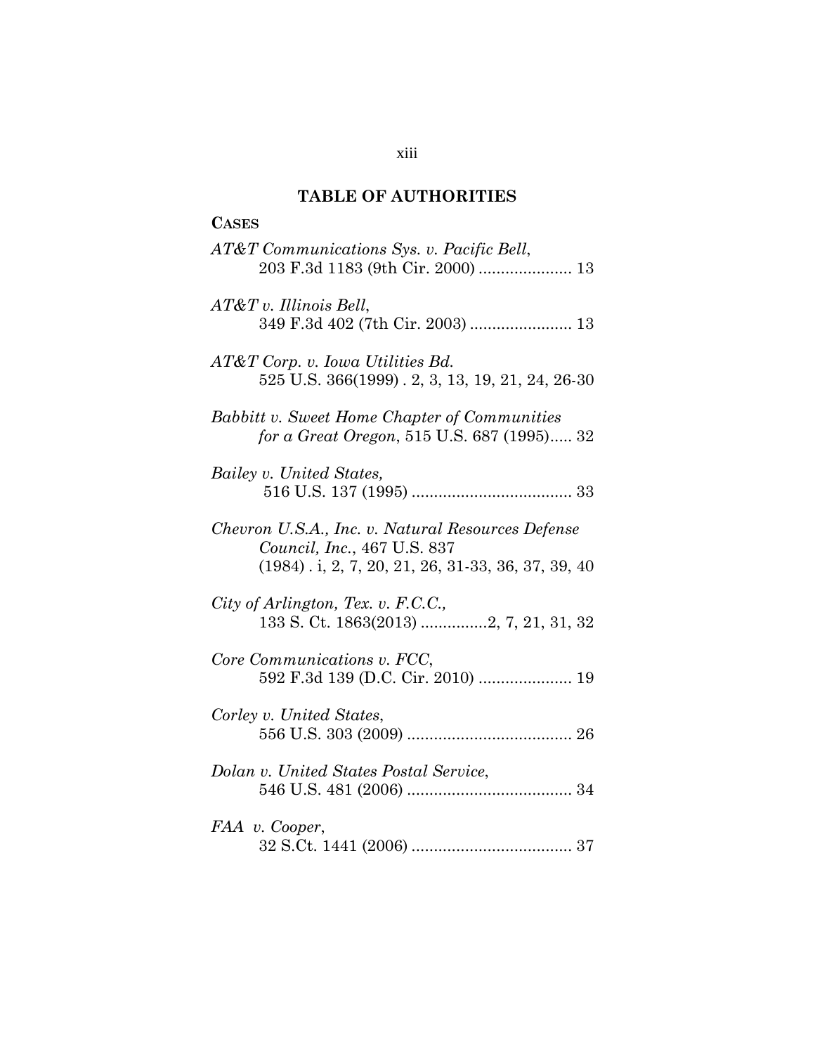## TABLE OF AUTHORITIES

**CASES**

*AT&T Communications Sys. v. Pacific Bell*, 203 F.3d 1183 (9th Cir. 2000) ..................... 13

*AT&T v. Illinois Bell*, 349 F.3d 402 (7th Cir. 2003) ....................... 13

*AT&T Corp. v. Iowa Utilities Bd.* 525 U.S. 366(1999) . 2, 3, 13, 19, 21, 24, 26-30

*Babbitt v. Sweet Home Chapter of Communities for a Great Oregon*, 515 U.S. 687 (1995)..... 32

*Bailey v. United States,* 516 U.S. 137 (1995) .................................... 33

*Chevron U.S.A., Inc. v. Natural Resources Defense Council, Inc.*, 467 U.S. 837 (1984) . i, 2, 7, 20, 21, 26, 31-33, 36, 37, 39, 40

*City of Arlington, Tex. v. F.C.C.,* 133 S. Ct. 1863(2013) ...............2, 7, 21, 31, 32

*Core Communications v. FCC*, 592 F.3d 139 (D.C. Cir. 2010) ..................... 19

*Corley v. United States*, 556 U.S. 303 (2009) ..................................... 26

*Dolan v. United States Postal Service*, 546 U.S. 481 (2006) ..................................... 34

*FAA v. Cooper*, 32 S.Ct. 1441 (2006) .................................... 37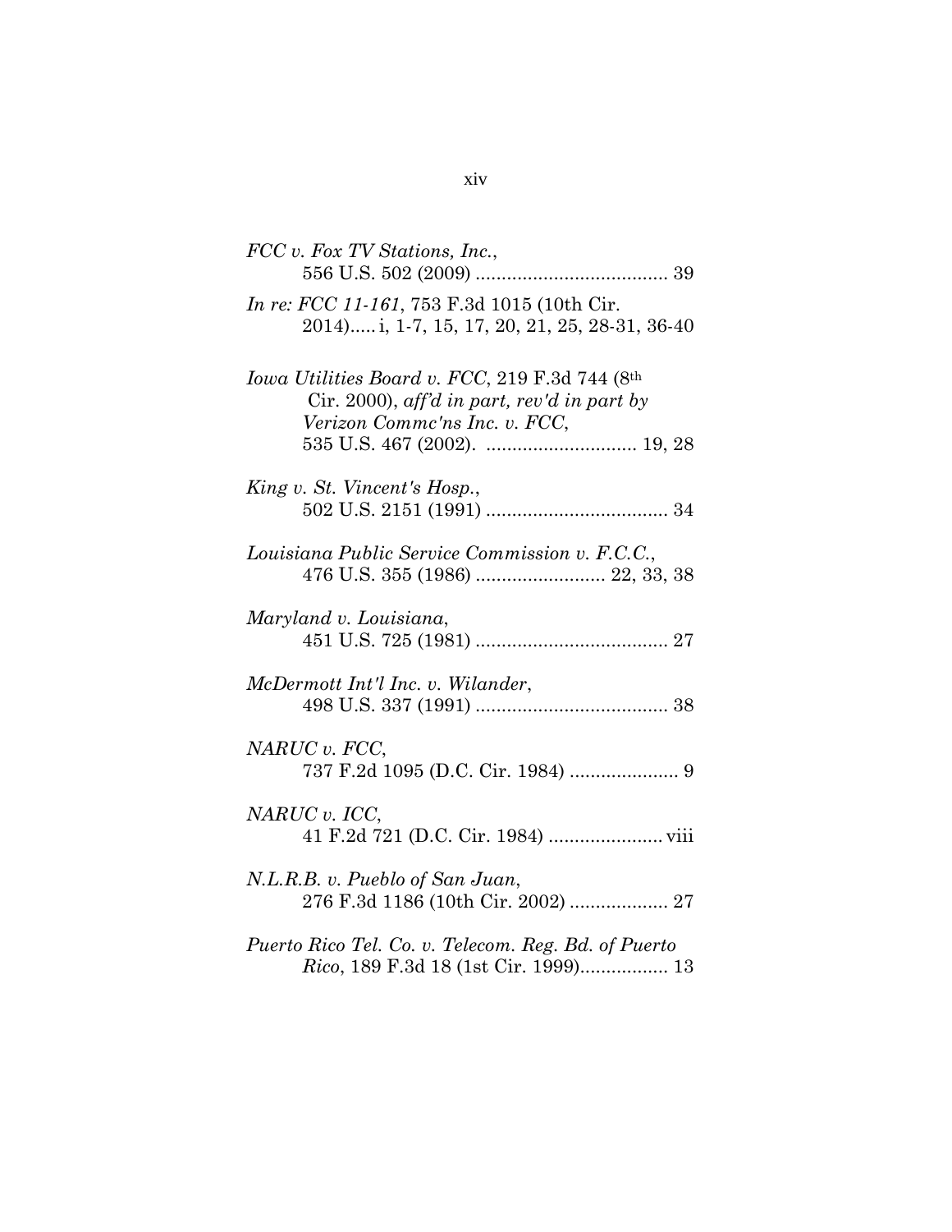*FCC v. Fox TV Stations, Inc.*,
556 U.S. 502 (2009) ..................................... 39

*In re: FCC 11-161*, 753 F.3d 1015 (10th Cir. 2014)..... i, 1-7, 15, 17, 20, 21, 25, 28-31, 36-40

*Iowa Utilities Board v. FCC*, 219 F.3d 744 (8th Cir. 2000), *aff'd in part, rev'd in part by Verizon Commc'ns Inc. v. FCC*,
535 U.S. 467 (2002). ............................. 19, 28

*King v. St. Vincent's Hosp.*,
502 U.S. 2151 (1991) ................................... 34

*Louisiana Public Service Commission v. F.C.C.*,
476 U.S. 355 (1986) ......................... 22, 33, 38

*Maryland v. Louisiana*,
451 U.S. 725 (1981) ..................................... 27

*McDermott Int'l Inc. v. Wilander*,
498 U.S. 337 (1991) ..................................... 38

*NARUC v. FCC*,
737 F.2d 1095 (D.C. Cir. 1984) ..................... 9

*NARUC v. ICC*,
41 F.2d 721 (D.C. Cir. 1984) ...................... viii

*N.L.R.B. v. Pueblo of San Juan*,
276 F.3d 1186 (10th Cir. 2002) ................... 27

*Puerto Rico Tel. Co. v. Telecom. Reg. Bd. of Puerto Rico*, 189 F.3d 18 (1st Cir. 1999)................. 13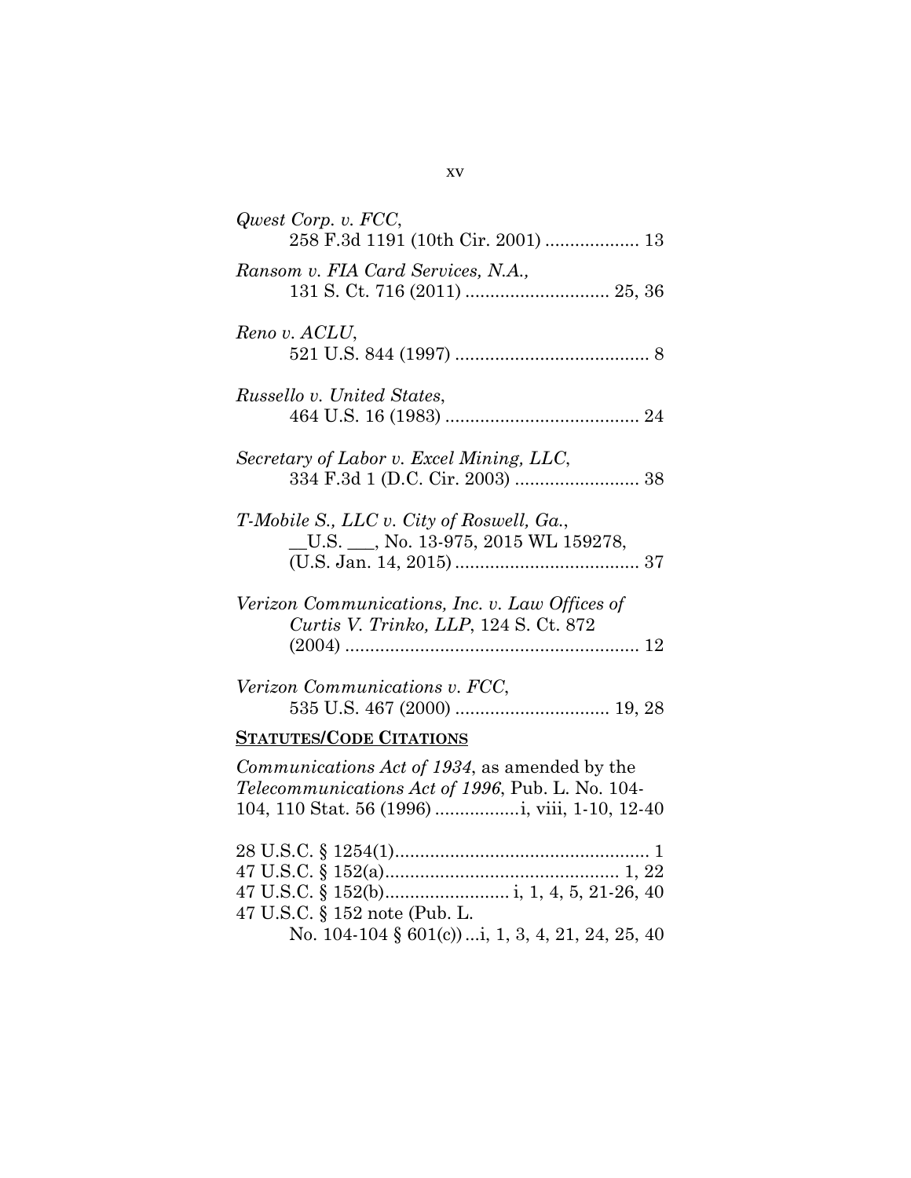*Qwest Corp. v. FCC*,
258 F.3d 1191 (10th Cir. 2001) ................... 13

*Ransom v. FIA Card Services, N.A.,*
131 S. Ct. 716 (2011) ............................ 25, 36

*Reno v. ACLU*,
521 U.S. 844 (1997) ....................................... 8

*Russello v. United States*,
464 U.S. 16 (1983) ....................................... 24

*Secretary of Labor v. Excel Mining, LLC*,
334 F.3d 1 (D.C. Cir. 2003) ......................... 38

*T-Mobile S., LLC v. City of Roswell, Ga.*,
__U.S. ___, No. 13-975, 2015 WL 159278,
(U.S. Jan. 14, 2015) ..................................... 37

*Verizon Communications, Inc. v. Law Offices of Curtis V. Trinko, LLP*, 124 S. Ct. 872
(2004) ........................................................... 12

*Verizon Communications v. FCC*,
535 U.S. 467 (2000) ............................... 19, 28

**STATUTES/CODE CITATIONS**

*Communications Act of 1934*, as amended by the *Telecommunications Act of 1996*, Pub. L. No. 104-104, 110 Stat. 56 (1996) .................i, viii, 1-10, 12-40

28 U.S.C. § 1254(1)................................................... 1
47 U.S.C. § 152(a).............................................. 1, 22
47 U.S.C. § 152(b)......................... i, 1, 4, 5, 21-26, 40
47 U.S.C. § 152 note (Pub. L.
No. 104-104 § 601(c)) ...i, 1, 3, 4, 21, 24, 25, 40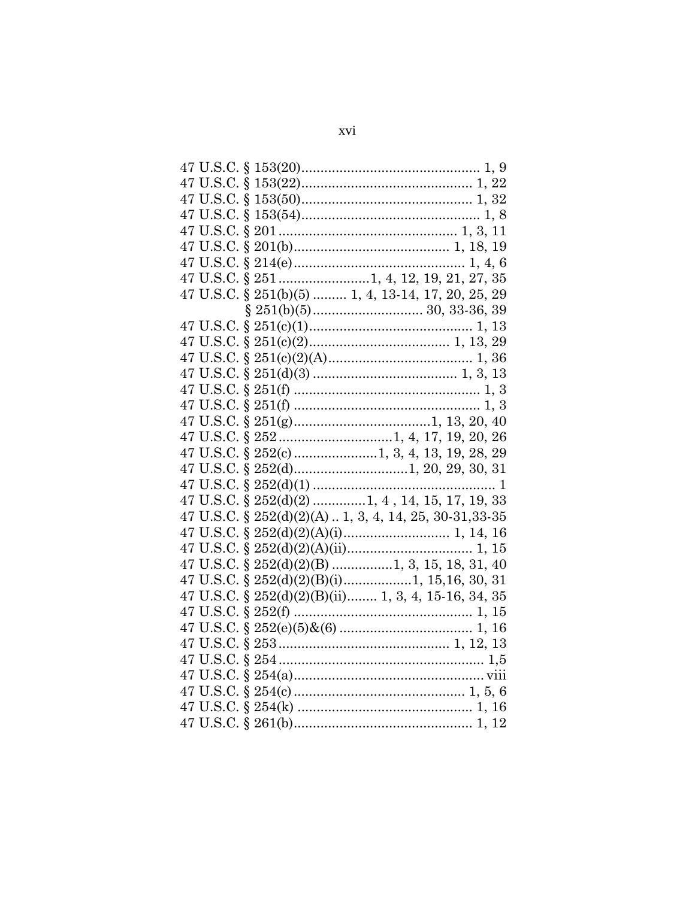47 U.S.C. § 153(20)................................................ 1, 9
47 U.S.C. § 153(22).............................................. 1, 22
47 U.S.C. § 153(50).............................................. 1, 32
47 U.S.C. § 153(54)................................................ 1, 8
47 U.S.C. § 201............................................... 1, 3, 11
47 U.S.C. § 201(b)......................................... 1, 18, 19
47 U.S.C. § 214(e)............................................. 1, 4, 6
47 U.S.C. § 251.........................1, 4, 12, 19, 21, 27, 35
47 U.S.C. § 251(b)(5) ......... 1, 4, 13-14, 17, 20, 25, 29
§ 251(b)(5)............................ 30, 33-36, 39
47 U.S.C. § 251(c)(1)........................................... 1, 13
47 U.S.C. § 251(c)(2)..................................... 1, 13, 29
47 U.S.C. § 251(c)(2)(A)...................................... 1, 36
47 U.S.C. § 251(d)(3) ...................................... 1, 3, 13
47 U.S.C. § 251(f) ................................................. 1, 3
47 U.S.C. § 251(f) ................................................. 1, 3
47 U.S.C. § 251(g)....................................1, 13, 20, 40
47 U.S.C. § 252..............................1, 4, 17, 19, 20, 26
47 U.S.C. § 252(c) ......................1, 3, 4, 13, 19, 28, 29
47 U.S.C. § 252(d)..............................1, 20, 29, 30, 31
47 U.S.C. § 252(d)(1) ................................................ 1
47 U.S.C. § 252(d)(2) .............1, 4 , 14, 15, 17, 19, 33
47 U.S.C. § 252(d)(2)(A) .. 1, 3, 4, 14, 25, 30-31,33-35
47 U.S.C. § 252(d)(2)(A)(i)............................ 1, 14, 16
47 U.S.C. § 252(d)(2)(A)(ii)................................. 1, 15
47 U.S.C. § 252(d)(2)(B) ................1, 3, 15, 18, 31, 40
47 U.S.C. § 252(d)(2)(B)(i)..................1, 15,16, 30, 31
47 U.S.C. § 252(d)(2)(B)(ii)........ 1, 3, 4, 15-16, 34, 35
47 U.S.C. § 252(f) .............................................. 1, 15
47 U.S.C. § 252(e)(5)&(6) ................................... 1, 16
47 U.S.C. § 253............................................ 1, 12, 13
47 U.S.C. § 254...................................................... 1,5
47 U.S.C. § 254(a)................................................. viii
47 U.S.C. § 254(c)............................................ 1, 5, 6
47 U.S.C. § 254(k) ............................................. 1, 16
47 U.S.C. § 261(b).............................................. 1, 12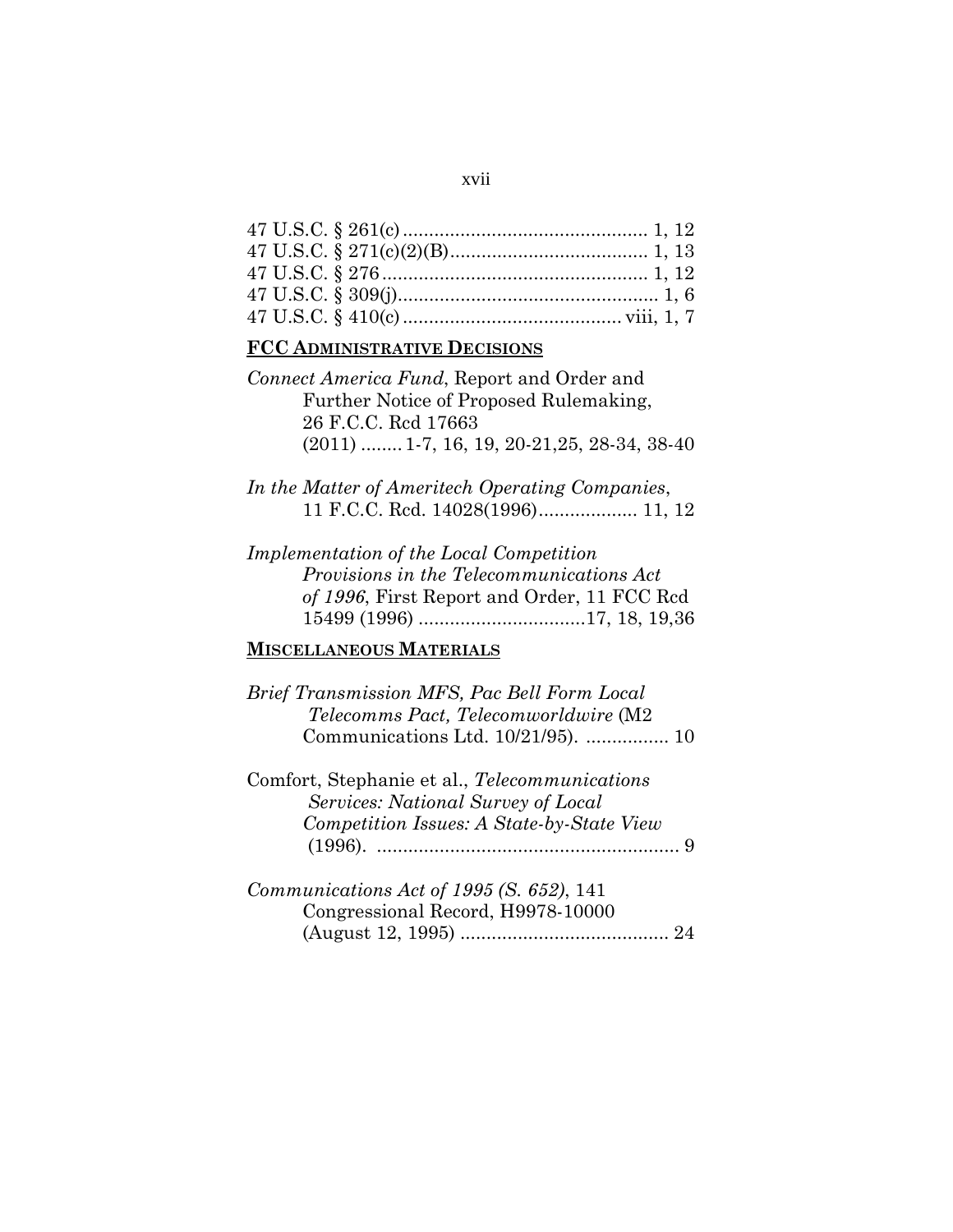47 U.S.C. § 261(c) ............................................. 1, 12
47 U.S.C. § 271(c)(2)(B) ..................................... 1, 13
47 U.S.C. § 276 .................................................. 1, 12
47 U.S.C. § 309(j) ................................................. 1, 6
47 U.S.C. § 410(c) ......................................... viii, 1, 7

**FCC ADMINISTRATIVE DECISIONS**

*Connect America Fund*, Report and Order and Further Notice of Proposed Rulemaking, 26 F.C.C. Rcd 17663 (2011) ........ 1-7, 16, 19, 20-21,25, 28-34, 38-40

*In the Matter of Ameritech Operating Companies*, 11 F.C.C. Rcd. 14028(1996) .................. 11, 12

*Implementation of the Local Competition Provisions in the Telecommunications Act of 1996*, First Report and Order, 11 FCC Rcd 15499 (1996) ...............................17, 18, 19,36

**MISCELLANEOUS MATERIALS**

*Brief Transmission MFS, Pac Bell Form Local Telecomms Pact, Telecomworldwire* (M2 Communications Ltd. 10/21/95). ................ 10

Comfort, Stephanie et al., *Telecommunications Services: National Survey of Local Competition Issues: A State-by-State View* (1996). .......................................................... 9

*Communications Act of 1995 (S. 652)*, 141 Congressional Record, H9978-10000 (August 12, 1995) ........................................ 24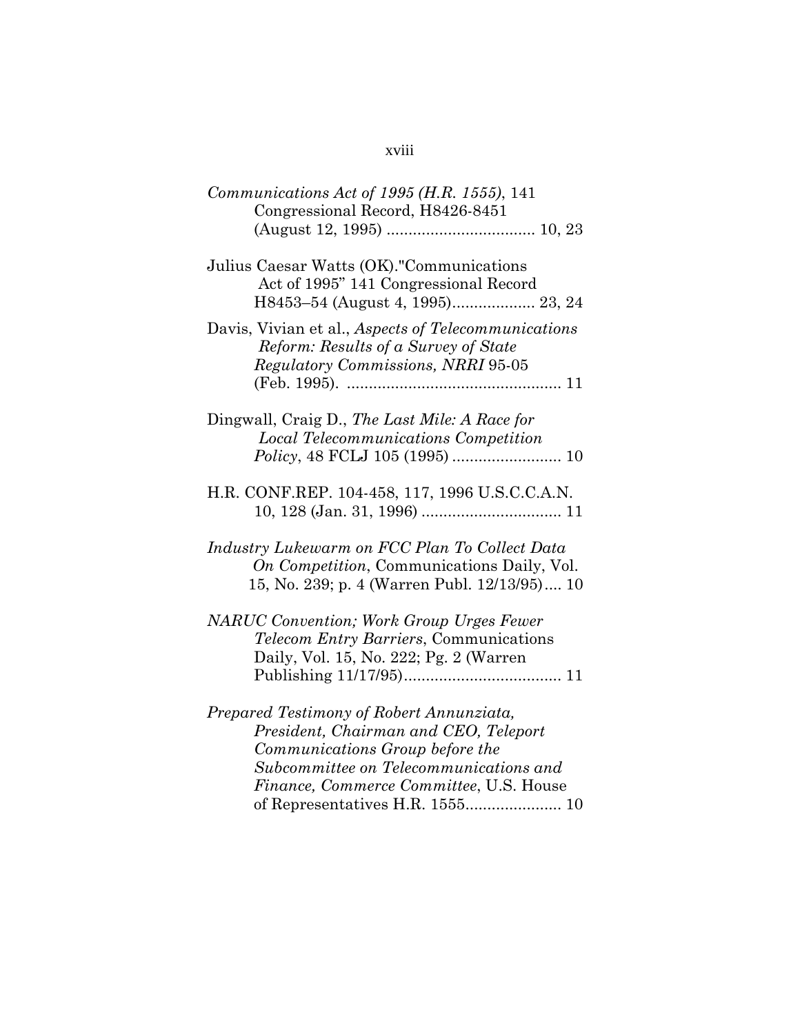*Communications Act of 1995 (H.R. 1555)*, 141 Congressional Record, H8426-8451 (August 12, 1995) .................................. 10, 23

Julius Caesar Watts (OK)."Communications Act of 1995" 141 Congressional Record H8453–54 (August 4, 1995)................... 23, 24

Davis, Vivian et al., *Aspects of Telecommunications Reform: Results of a Survey of State Regulatory Commissions, NRRI* 95-05 (Feb. 1995). ................................................. 11

Dingwall, Craig D., *The Last Mile: A Race for Local Telecommunications Competition Policy*, 48 FCLJ 105 (1995) ......................... 10

H.R. CONF.REP. 104-458, 117, 1996 U.S.C.C.A.N. 10, 128 (Jan. 31, 1996) ................................ 11

*Industry Lukewarm on FCC Plan To Collect Data On Competition*, Communications Daily, Vol. 15, No. 239; p. 4 (Warren Publ. 12/13/95).... 10

*NARUC Convention; Work Group Urges Fewer Telecom Entry Barriers*, Communications Daily, Vol. 15, No. 222; Pg. 2 (Warren Publishing 11/17/95).................................... 11

*Prepared Testimony of Robert Annunziata, President, Chairman and CEO, Teleport Communications Group before the Subcommittee on Telecommunications and Finance, Commerce Committee*, U.S. House of Representatives H.R. 1555...................... 10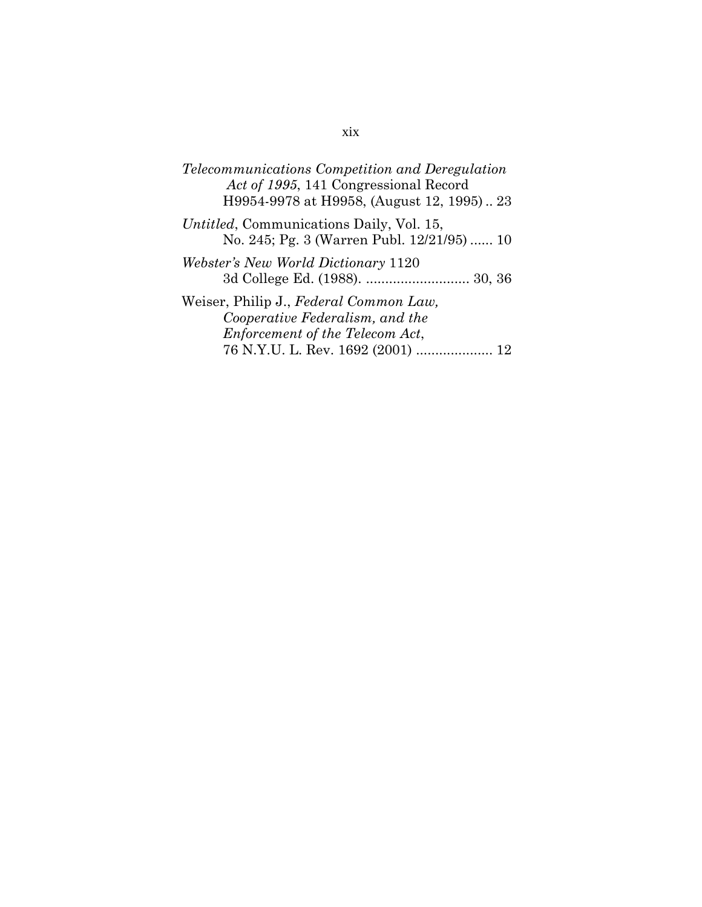*Telecommunications Competition and Deregulation Act of 1995*, 141 Congressional Record H9954-9978 at H9958, (August 12, 1995) .. 23

*Untitled*, Communications Daily, Vol. 15, No. 245; Pg. 3 (Warren Publ. 12/21/95) ...... 10

*Webster's New World Dictionary* 1120 3d College Ed. (1988). ........................... 30, 36

Weiser, Philip J., *Federal Common Law, Cooperative Federalism, and the Enforcement of the Telecom Act*, 76 N.Y.U. L. Rev. 1692 (2001) .................... 12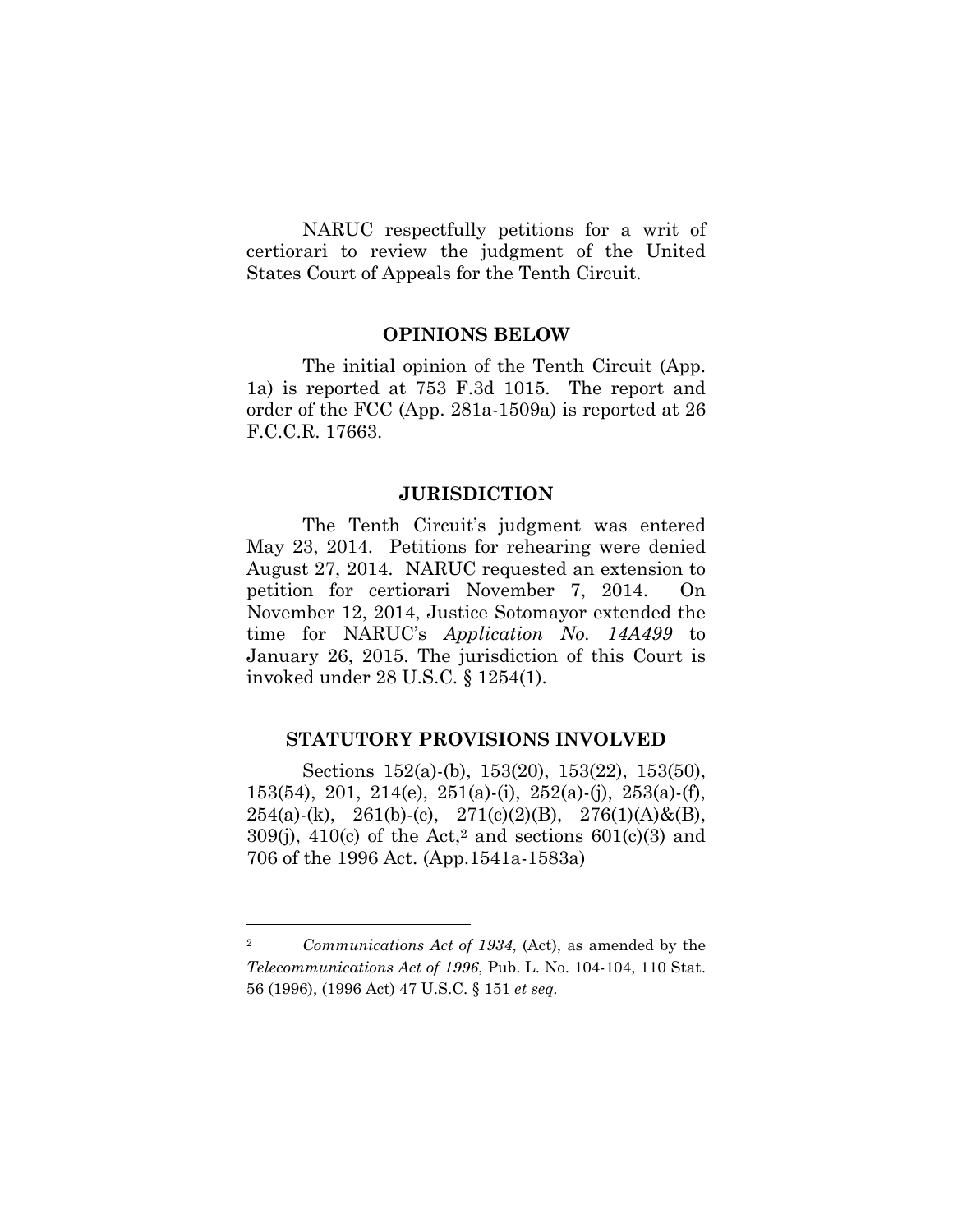NARUC respectfully petitions for a writ of certiorari to review the judgment of the United States Court of Appeals for the Tenth Circuit.

## OPINIONS BELOW

The initial opinion of the Tenth Circuit (App. 1a) is reported at 753 F.3d 1015. The report and order of the FCC (App. 281a-1509a) is reported at 26 F.C.C.R. 17663.

## JURISDICTION

The Tenth Circuit's judgment was entered May 23, 2014. Petitions for rehearing were denied August 27, 2014. NARUC requested an extension to petition for certiorari November 7, 2014. On November 12, 2014, Justice Sotomayor extended the time for NARUC's *Application No. 14A499* to January 26, 2015. The jurisdiction of this Court is invoked under 28 U.S.C. § 1254(1).

## STATUTORY PROVISIONS INVOLVED

Sections 152(a)-(b), 153(20), 153(22), 153(50), 153(54), 201, 214(e), 251(a)-(i), 252(a)-(j), 253(a)-(f), 254(a)-(k), 261(b)-(c), 271(c)(2)(B), 276(1)(A)&(B), 309(j), 410(c) of the Act,[2] and sections 601(c)(3) and 706 of the 1996 Act. (App.1541a-1583a)

---

[2] *Communications Act of 1934*, (Act), as amended by the *Telecommunications Act of 1996*, Pub. L. No. 104-104, 110 Stat. 56 (1996), (1996 Act) 47 U.S.C. § 151 *et seq.*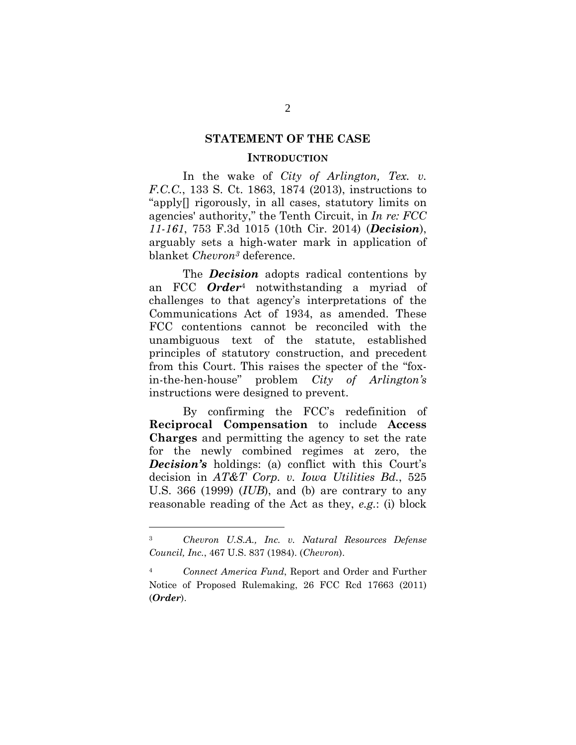## STATEMENT OF THE CASE

### INTRODUCTION

In the wake of *City of Arlington, Tex. v. F.C.C.*, 133 S. Ct. 1863, 1874 (2013), instructions to "apply[] rigorously, in all cases, statutory limits on agencies' authority," the Tenth Circuit, in *In re: FCC 11-161*, 753 F.3d 1015 (10th Cir. 2014) (***Decision***), arguably sets a high-water mark in application of blanket *Chevron*[3] deference.

The ***Decision*** adopts radical contentions by an FCC ***Order***[4] notwithstanding a myriad of challenges to that agency's interpretations of the Communications Act of 1934, as amended. These FCC contentions cannot be reconciled with the unambiguous text of the statute, established principles of statutory construction, and precedent from this Court. This raises the specter of the "fox-in-the-hen-house" problem *City of Arlington's* instructions were designed to prevent.

By confirming the FCC's redefinition of **Reciprocal Compensation** to include **Access Charges** and permitting the agency to set the rate for the newly combined regimes at zero, the ***Decision's*** holdings: (a) conflict with this Court's decision in *AT&T Corp. v. Iowa Utilities Bd.*, 525 U.S. 366 (1999) (*IUB*), and (b) are contrary to any reasonable reading of the Act as they, *e.g.*: (i) block

---

[3] *Chevron U.S.A., Inc. v. Natural Resources Defense Council, Inc.*, 467 U.S. 837 (1984). (*Chevron*).

[4] *Connect America Fund*, Report and Order and Further Notice of Proposed Rulemaking, 26 FCC Rcd 17663 (2011) (***Order***).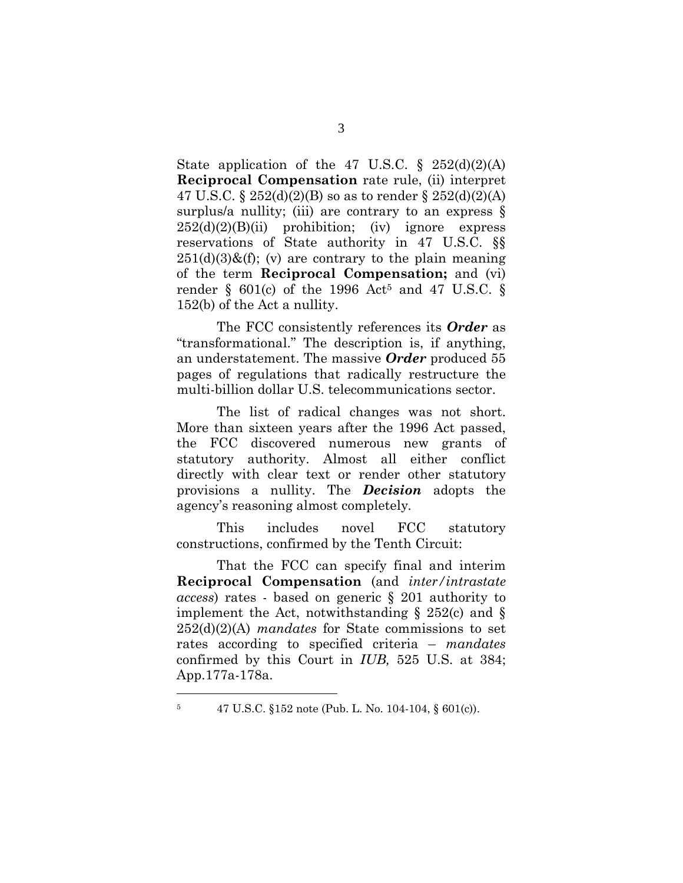State application of the 47 U.S.C. § 252(d)(2)(A) **Reciprocal Compensation** rate rule, (ii) interpret 47 U.S.C. § 252(d)(2)(B) so as to render § 252(d)(2)(A) surplus/a nullity; (iii) are contrary to an express § 252(d)(2)(B)(ii) prohibition; (iv) ignore express reservations of State authority in 47 U.S.C. §§ 251(d)(3)&(f); (v) are contrary to the plain meaning of the term **Reciprocal Compensation;** and (vi) render § 601(c) of the 1996 Act[5] and 47 U.S.C. § 152(b) of the Act a nullity.

The FCC consistently references its ***Order*** as "transformational." The description is, if anything, an understatement. The massive ***Order*** produced 55 pages of regulations that radically restructure the multi-billion dollar U.S. telecommunications sector.

The list of radical changes was not short. More than sixteen years after the 1996 Act passed, the FCC discovered numerous new grants of statutory authority. Almost all either conflict directly with clear text or render other statutory provisions a nullity. The ***Decision*** adopts the agency's reasoning almost completely.

This includes novel FCC statutory constructions, confirmed by the Tenth Circuit:

That the FCC can specify final and interim **Reciprocal Compensation** (and *inter/intrastate access*) rates - based on generic § 201 authority to implement the Act, notwithstanding § 252(c) and § 252(d)(2)(A) *mandates* for State commissions to set rates according to specified criteria – *mandates* confirmed by this Court in *IUB,* 525 U.S. at 384; App.177a-178a.

---

[5] 47 U.S.C. §152 note (Pub. L. No. 104-104, § 601(c)).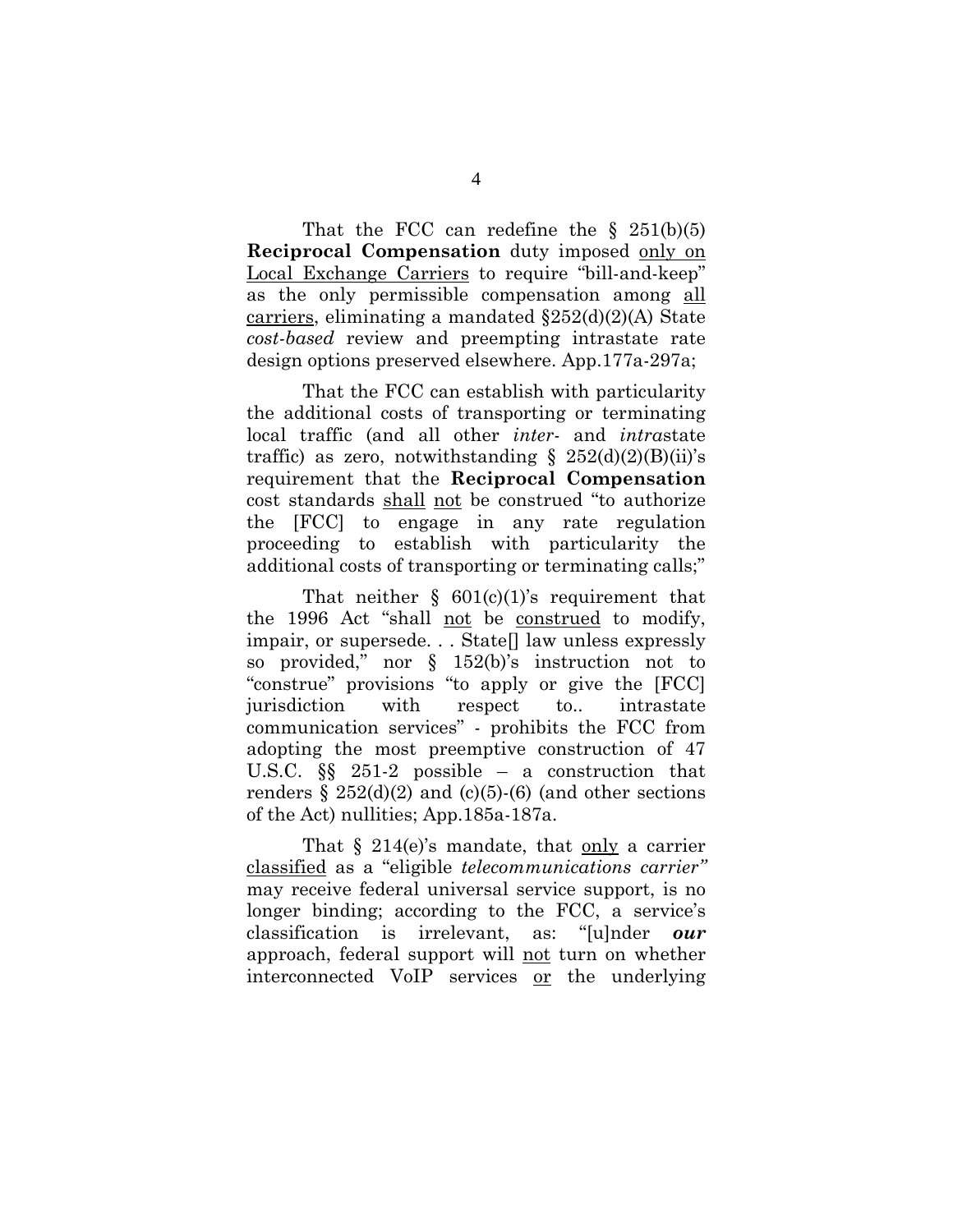That the FCC can redefine the § 251(b)(5) **Reciprocal Compensation** duty imposed <u>only on Local Exchange Carriers</u> to require "bill-and-keep" as the only permissible compensation among <u>all carriers</u>, eliminating a mandated §252(d)(2)(A) State *cost-based* review and preempting intrastate rate design options preserved elsewhere. App.177a-297a;

That the FCC can establish with particularity the additional costs of transporting or terminating local traffic (and all other *inter*- and *intra*state traffic) as zero, notwithstanding § 252(d)(2)(B)(ii)'s requirement that the **Reciprocal Compensation** cost standards <u>shall</u> <u>not</u> be construed "to authorize the [FCC] to engage in any rate regulation proceeding to establish with particularity the additional costs of transporting or terminating calls;"

That neither § 601(c)(1)'s requirement that the 1996 Act "shall <u>not</u> be <u>construed</u> to modify, impair, or supersede. . . State[] law unless expressly so provided," nor § 152(b)'s instruction not to "construe" provisions "to apply or give the [FCC] jurisdiction with respect to.. intrastate communication services" - prohibits the FCC from adopting the most preemptive construction of 47 U.S.C. §§ 251-2 possible – a construction that renders § 252(d)(2) and (c)(5)-(6) (and other sections of the Act) nullities; App.185a-187a.

That § 214(e)'s mandate, that <u>only</u> a carrier <u>classified</u> as a "eligible *telecommunications carrier"* may receive federal universal service support, is no longer binding; according to the FCC, a service's classification is irrelevant, as: "[u]nder ***our*** approach, federal support will <u>not</u> turn on whether interconnected VoIP services <u>or</u> the underlying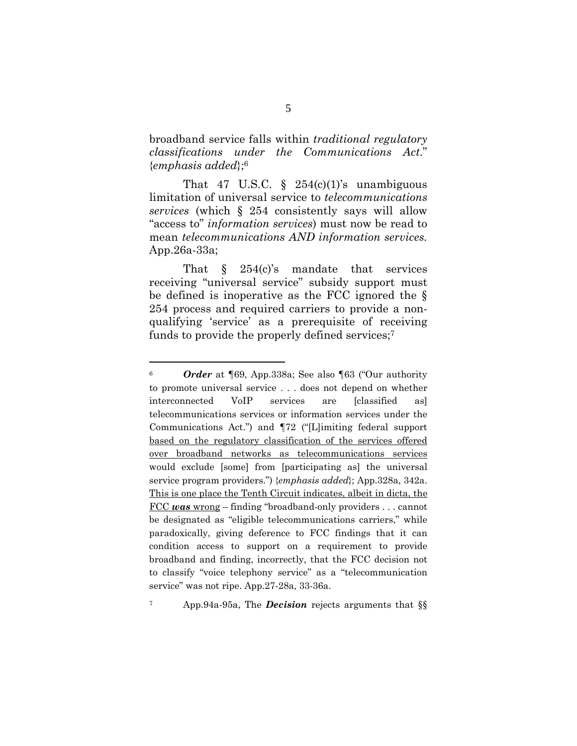broadband service falls within *traditional regulatory classifications under the Communications Act*." {*emphasis added*};[6]

That 47 U.S.C. § 254(c)(1)'s unambiguous limitation of universal service to *telecommunications services* (which § 254 consistently says will allow "access to" *information services*) must now be read to mean *telecommunications AND information services*. App.26a-33a;

That § 254(c)'s mandate that services receiving "universal service" subsidy support must be defined is inoperative as the FCC ignored the § 254 process and required carriers to provide a non-qualifying 'service' as a prerequisite of receiving funds to provide the properly defined services;[7]

---

[6] ***Order*** at ¶69, App.338a; See also ¶63 ("Our authority to promote universal service . . . does not depend on whether interconnected VoIP services are [classified as] telecommunications services or information services under the Communications Act.") and ¶72 ("[L]imiting federal support <u>based on the regulatory classification of the services offered over broadband networks as telecommunications services</u> would exclude [some] from [participating as] the universal service program providers.") {*emphasis added*}; App.328a, 342a. <u>This is one place the Tenth Circuit indicates, albeit in dicta, the FCC ***was*** wrong</u> – finding "broadband-only providers . . . cannot be designated as "eligible telecommunications carriers," while paradoxically, giving deference to FCC findings that it can condition access to support on a requirement to provide broadband and finding, incorrectly, that the FCC decision not to classify "voice telephony service" as a "telecommunication service" was not ripe. App.27-28a, 33-36a.

[7] App.94a-95a, The ***Decision*** rejects arguments that §§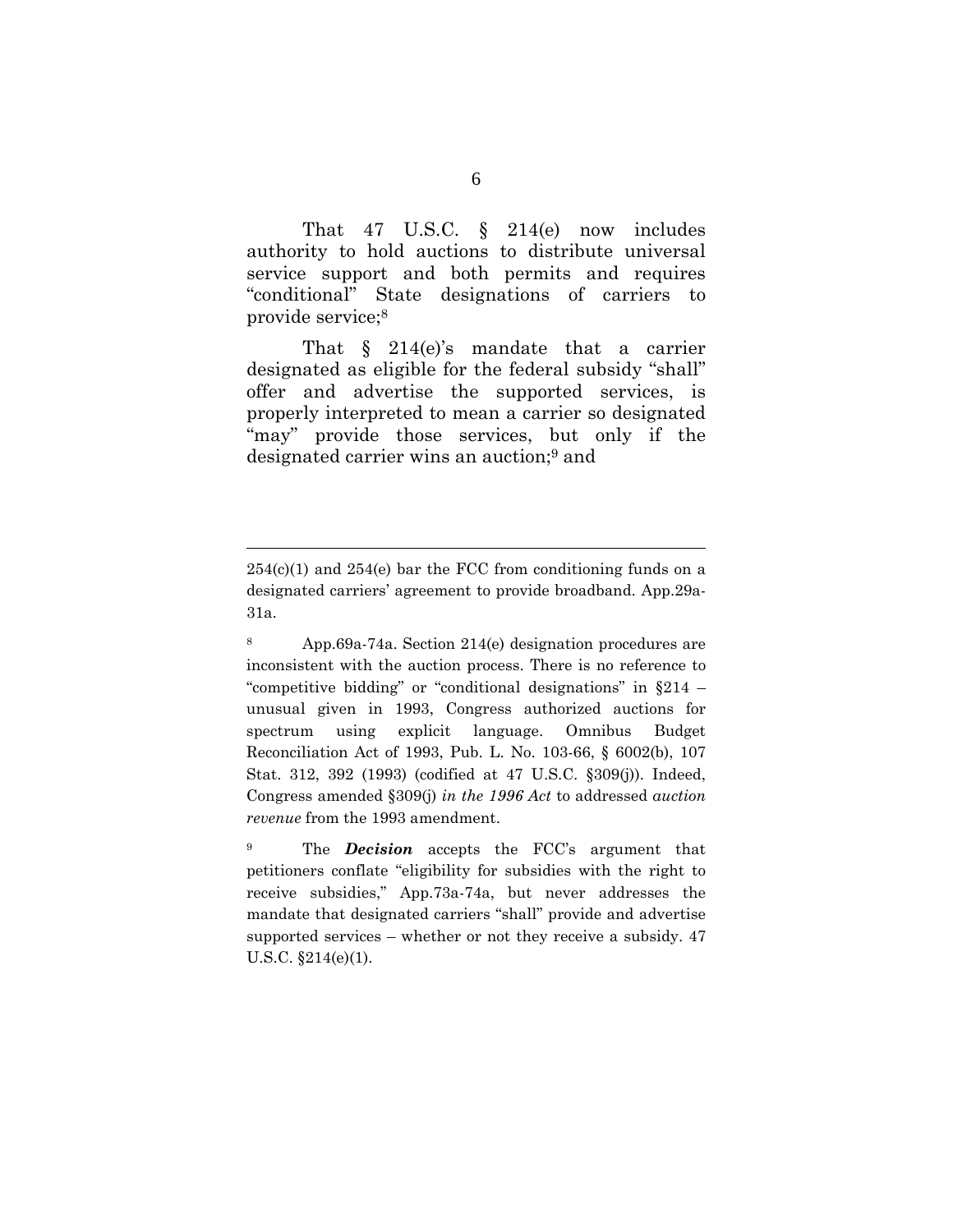That 47 U.S.C. § 214(e) now includes authority to hold auctions to distribute universal service support and both permits and requires "conditional" State designations of carriers to provide service;[8]

That § 214(e)'s mandate that a carrier designated as eligible for the federal subsidy "shall" offer and advertise the supported services, is properly interpreted to mean a carrier so designated "may" provide those services, but only if the designated carrier wins an auction;[9] and

---

254(c)(1) and 254(e) bar the FCC from conditioning funds on a designated carriers' agreement to provide broadband. App.29a-31a.

[8] App.69a-74a. Section 214(e) designation procedures are inconsistent with the auction process. There is no reference to "competitive bidding" or "conditional designations" in §214 – unusual given in 1993, Congress authorized auctions for spectrum using explicit language. Omnibus Budget Reconciliation Act of 1993, Pub. L. No. 103-66, § 6002(b), 107 Stat. 312, 392 (1993) (codified at 47 U.S.C. §309(j)). Indeed, Congress amended §309(j) *in the 1996 Act* to addressed *auction revenue* from the 1993 amendment.

[9] The ***Decision*** accepts the FCC's argument that petitioners conflate "eligibility for subsidies with the right to receive subsidies," App.73a-74a, but never addresses the mandate that designated carriers "shall" provide and advertise supported services – whether or not they receive a subsidy. 47 U.S.C. §214(e)(1).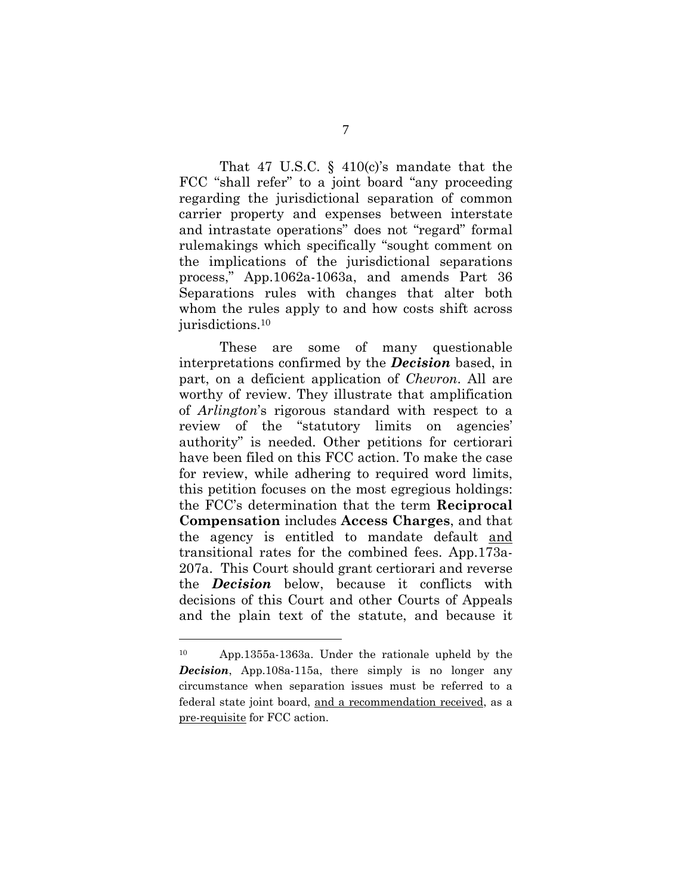That 47 U.S.C. § 410(c)'s mandate that the FCC "shall refer" to a joint board "any proceeding regarding the jurisdictional separation of common carrier property and expenses between interstate and intrastate operations" does not "regard" formal rulemakings which specifically "sought comment on the implications of the jurisdictional separations process," App.1062a-1063a, and amends Part 36 Separations rules with changes that alter both whom the rules apply to and how costs shift across jurisdictions.[10]

These are some of many questionable interpretations confirmed by the ***Decision*** based, in part, on a deficient application of *Chevron*. All are worthy of review. They illustrate that amplification of *Arlington*'s rigorous standard with respect to a review of the "statutory limits on agencies' authority" is needed. Other petitions for certiorari have been filed on this FCC action. To make the case for review, while adhering to required word limits, this petition focuses on the most egregious holdings: the FCC's determination that the term **Reciprocal Compensation** includes **Access Charges**, and that the agency is entitled to mandate default and transitional rates for the combined fees. App.173a-207a. This Court should grant certiorari and reverse the ***Decision*** below, because it conflicts with decisions of this Court and other Courts of Appeals and the plain text of the statute, and because it

---

[10] App.1355a-1363a. Under the rationale upheld by the ***Decision***, App.108a-115a, there simply is no longer any circumstance when separation issues must be referred to a federal state joint board, and a recommendation received, as a pre-requisite for FCC action.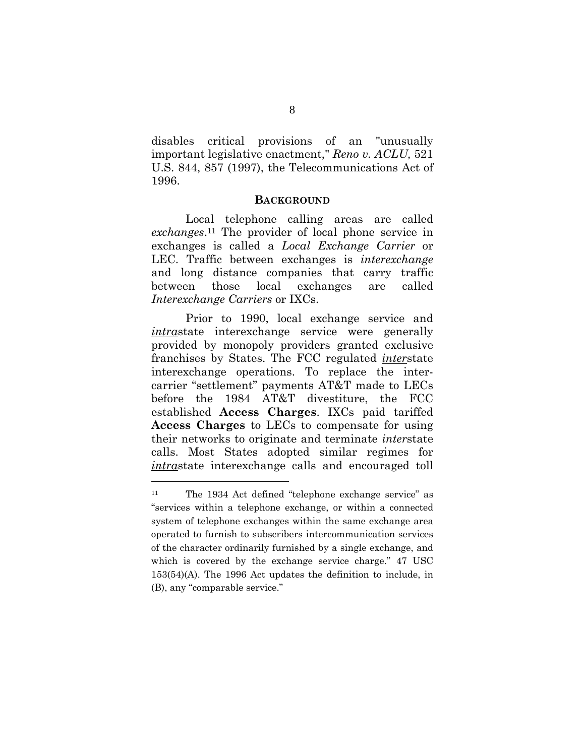disables critical provisions of an "unusually important legislative enactment," *Reno v. ACLU,* 521 U.S. 844, 857 (1997), the Telecommunications Act of 1996.

## BACKGROUND

Local telephone calling areas are called *exchanges*.[11] The provider of local phone service in exchanges is called a *Local Exchange Carrier* or LEC. Traffic between exchanges is *interexchange* and long distance companies that carry traffic between those local exchanges are called *Interexchange Carriers* or IXCs.

Prior to 1990, local exchange service and ***intra***state interexchange service were generally provided by monopoly providers granted exclusive franchises by States. The FCC regulated ***inter***state interexchange operations. To replace the inter-carrier "settlement" payments AT&T made to LECs before the 1984 AT&T divestiture, the FCC established **Access Charges**. IXCs paid tariffed **Access Charges** to LECs to compensate for using their networks to originate and terminate *inter*state calls. Most States adopted similar regimes for ***intra***state interexchange calls and encouraged toll

---

[11] The 1934 Act defined "telephone exchange service" as "services within a telephone exchange, or within a connected system of telephone exchanges within the same exchange area operated to furnish to subscribers intercommunication services of the character ordinarily furnished by a single exchange, and which is covered by the exchange service charge." 47 USC 153(54)(A). The 1996 Act updates the definition to include, in (B), any "comparable service."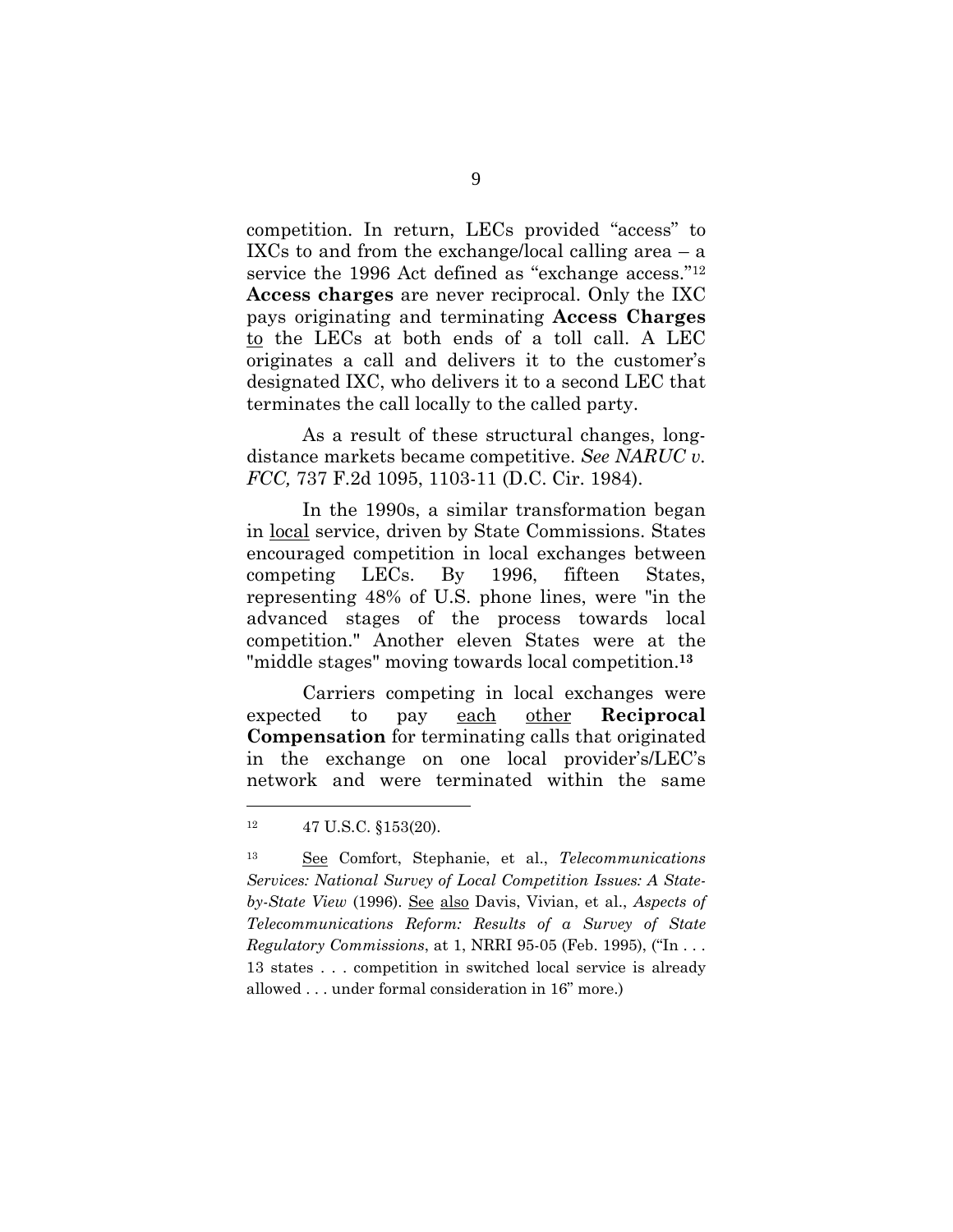competition. In return, LECs provided "access" to IXCs to and from the exchange/local calling area – a service the 1996 Act defined as "exchange access."[12] **Access charges** are never reciprocal. Only the IXC pays originating and terminating **Access Charges** to the LECs at both ends of a toll call. A LEC originates a call and delivers it to the customer's designated IXC, who delivers it to a second LEC that terminates the call locally to the called party.

As a result of these structural changes, long-distance markets became competitive. *See NARUC v. FCC,* 737 F.2d 1095, 1103-11 (D.C. Cir. 1984).

In the 1990s, a similar transformation began in local service, driven by State Commissions. States encouraged competition in local exchanges between competing LECs. By 1996, fifteen States, representing 48% of U.S. phone lines, were "in the advanced stages of the process towards local competition." Another eleven States were at the "middle stages" moving towards local competition.[13]

Carriers competing in local exchanges were expected to pay each other **Reciprocal Compensation** for terminating calls that originated in the exchange on one local provider's/LEC's network and were terminated within the same

---

[12] 47 U.S.C. §153(20).

[13] See Comfort, Stephanie, et al., *Telecommunications Services: National Survey of Local Competition Issues: A State-by-State View* (1996). See also Davis, Vivian, et al., *Aspects of Telecommunications Reform: Results of a Survey of State Regulatory Commissions*, at 1, NRRI 95-05 (Feb. 1995), ("In . . . 13 states . . . competition in switched local service is already allowed . . . under formal consideration in 16" more.)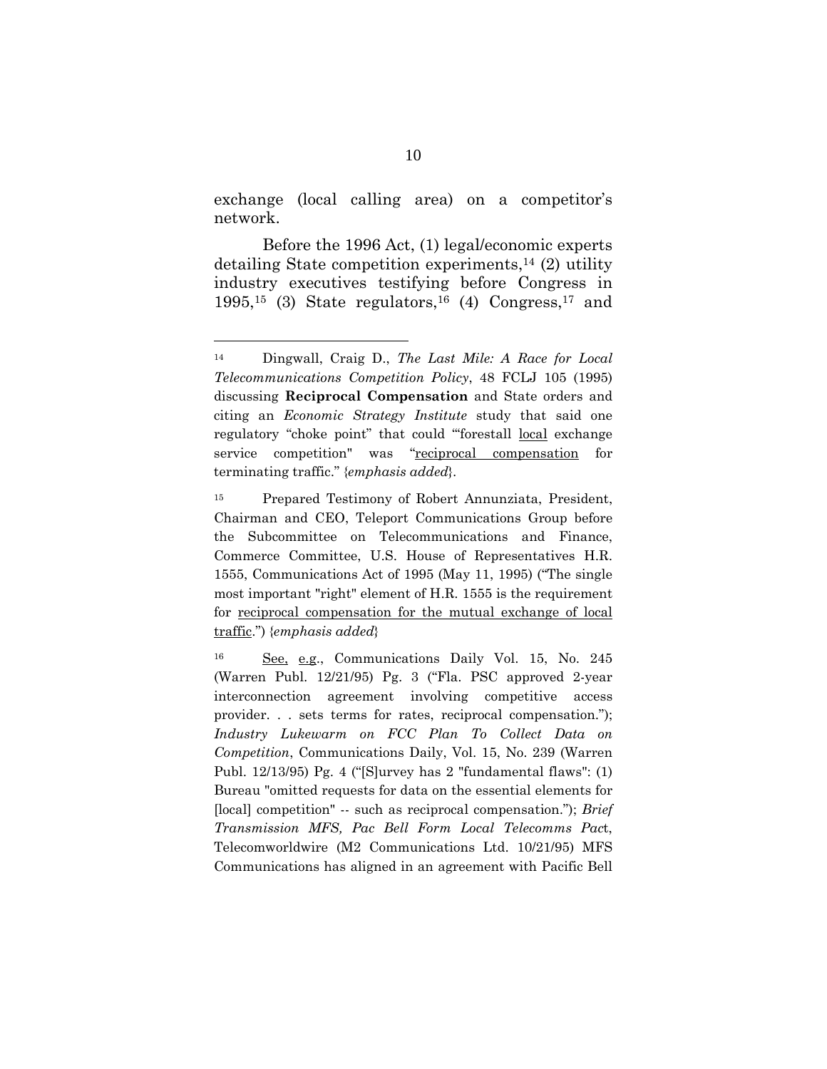exchange (local calling area) on a competitor's network.

Before the 1996 Act, (1) legal/economic experts detailing State competition experiments,[14] (2) utility industry executives testifying before Congress in 1995,[15] (3) State regulators,[16] (4) Congress,[17] and

---

[14] Dingwall, Craig D., *The Last Mile: A Race for Local Telecommunications Competition Policy*, 48 FCLJ 105 (1995) discussing **Reciprocal Compensation** and State orders and citing an *Economic Strategy Institute* study that said one regulatory "choke point" that could "'forestall <u>local</u> exchange service competition" was "<u>reciprocal compensation</u> for terminating traffic." {*emphasis added*}.

[15] Prepared Testimony of Robert Annunziata, President, Chairman and CEO, Teleport Communications Group before the Subcommittee on Telecommunications and Finance, Commerce Committee, U.S. House of Representatives H.R. 1555, Communications Act of 1995 (May 11, 1995) ("The single most important "right" element of H.R. 1555 is the requirement for <u>reciprocal compensation for the mutual exchange of local traffic</u>.") {*emphasis added*}

[16] <u>See, e.g.</u>, Communications Daily Vol. 15, No. 245 (Warren Publ. 12/21/95) Pg. 3 ("Fla. PSC approved 2-year interconnection agreement involving competitive access provider. . . sets terms for rates, reciprocal compensation."); *Industry Lukewarm on FCC Plan To Collect Data on Competition*, Communications Daily, Vol. 15, No. 239 (Warren Publ. 12/13/95) Pg. 4 ("[S]urvey has 2 "fundamental flaws": (1) Bureau "omitted requests for data on the essential elements for [local] competition" -- such as reciprocal compensation."); *Brief Transmission MFS, Pac Bell Form Local Telecomms Pact*, Telecomworldwire (M2 Communications Ltd. 10/21/95) MFS Communications has aligned in an agreement with Pacific Bell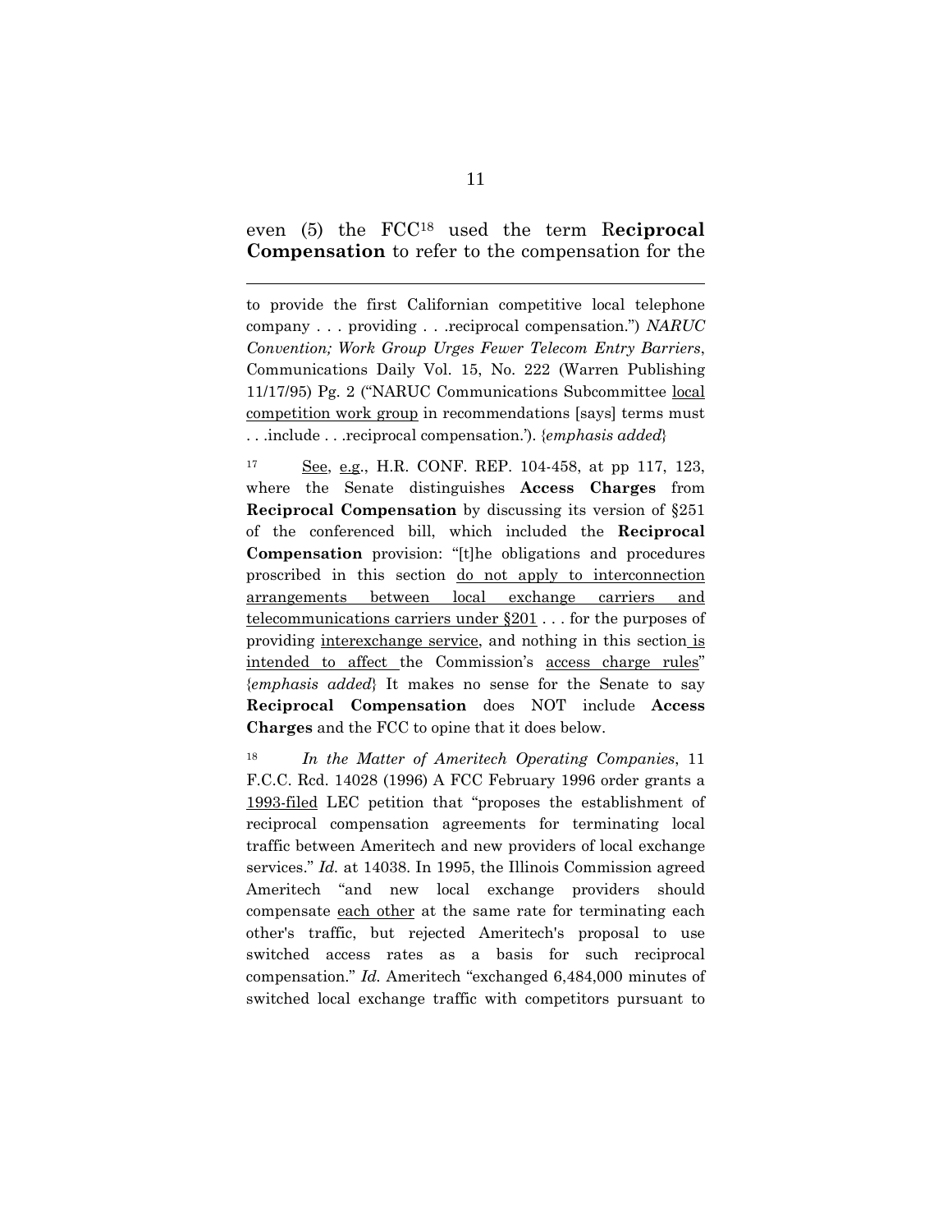even (5) the FCC[18] used the term R**eciprocal Compensation** to refer to the compensation for the

---

to provide the first Californian competitive local telephone company . . . providing . . .reciprocal compensation.") *NARUC Convention; Work Group Urges Fewer Telecom Entry Barriers*, Communications Daily Vol. 15, No. 222 (Warren Publishing 11/17/95) Pg. 2 ("NARUC Communications Subcommittee <u>local competition work group</u> in recommendations [says] terms must . . .include . . .reciprocal compensation.'). {*emphasis added*}

[17] <u>See</u>, <u>e.g.</u>, H.R. CONF. REP. 104-458, at pp 117, 123, where the Senate distinguishes **Access Charges** from **Reciprocal Compensation** by discussing its version of §251 of the conferenced bill, which included the **Reciprocal Compensation** provision: "[t]he obligations and procedures proscribed in this section <u>do not apply to interconnection arrangements between local exchange carriers and telecommunications carriers under §201</u> . . . for the purposes of providing <u>interexchange service</u>, and nothing in this section <u>is intended to affect</u> the Commission's <u>access charge rules</u>" {*emphasis added*} It makes no sense for the Senate to say **Reciprocal Compensation** does NOT include **Access Charges** and the FCC to opine that it does below.

[18] *In the Matter of Ameritech Operating Companies*, 11 F.C.C. Rcd. 14028 (1996) A FCC February 1996 order grants a <u>1993-filed</u> LEC petition that "proposes the establishment of reciprocal compensation agreements for terminating local traffic between Ameritech and new providers of local exchange services." *Id.* at 14038. In 1995, the Illinois Commission agreed Ameritech "and new local exchange providers should compensate <u>each other</u> at the same rate for terminating each other's traffic, but rejected Ameritech's proposal to use switched access rates as a basis for such reciprocal compensation." *Id.* Ameritech "exchanged 6,484,000 minutes of switched local exchange traffic with competitors pursuant to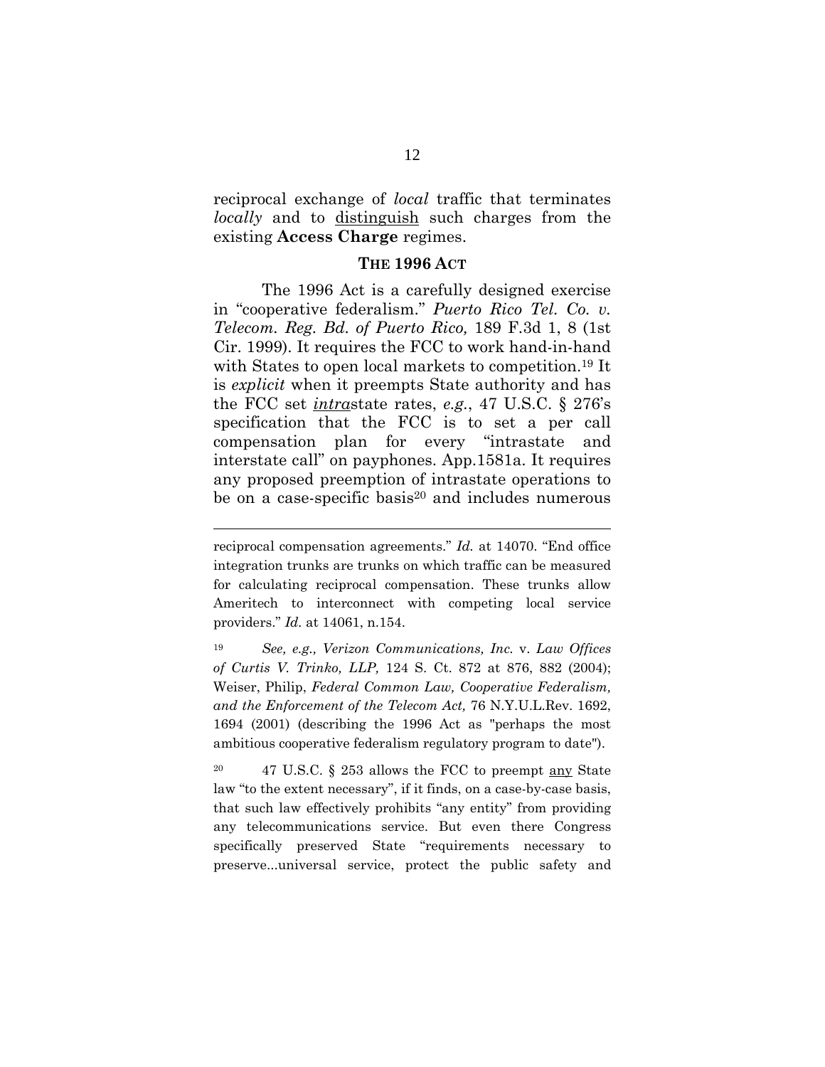reciprocal exchange of *local* traffic that terminates *locally* and to <u>distinguish</u> such charges from the existing **Access Charge** regimes.

### THE 1996 ACT

The 1996 Act is a carefully designed exercise in "cooperative federalism." *Puerto Rico Tel. Co. v. Telecom. Reg. Bd. of Puerto Rico,* 189 F.3d 1, 8 (1st Cir. 1999). It requires the FCC to work hand-in-hand with States to open local markets to competition.[19] It is *explicit* when it preempts State authority and has the FCC set ***intra***state rates, *e.g.*, 47 U.S.C. § 276's specification that the FCC is to set a per call compensation plan for every "intrastate and interstate call" on payphones. App.1581a. It requires any proposed preemption of intrastate operations to be on a case-specific basis[20] and includes numerous

---

reciprocal compensation agreements." *Id.* at 14070. "End office integration trunks are trunks on which traffic can be measured for calculating reciprocal compensation. These trunks allow Ameritech to interconnect with competing local service providers." *Id.* at 14061, n.154.

[19] *See, e.g., Verizon Communications, Inc.* v. *Law Offices of Curtis V. Trinko, LLP,* 124 S. Ct. 872 at 876, 882 (2004); Weiser, Philip, *Federal Common Law, Cooperative Federalism, and the Enforcement of the Telecom Act,* 76 N.Y.U.L.Rev. 1692, 1694 (2001) (describing the 1996 Act as "perhaps the most ambitious cooperative federalism regulatory program to date").

[20] 47 U.S.C. § 253 allows the FCC to preempt <u>any</u> State law "to the extent necessary", if it finds, on a case-by-case basis, that such law effectively prohibits "any entity" from providing any telecommunications service. But even there Congress specifically preserved State "requirements necessary to preserve...universal service, protect the public safety and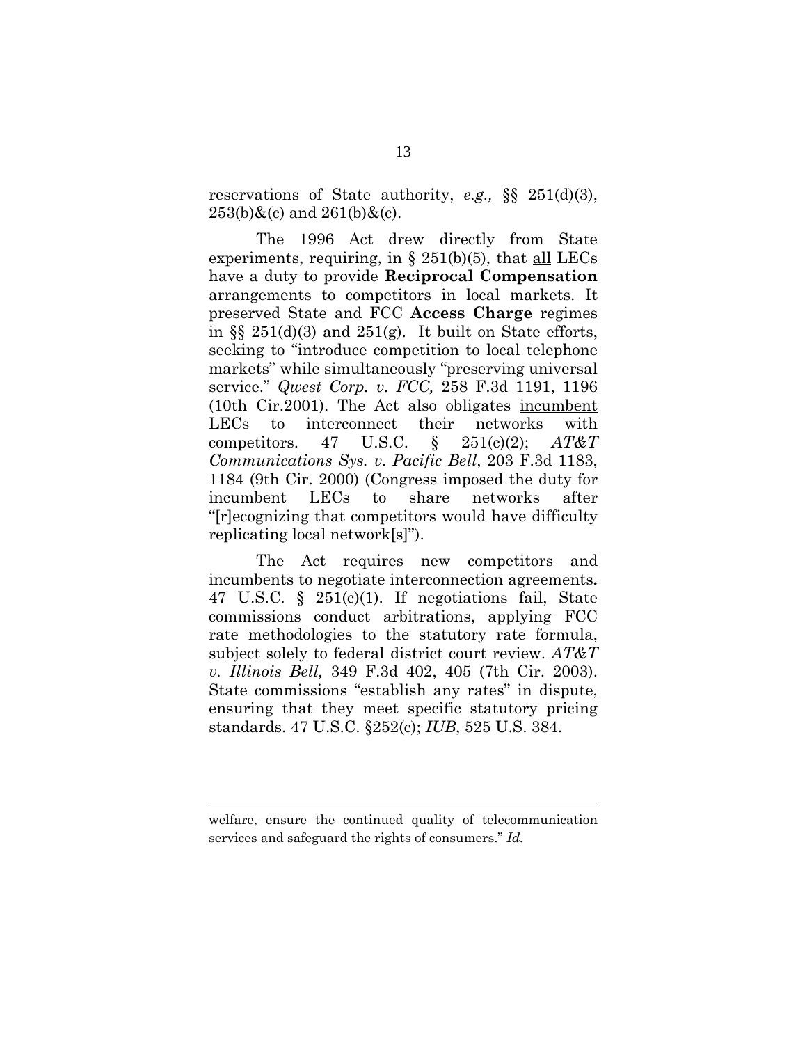reservations of State authority, *e.g.,* §§ 251(d)(3), 253(b)&(c) and 261(b)&(c).

The 1996 Act drew directly from State experiments, requiring, in § 251(b)(5), that <u>all</u> LECs have a duty to provide **Reciprocal Compensation** arrangements to competitors in local markets. It preserved State and FCC **Access Charge** regimes in §§ 251(d)(3) and 251(g). It built on State efforts, seeking to "introduce competition to local telephone markets" while simultaneously "preserving universal service." *Qwest Corp. v. FCC,* 258 F.3d 1191, 1196 (10th Cir.2001). The Act also obligates <u>incumbent</u> LECs to interconnect their networks with competitors. 47 U.S.C. § 251(c)(2); *AT&T Communications Sys. v. Pacific Bell*, 203 F.3d 1183, 1184 (9th Cir. 2000) (Congress imposed the duty for incumbent LECs to share networks after "[r]ecognizing that competitors would have difficulty replicating local network[s]").

The Act requires new competitors and incumbents to negotiate interconnection agreements**.** 47 U.S.C. § 251(c)(1). If negotiations fail, State commissions conduct arbitrations, applying FCC rate methodologies to the statutory rate formula, subject <u>solely</u> to federal district court review. *AT&T v. Illinois Bell,* 349 F.3d 402, 405 (7th Cir. 2003). State commissions "establish any rates" in dispute, ensuring that they meet specific statutory pricing standards. 47 U.S.C. §252(c); *IUB*, 525 U.S. 384.

---

welfare, ensure the continued quality of telecommunication services and safeguard the rights of consumers." *Id.*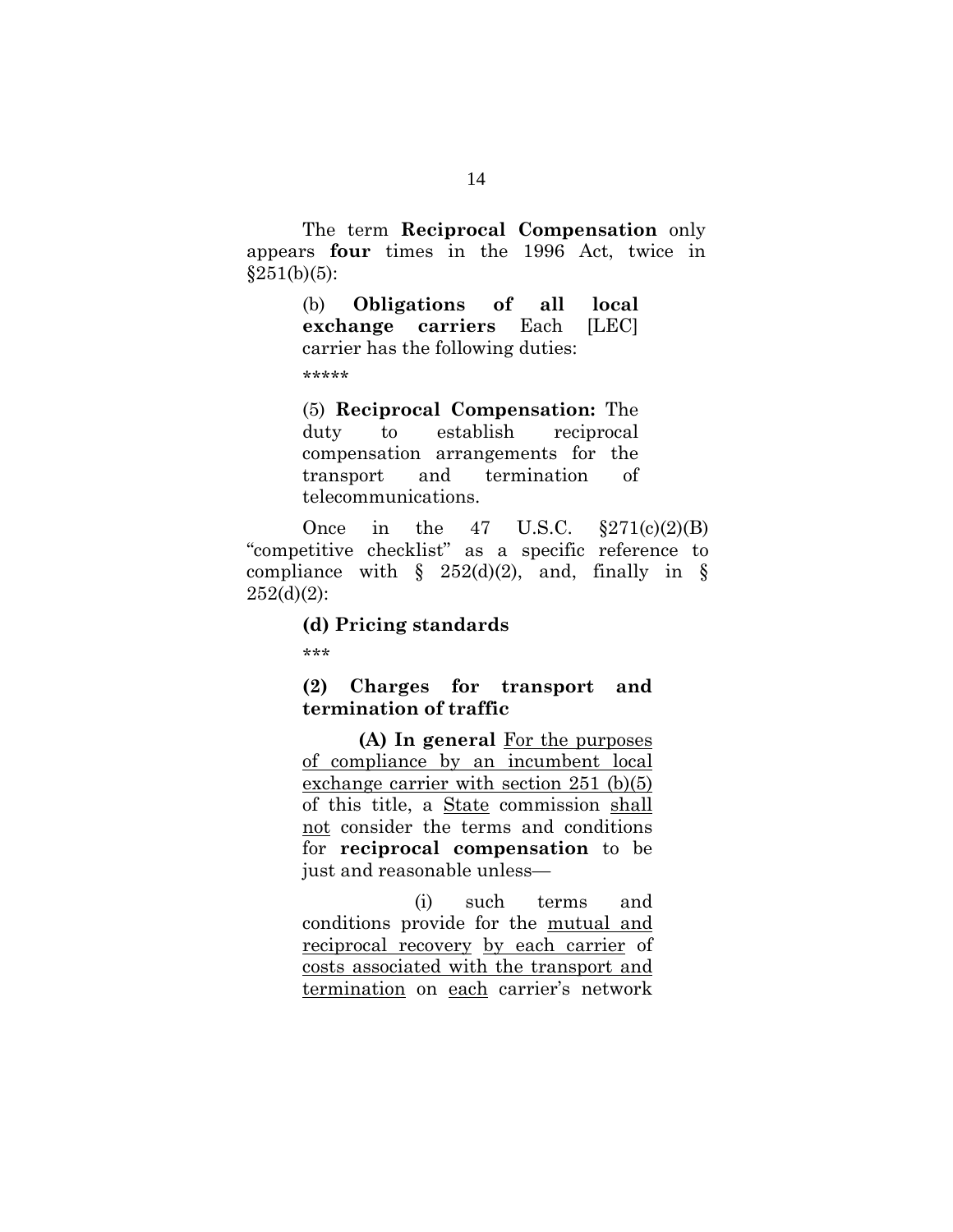The term **Reciprocal Compensation** only appears **four** times in the 1996 Act, twice in §251(b)(5):

> (b) **Obligations of all local exchange carriers** Each [LEC] carrier has the following duties:
>
> *****
>
> (5) **Reciprocal Compensation:** The duty to establish reciprocal compensation arrangements for the transport and termination of telecommunications.

Once in the 47 U.S.C. §271(c)(2)(B) "competitive checklist" as a specific reference to compliance with § 252(d)(2), and, finally in § 252(d)(2):

> **(d) Pricing standards**
>
> ***
>
> **(2) Charges for transport and termination of traffic**
>
> **(A) In general** <u>For the purposes of compliance by an incumbent local exchange carrier with section 251 (b)(5)</u> of this title, a <u>State</u> commission <u>shall not</u> consider the terms and conditions for **reciprocal compensation** to be just and reasonable unless—
>
> (i) such terms and conditions provide for the <u>mutual and reciprocal recovery</u> <u>by each carrier</u> of <u>costs associated with the transport and termination</u> on <u>each</u> carrier's network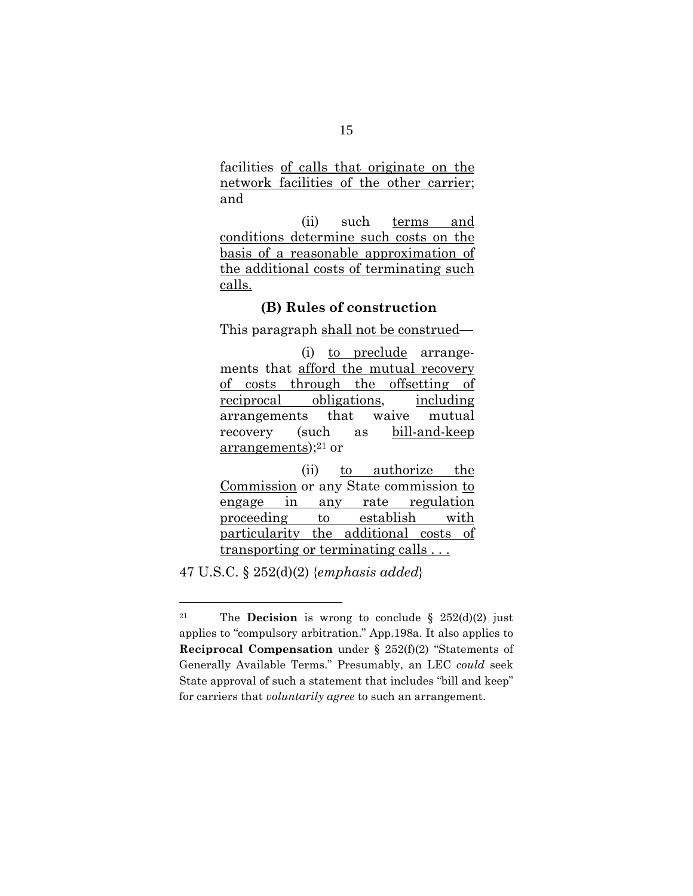> facilities <u>of calls that originate on the network facilities of the other carrier</u>; and
>
> (ii) such <u>terms and conditions determine such costs on the basis of a reasonable approximation of the additional costs of terminating such calls.</u>
>
> **(B) Rules of construction**
>
> This paragraph <u>shall not be construed</u>—
>
> (i) <u>to preclude</u> arrangements that <u>afford the mutual recovery of costs through the offsetting of reciprocal obligations</u>, <u>including</u> arrangements that waive mutual recovery (such as <u>bill-and-keep arrangements</u>);[21] or
>
> (ii) <u>to authorize the Commission</u> or any State commission <u>to engage in any rate regulation proceeding to establish with particularity the additional costs of transporting or terminating calls . . .</u>

47 U.S.C. § 252(d)(2) {*emphasis added*}

---

[21] The **Decision** is wrong to conclude § 252(d)(2) just applies to "compulsory arbitration." App.198a. It also applies to **Reciprocal Compensation** under § 252(f)(2) "Statements of Generally Available Terms." Presumably, an LEC *could* seek State approval of such a statement that includes "bill and keep" for carriers that *voluntarily agree* to such an arrangement.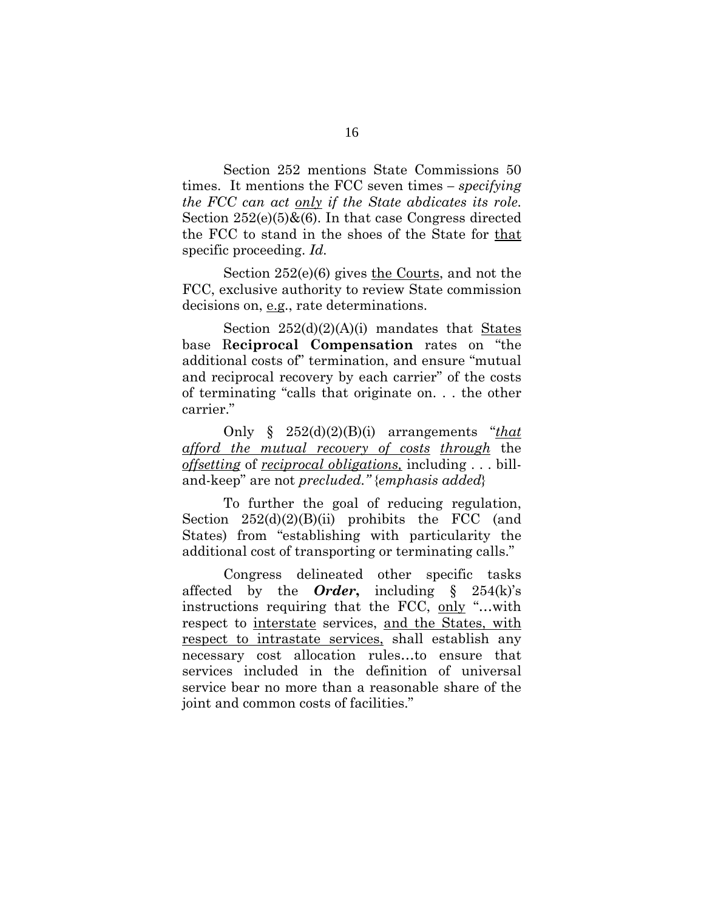Section 252 mentions State Commissions 50 times. It mentions the FCC seven times – *specifying the FCC can act <u>only</u> if the State abdicates its role.* Section 252(e)(5)&(6). In that case Congress directed the FCC to stand in the shoes of the State for <u>that</u> specific proceeding. *Id.*

Section 252(e)(6) gives <u>the Courts</u>, and not the FCC, exclusive authority to review State commission decisions on, <u>e.g.</u>, rate determinations.

Section 252(d)(2)(A)(i) mandates that <u>States</u> base R**eciprocal Compensation** rates on "the additional costs of" termination, and ensure "mutual and reciprocal recovery by each carrier" of the costs of terminating "calls that originate on. . . the other carrier."

Only § 252(d)(2)(B)(i) arrangements "*<u>that afford the mutual recovery of costs</u> <u>through</u>* the *<u>offsetting</u>* of *<u>reciprocal obligations,</u>* including . . . bill-and-keep" are not *precluded."* {*emphasis added*}

To further the goal of reducing regulation, Section 252(d)(2)(B)(ii) prohibits the FCC (and States) from "establishing with particularity the additional cost of transporting or terminating calls."

Congress delineated other specific tasks affected by the ***Order*,** including § 254(k)'s instructions requiring that the FCC, <u>only</u> "…with respect to <u>interstate</u> services, <u>and the States, with respect to intrastate services,</u> shall establish any necessary cost allocation rules…to ensure that services included in the definition of universal service bear no more than a reasonable share of the joint and common costs of facilities."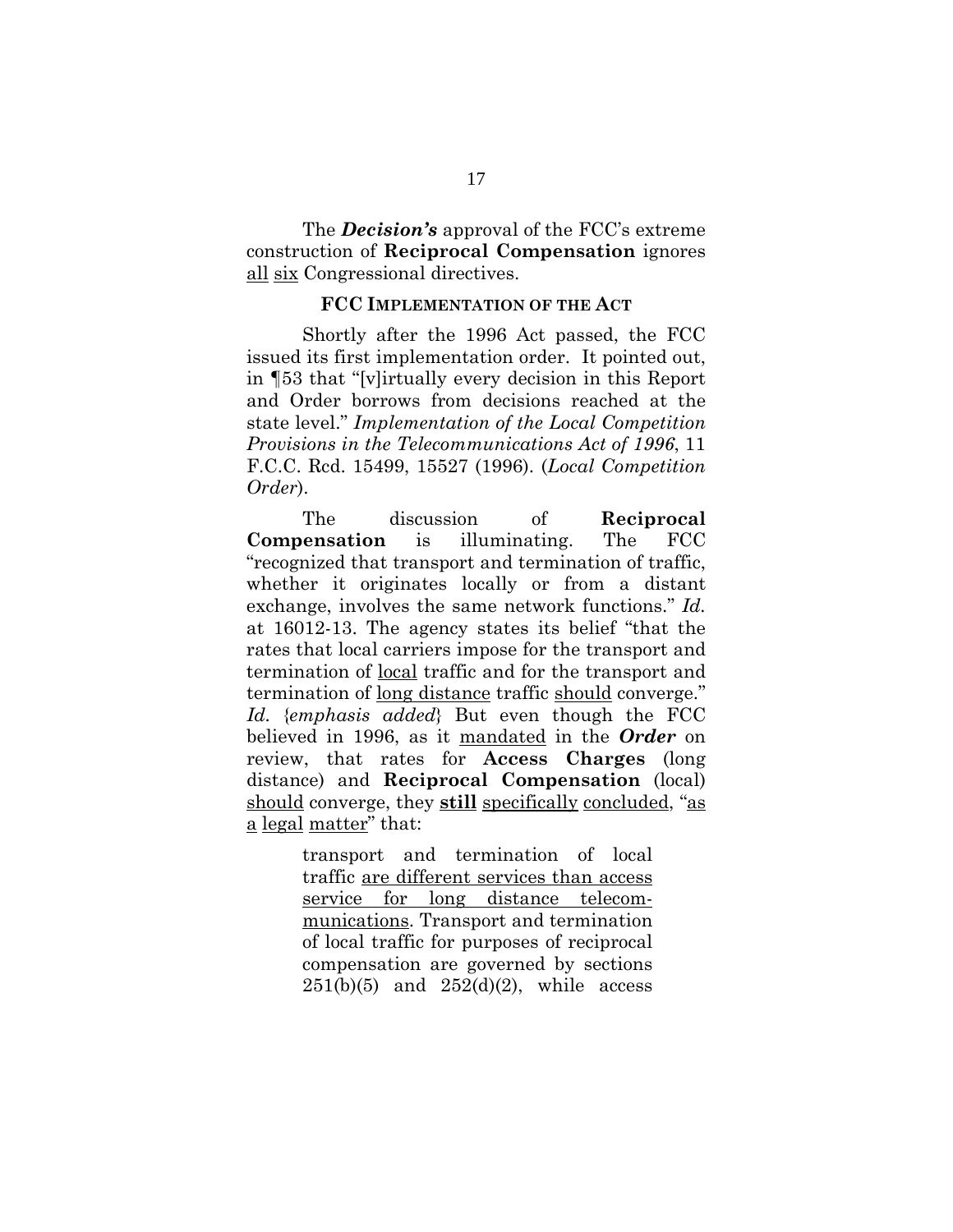The ***Decision's*** approval of the FCC's extreme construction of **Reciprocal Compensation** ignores <u>all</u> <u>six</u> Congressional directives.

### FCC IMPLEMENTATION OF THE ACT

Shortly after the 1996 Act passed, the FCC issued its first implementation order. It pointed out, in ¶53 that "[v]irtually every decision in this Report and Order borrows from decisions reached at the state level." *Implementation of the Local Competition Provisions in the Telecommunications Act of 1996*, 11 F.C.C. Rcd. 15499, 15527 (1996). (*Local Competition Order*).

The discussion of **Reciprocal Compensation** is illuminating. The FCC "recognized that transport and termination of traffic, whether it originates locally or from a distant exchange, involves the same network functions." *Id.* at 16012-13. The agency states its belief "that the rates that local carriers impose for the transport and termination of <u>local</u> traffic and for the transport and termination of <u>long distance</u> traffic <u>should</u> converge." *Id.* {*emphasis added*} But even though the FCC believed in 1996, as it <u>mandated</u> in the ***Order*** on review, that rates for **Access Charges** (long distance) and **Reciprocal Compensation** (local) <u>should</u> converge, they <u>**still**</u> <u>specifically</u> <u>concluded</u>, "<u>as</u> <u>a</u> <u>legal</u> <u>matter</u>" that:

> transport and termination of local traffic <u>are different services than access service for long distance telecommunications</u>. Transport and termination of local traffic for purposes of reciprocal compensation are governed by sections 251(b)(5) and 252(d)(2), while access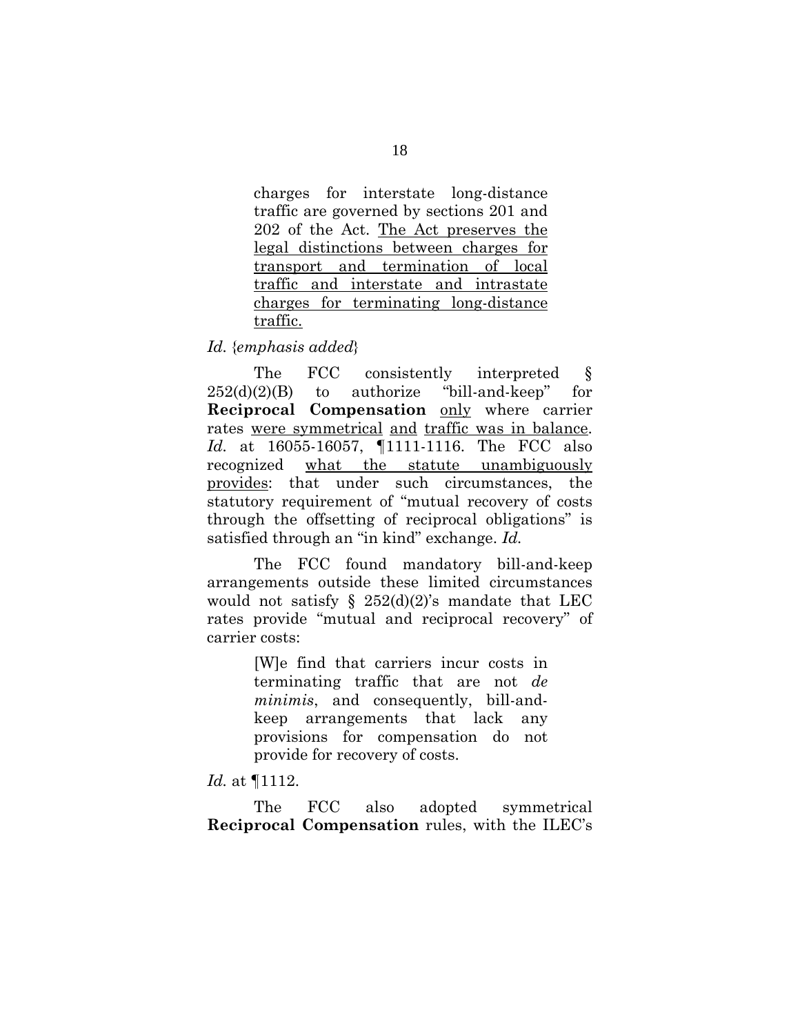> charges for interstate long-distance traffic are governed by sections 201 and 202 of the Act. <u>The Act preserves the legal distinctions between charges for transport and termination of local traffic and interstate and intrastate charges for terminating long-distance traffic.</u>

*Id.* {*emphasis added*}

The FCC consistently interpreted § 252(d)(2)(B) to authorize "bill-and-keep" for **Reciprocal Compensation** <u>only</u> where carrier rates <u>were symmetrical</u> <u>and</u> <u>traffic was in balance</u>. *Id.* at 16055-16057, ¶1111-1116. The FCC also recognized <u>what the statute unambiguously provides</u>: that under such circumstances, the statutory requirement of "mutual recovery of costs through the offsetting of reciprocal obligations" is satisfied through an "in kind" exchange. *Id.*

The FCC found mandatory bill-and-keep arrangements outside these limited circumstances would not satisfy § 252(d)(2)'s mandate that LEC rates provide "mutual and reciprocal recovery" of carrier costs:

> [W]e find that carriers incur costs in terminating traffic that are not *de minimis*, and consequently, bill-and-keep arrangements that lack any provisions for compensation do not provide for recovery of costs.

*Id.* at ¶1112.

The FCC also adopted symmetrical **Reciprocal Compensation** rules, with the ILEC's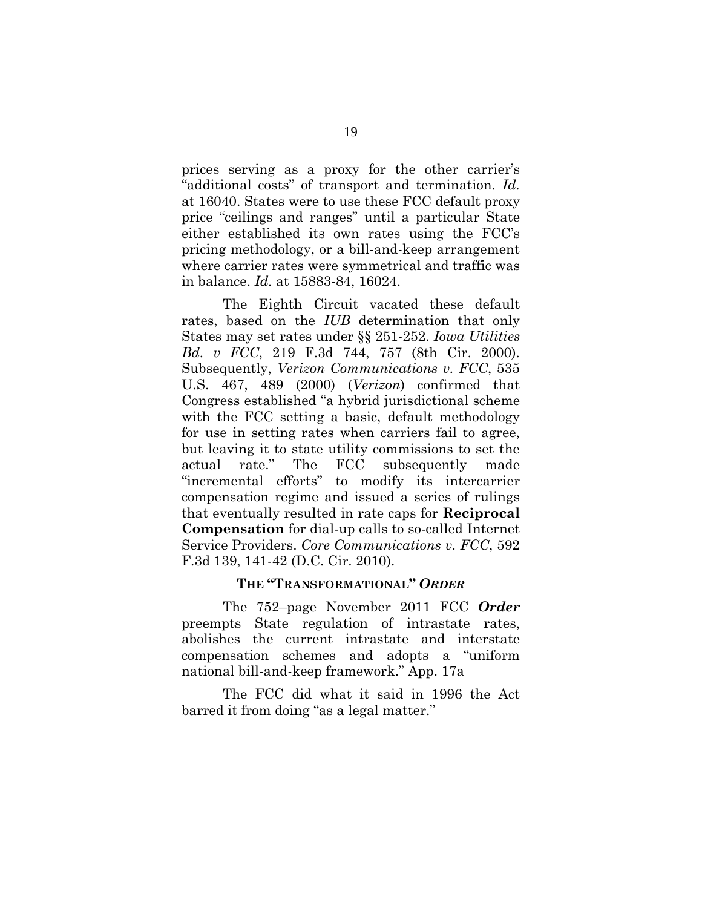prices serving as a proxy for the other carrier's "additional costs" of transport and termination. *Id.* at 16040. States were to use these FCC default proxy price "ceilings and ranges" until a particular State either established its own rates using the FCC's pricing methodology, or a bill-and-keep arrangement where carrier rates were symmetrical and traffic was in balance. *Id.* at 15883-84, 16024.

The Eighth Circuit vacated these default rates, based on the *IUB* determination that only States may set rates under §§ 251-252. *Iowa Utilities Bd. v FCC*, 219 F.3d 744, 757 (8th Cir. 2000). Subsequently, *Verizon Communications v. FCC*, 535 U.S. 467, 489 (2000) (*Verizon*) confirmed that Congress established "a hybrid jurisdictional scheme with the FCC setting a basic, default methodology for use in setting rates when carriers fail to agree, but leaving it to state utility commissions to set the actual rate." The FCC subsequently made "incremental efforts" to modify its intercarrier compensation regime and issued a series of rulings that eventually resulted in rate caps for **Reciprocal Compensation** for dial-up calls to so-called Internet Service Providers. *Core Communications v. FCC*, 592 F.3d 139, 141-42 (D.C. Cir. 2010).

#### THE "TRANSFORMATIONAL" *ORDER*

The 752–page November 2011 FCC ***Order*** preempts State regulation of intrastate rates, abolishes the current intrastate and interstate compensation schemes and adopts a "uniform national bill-and-keep framework." App. 17a

The FCC did what it said in 1996 the Act barred it from doing "as a legal matter."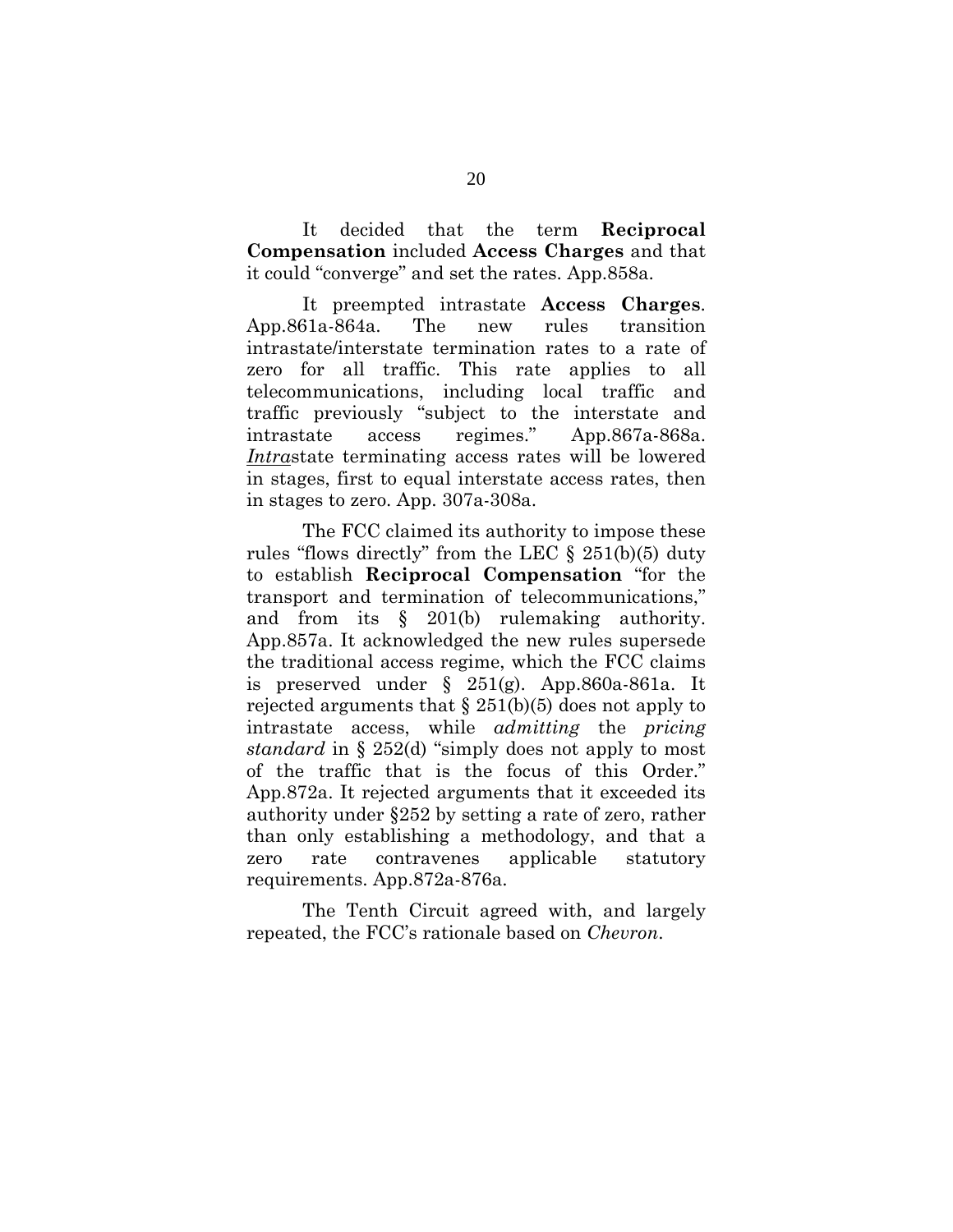It decided that the term **Reciprocal Compensation** included **Access Charges** and that it could "converge" and set the rates. App.858a.

It preempted intrastate **Access Charges**. App.861a-864a. The new rules transition intrastate/interstate termination rates to a rate of zero for all traffic. This rate applies to all telecommunications, including local traffic and traffic previously "subject to the interstate and intrastate access regimes." App.867a-868a. ***Intra***state terminating access rates will be lowered in stages, first to equal interstate access rates, then in stages to zero. App. 307a-308a.

The FCC claimed its authority to impose these rules "flows directly" from the LEC § 251(b)(5) duty to establish **Reciprocal Compensation** "for the transport and termination of telecommunications," and from its § 201(b) rulemaking authority. App.857a. It acknowledged the new rules supersede the traditional access regime, which the FCC claims is preserved under § 251(g). App.860a-861a. It rejected arguments that § 251(b)(5) does not apply to intrastate access, while *admitting* the *pricing standard* in § 252(d) "simply does not apply to most of the traffic that is the focus of this Order." App.872a. It rejected arguments that it exceeded its authority under §252 by setting a rate of zero, rather than only establishing a methodology, and that a zero rate contravenes applicable statutory requirements. App.872a-876a.

The Tenth Circuit agreed with, and largely repeated, the FCC's rationale based on *Chevron*.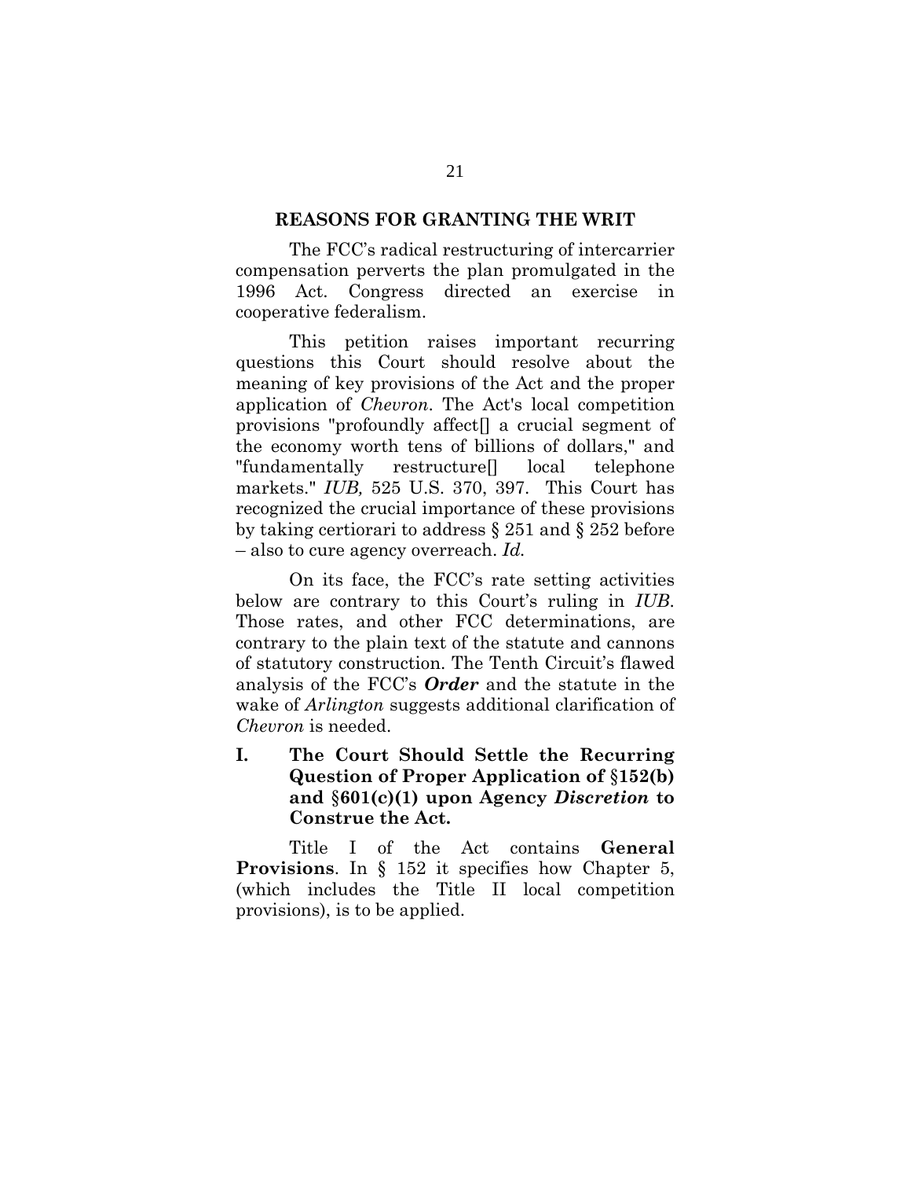## REASONS FOR GRANTING THE WRIT

The FCC's radical restructuring of intercarrier compensation perverts the plan promulgated in the 1996 Act. Congress directed an exercise in cooperative federalism.

This petition raises important recurring questions this Court should resolve about the meaning of key provisions of the Act and the proper application of *Chevron*. The Act's local competition provisions "profoundly affect[] a crucial segment of the economy worth tens of billions of dollars," and "fundamentally restructure[] local telephone markets." *IUB,* 525 U.S. 370, 397. This Court has recognized the crucial importance of these provisions by taking certiorari to address § 251 and § 252 before – also to cure agency overreach. *Id.*

On its face, the FCC's rate setting activities below are contrary to this Court's ruling in *IUB*. Those rates, and other FCC determinations, are contrary to the plain text of the statute and cannons of statutory construction. The Tenth Circuit's flawed analysis of the FCC's ***Order*** and the statute in the wake of *Arlington* suggests additional clarification of *Chevron* is needed.

### I. The Court Should Settle the Recurring Question of Proper Application of §152(b) and §601(c)(1) upon Agency *Discretion* to Construe the Act.

Title I of the Act contains **General Provisions**. In § 152 it specifies how Chapter 5, (which includes the Title II local competition provisions), is to be applied.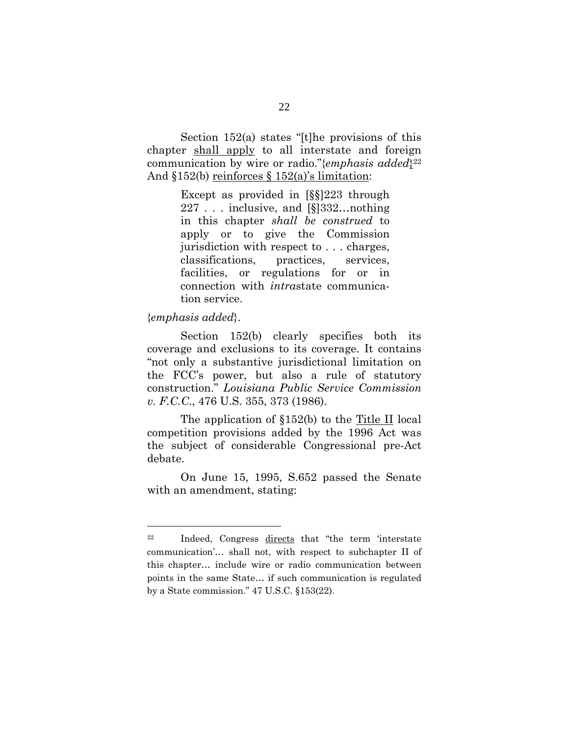Section 152(a) states "[t]he provisions of this chapter <u>shall apply</u> to all interstate and foreign communication by wire or radio."{*emphasis added*}[22] And §152(b) <u>reinforces § 152(a)'s limitation</u>:

> Except as provided in [§§]223 through 227 . . . inclusive, and [§]332…nothing in this chapter *shall be construed* to apply or to give the Commission jurisdiction with respect to . . . charges, classifications, practices, services, facilities, or regulations for or in connection with *intra*state communication service.

{*emphasis added*}.

Section 152(b) clearly specifies both its coverage and exclusions to its coverage. It contains "not only a substantive jurisdictional limitation on the FCC's power, but also a rule of statutory construction." *Louisiana Public Service Commission v. F.C.C.*, 476 U.S. 355, 373 (1986).

The application of §152(b) to the <u>Title II</u> local competition provisions added by the 1996 Act was the subject of considerable Congressional pre-Act debate.

On June 15, 1995, S.652 passed the Senate with an amendment, stating:

---

[22] Indeed, Congress <u>directs</u> that "the term 'interstate communication'… shall not, with respect to subchapter II of this chapter… include wire or radio communication between points in the same State… if such communication is regulated by a State commission." 47 U.S.C. §153(22).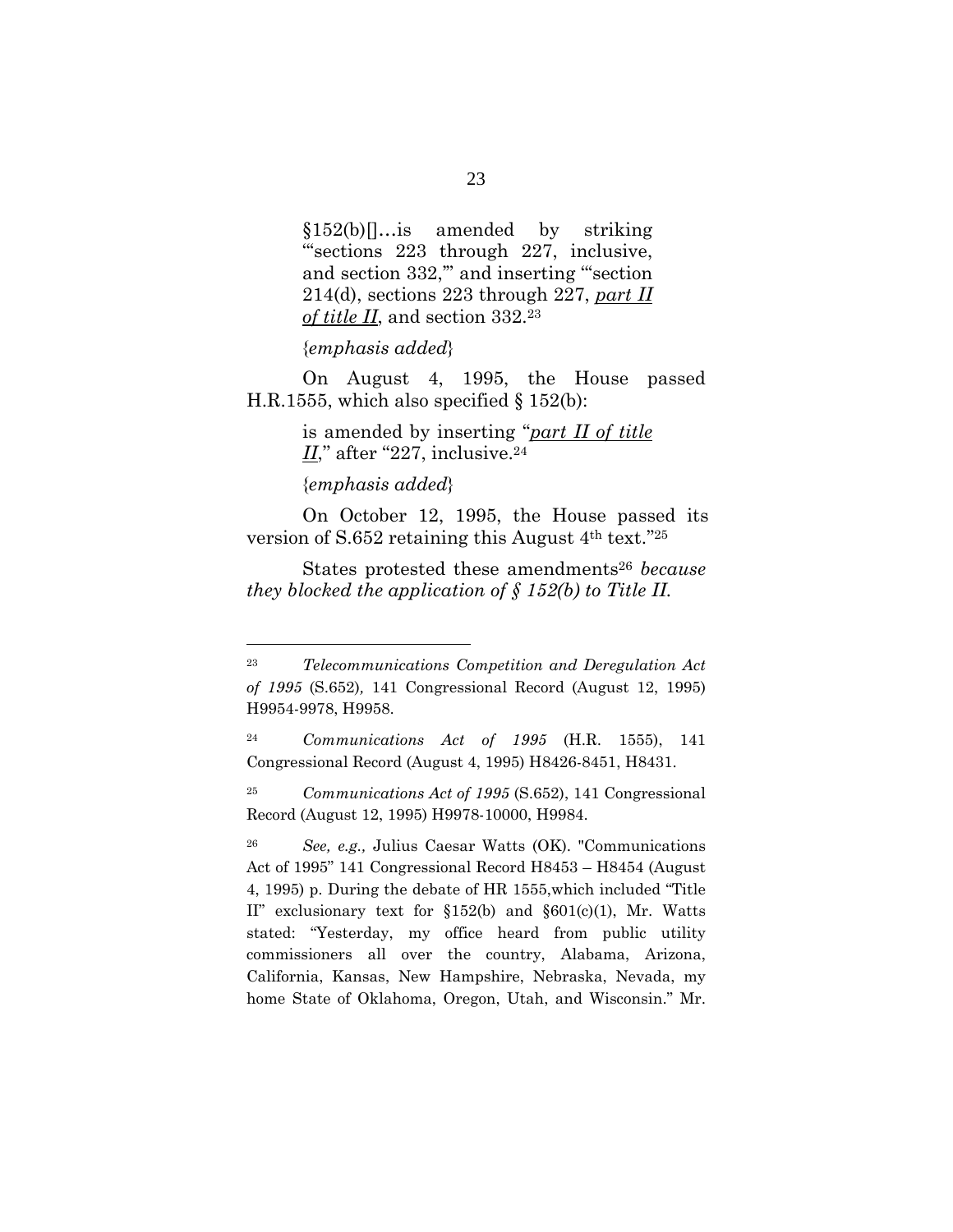> §152(b)[]…is amended by striking "'sections 223 through 227, inclusive, and section 332,'" and inserting "'section 214(d), sections 223 through 227, <u>*part II of title II*</u>, and section 332.[23]
>
> {*emphasis added*}

On August 4, 1995, the House passed H.R.1555, which also specified § 152(b):

> is amended by inserting "<u>*part II of title II*</u>," after "227, inclusive.[24]
>
> {*emphasis added*}

On October 12, 1995, the House passed its version of S.652 retaining this August 4th text."[25]

States protested these amendments[26] *because they blocked the application of § 152(b) to Title II.*

---

[23] *Telecommunications Competition and Deregulation Act of 1995* (S.652), 141 Congressional Record (August 12, 1995) H9954-9978, H9958.

[24] *Communications Act of 1995* (H.R. 1555), 141 Congressional Record (August 4, 1995) H8426-8451, H8431.

[25] *Communications Act of 1995* (S.652), 141 Congressional Record (August 12, 1995) H9978-10000, H9984.

[26] *See, e.g.,* Julius Caesar Watts (OK). "Communications Act of 1995" 141 Congressional Record H8453 – H8454 (August 4, 1995) p. During the debate of HR 1555,which included "Title II" exclusionary text for §152(b) and §601(c)(1), Mr. Watts stated: "Yesterday, my office heard from public utility commissioners all over the country, Alabama, Arizona, California, Kansas, New Hampshire, Nebraska, Nevada, my home State of Oklahoma, Oregon, Utah, and Wisconsin." Mr.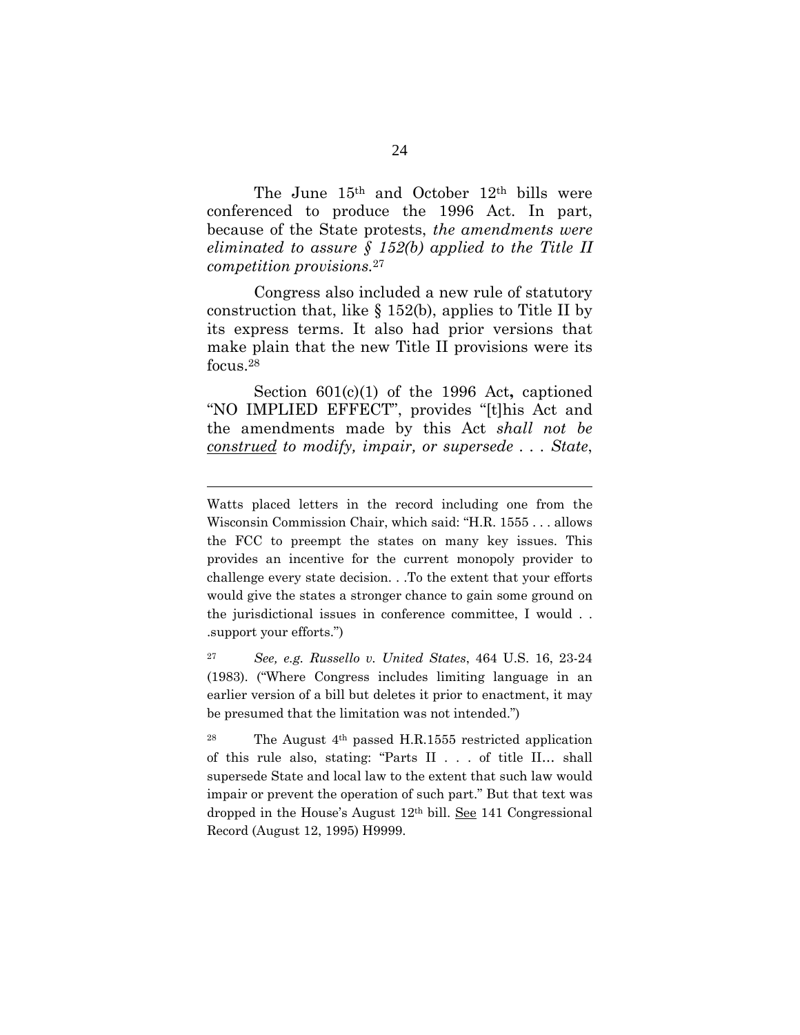The June 15th and October 12th bills were conferenced to produce the 1996 Act. In part, because of the State protests, *the amendments were eliminated to assure § 152(b) applied to the Title II competition provisions.*[27]

Congress also included a new rule of statutory construction that, like § 152(b), applies to Title II by its express terms. It also had prior versions that make plain that the new Title II provisions were its focus.[28]

Section 601(c)(1) of the 1996 Act**,** captioned "NO IMPLIED EFFECT", provides "[t]his Act and the amendments made by this Act *shall not be construed to modify, impair, or supersede . . . State*,

---

Watts placed letters in the record including one from the Wisconsin Commission Chair, which said: "H.R. 1555 . . . allows the FCC to preempt the states on many key issues. This provides an incentive for the current monopoly provider to challenge every state decision. . .To the extent that your efforts would give the states a stronger chance to gain some ground on the jurisdictional issues in conference committee, I would . . .support your efforts.")

[27] *See, e.g. Russello v. United States*, 464 U.S. 16, 23-24 (1983). ("Where Congress includes limiting language in an earlier version of a bill but deletes it prior to enactment, it may be presumed that the limitation was not intended.")

[28] The August 4th passed H.R.1555 restricted application of this rule also, stating: "Parts II . . . of title II… shall supersede State and local law to the extent that such law would impair or prevent the operation of such part." But that text was dropped in the House's August 12th bill. See 141 Congressional Record (August 12, 1995) H9999.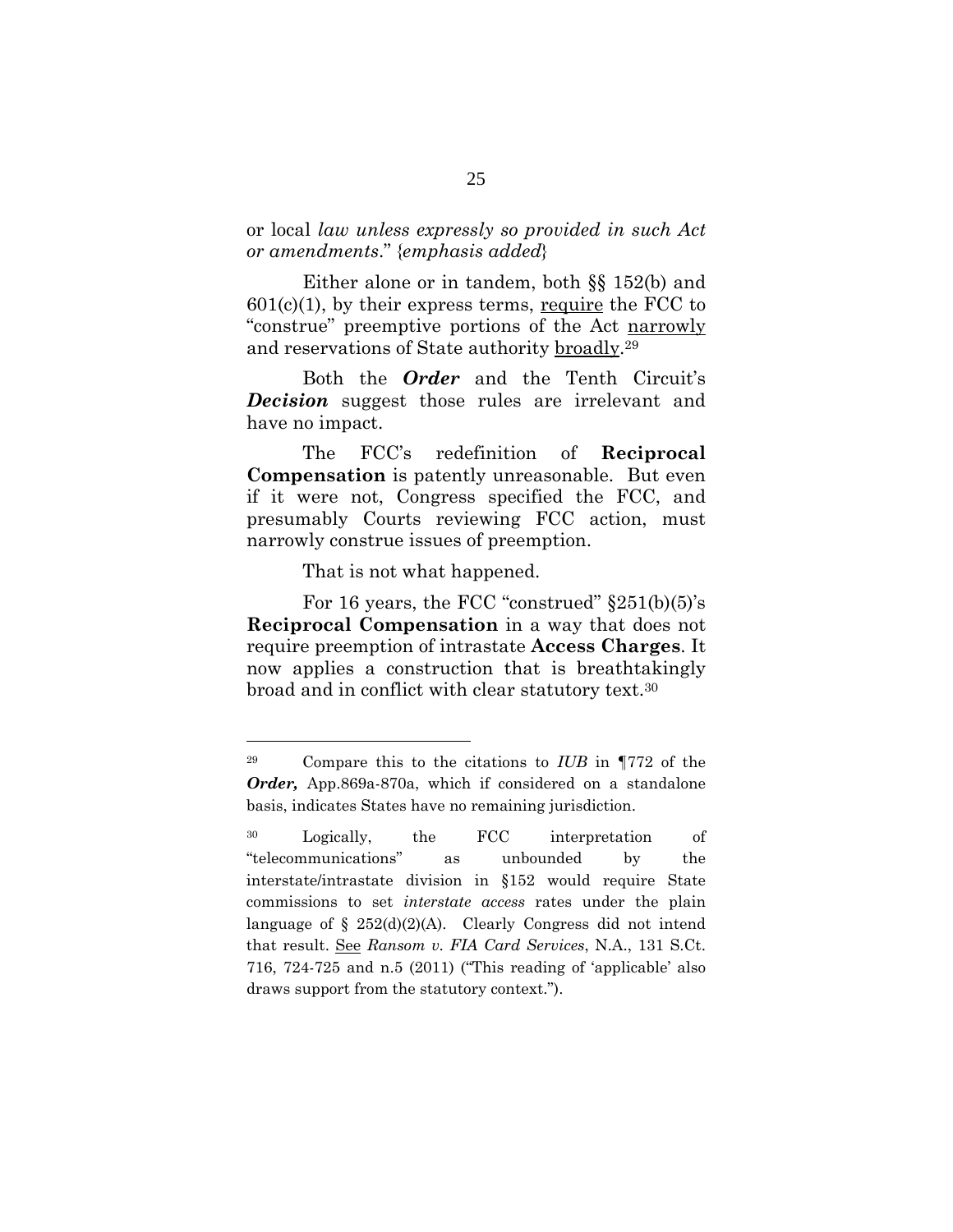or local *law unless expressly so provided in such Act or amendments*." {*emphasis added*}

Either alone or in tandem, both §§ 152(b) and 601(c)(1), by their express terms, <u>require</u> the FCC to "construe" preemptive portions of the Act <u>narrowly</u> and reservations of State authority <u>broadly</u>.[29]

Both the ***Order*** and the Tenth Circuit's ***Decision*** suggest those rules are irrelevant and have no impact.

The FCC's redefinition of **Reciprocal Compensation** is patently unreasonable. But even if it were not, Congress specified the FCC, and presumably Courts reviewing FCC action, must narrowly construe issues of preemption.

That is not what happened.

For 16 years, the FCC "construed" §251(b)(5)'s **Reciprocal Compensation** in a way that does not require preemption of intrastate **Access Charges**. It now applies a construction that is breathtakingly broad and in conflict with clear statutory text.[30]

---

[29] Compare this to the citations to *IUB* in ¶772 of the ***Order,*** App.869a-870a, which if considered on a standalone basis, indicates States have no remaining jurisdiction.

[30] Logically, the FCC interpretation of "telecommunications" as unbounded by the interstate/intrastate division in §152 would require State commissions to set *interstate access* rates under the plain language of § 252(d)(2)(A). Clearly Congress did not intend that result. <u>See</u> *Ransom v. FIA Card Services*, N.A., 131 S.Ct. 716, 724-725 and n.5 (2011) ("This reading of 'applicable' also draws support from the statutory context.").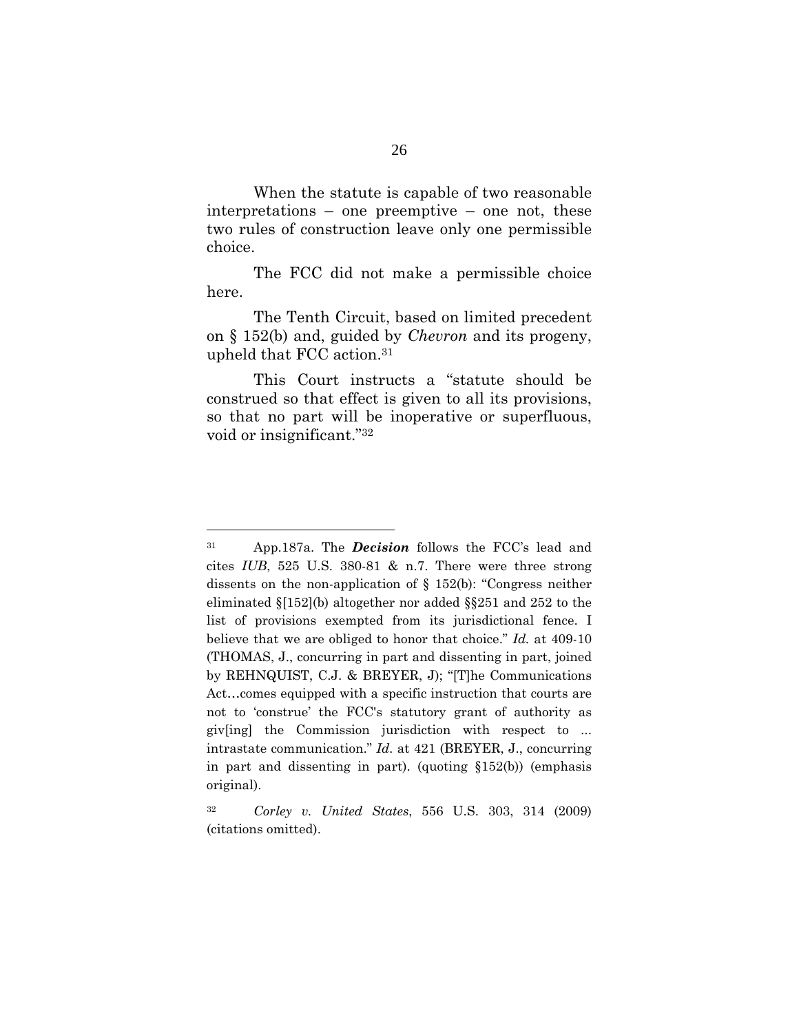When the statute is capable of two reasonable interpretations – one preemptive – one not, these two rules of construction leave only one permissible choice.

The FCC did not make a permissible choice here.

The Tenth Circuit, based on limited precedent on § 152(b) and, guided by *Chevron* and its progeny, upheld that FCC action.[31]

This Court instructs a "statute should be construed so that effect is given to all its provisions, so that no part will be inoperative or superfluous, void or insignificant."[32]

---

[31] App.187a. The ***Decision*** follows the FCC's lead and cites *IUB*, 525 U.S. 380-81 & n.7. There were three strong dissents on the non-application of § 152(b): "Congress neither eliminated §[152](b) altogether nor added §§251 and 252 to the list of provisions exempted from its jurisdictional fence. I believe that we are obliged to honor that choice." *Id.* at 409-10 (THOMAS, J., concurring in part and dissenting in part, joined by REHNQUIST, C.J. & BREYER, J); "[T]he Communications Act…comes equipped with a specific instruction that courts are not to 'construe' the FCC's statutory grant of authority as giv[ing] the Commission jurisdiction with respect to ... intrastate communication." *Id.* at 421 (BREYER, J., concurring in part and dissenting in part). (quoting §152(b)) (emphasis original).

[32] *Corley v. United States*, 556 U.S. 303, 314 (2009) (citations omitted).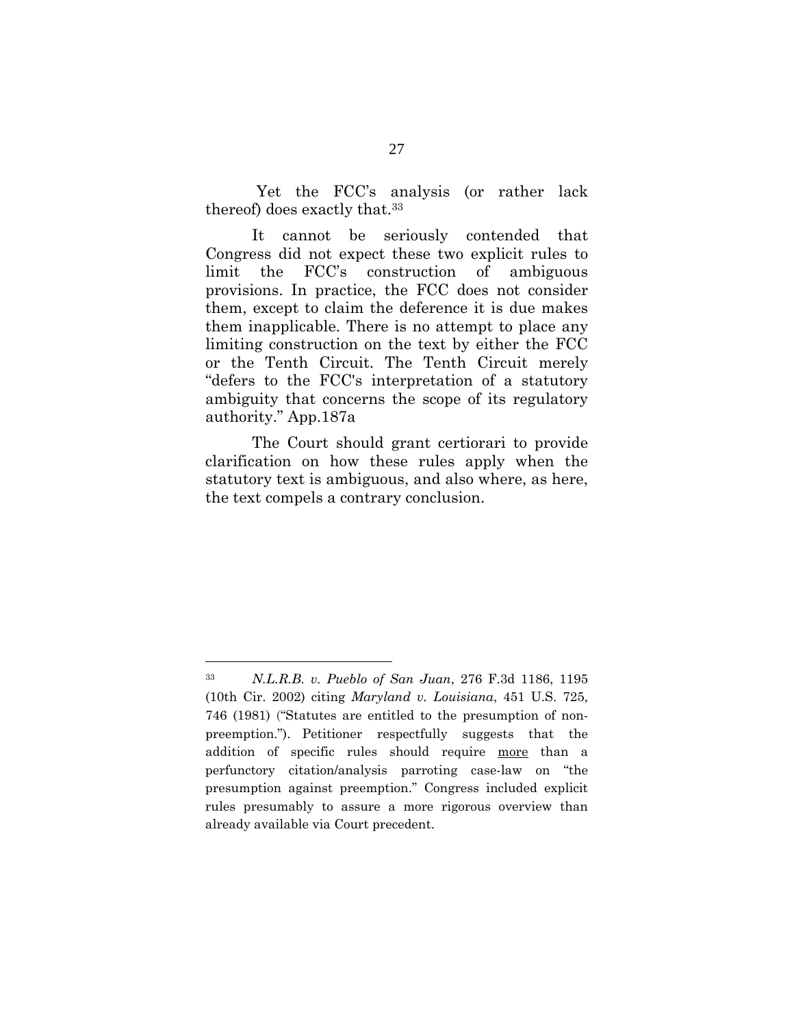Yet the FCC's analysis (or rather lack thereof) does exactly that.[33]

It cannot be seriously contended that Congress did not expect these two explicit rules to limit the FCC's construction of ambiguous provisions. In practice, the FCC does not consider them, except to claim the deference it is due makes them inapplicable. There is no attempt to place any limiting construction on the text by either the FCC or the Tenth Circuit. The Tenth Circuit merely "defers to the FCC's interpretation of a statutory ambiguity that concerns the scope of its regulatory authority." App.187a

The Court should grant certiorari to provide clarification on how these rules apply when the statutory text is ambiguous, and also where, as here, the text compels a contrary conclusion.

---

[33] *N.L.R.B. v. Pueblo of San Juan*, 276 F.3d 1186, 1195 (10th Cir. 2002) citing *Maryland v. Louisiana*, 451 U.S. 725, 746 (1981) ("Statutes are entitled to the presumption of non-preemption."). Petitioner respectfully suggests that the addition of specific rules should require more than a perfunctory citation/analysis parroting case-law on "the presumption against preemption." Congress included explicit rules presumably to assure a more rigorous overview than already available via Court precedent.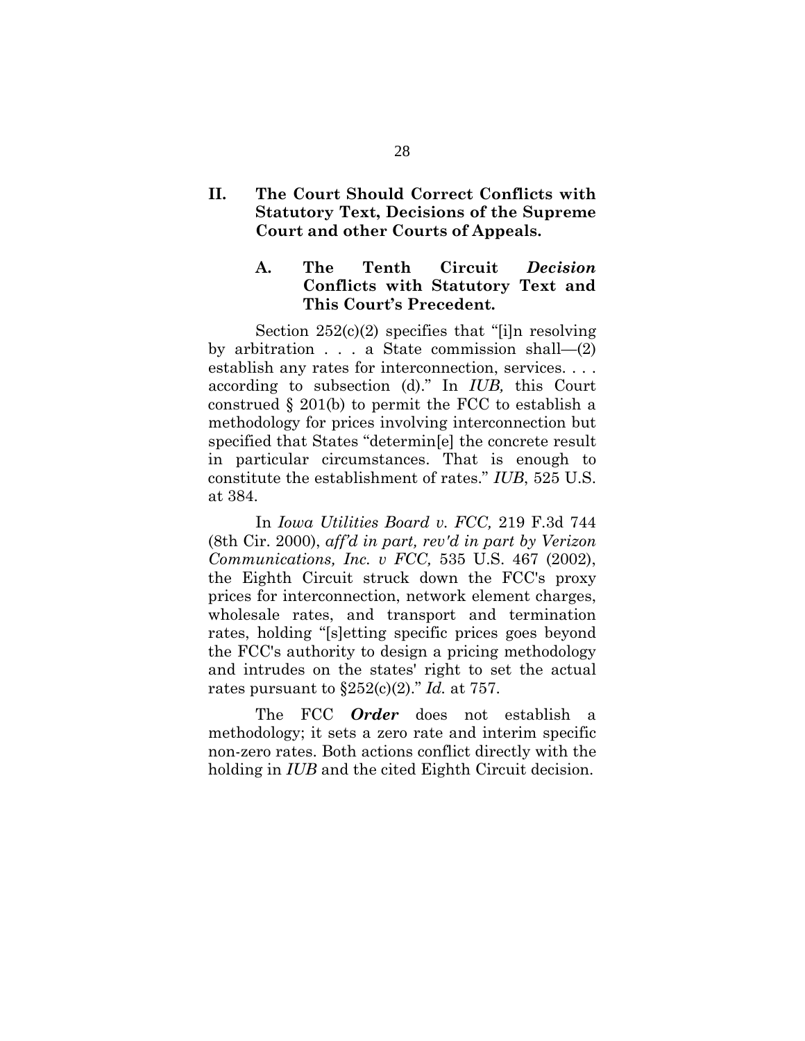## II. The Court Should Correct Conflicts with Statutory Text, Decisions of the Supreme Court and other Courts of Appeals.

### A. The Tenth Circuit *Decision* Conflicts with Statutory Text and This Court's Precedent.

Section 252(c)(2) specifies that "[i]n resolving by arbitration . . . a State commission shall—(2) establish any rates for interconnection, services. . . . according to subsection (d)." In *IUB,* this Court construed § 201(b) to permit the FCC to establish a methodology for prices involving interconnection but specified that States "determin[e] the concrete result in particular circumstances. That is enough to constitute the establishment of rates." *IUB*, 525 U.S. at 384.

In *Iowa Utilities Board v. FCC,* 219 F.3d 744 (8th Cir. 2000), *aff'd in part, rev'd in part by Verizon Communications, Inc. v FCC,* 535 U.S. 467 (2002), the Eighth Circuit struck down the FCC's proxy prices for interconnection, network element charges, wholesale rates, and transport and termination rates, holding "[s]etting specific prices goes beyond the FCC's authority to design a pricing methodology and intrudes on the states' right to set the actual rates pursuant to §252(c)(2)." *Id.* at 757.

The FCC ***Order*** does not establish a methodology; it sets a zero rate and interim specific non-zero rates. Both actions conflict directly with the holding in *IUB* and the cited Eighth Circuit decision.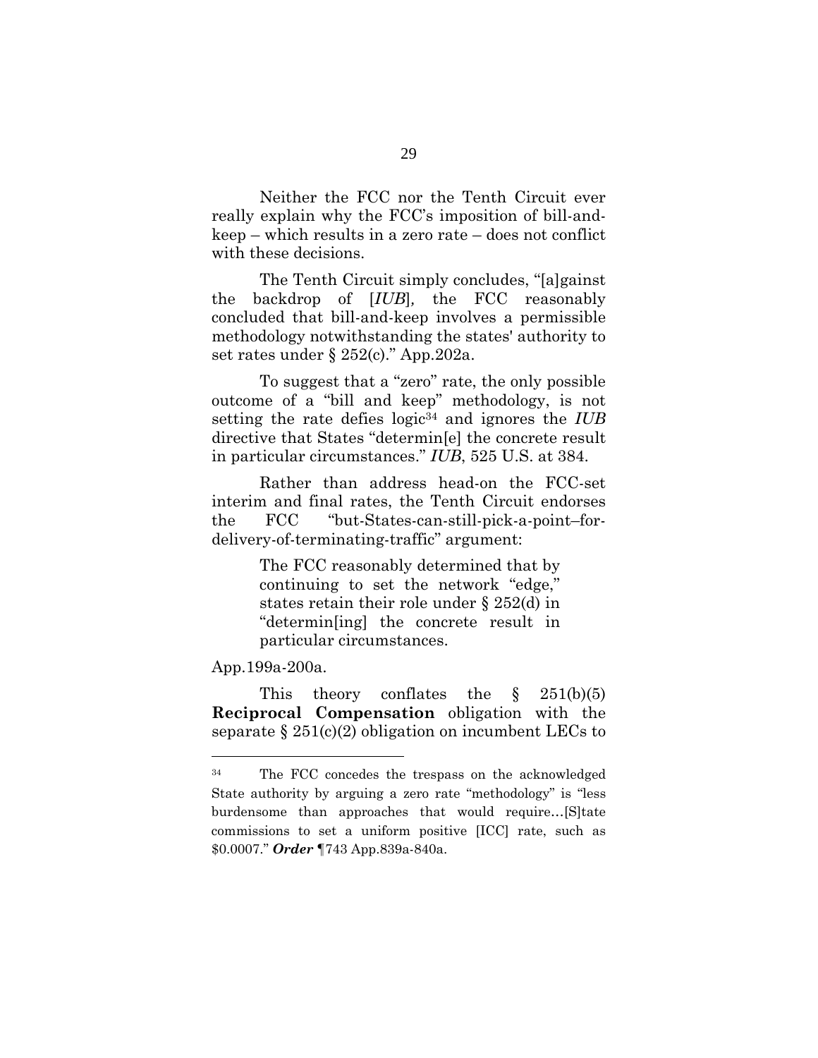Neither the FCC nor the Tenth Circuit ever really explain why the FCC's imposition of bill-and-keep – which results in a zero rate – does not conflict with these decisions.

The Tenth Circuit simply concludes, "[a]gainst the backdrop of [*IUB*], the FCC reasonably concluded that bill-and-keep involves a permissible methodology notwithstanding the states' authority to set rates under § 252(c)." App.202a.

To suggest that a "zero" rate, the only possible outcome of a "bill and keep" methodology, is not setting the rate defies logic[34] and ignores the *IUB* directive that States "determin[e] the concrete result in particular circumstances." *IUB*, 525 U.S. at 384.

Rather than address head-on the FCC-set interim and final rates, the Tenth Circuit endorses the FCC "but-States-can-still-pick-a-point–for-delivery-of-terminating-traffic" argument:

> The FCC reasonably determined that by continuing to set the network "edge," states retain their role under § 252(d) in "determin[ing] the concrete result in particular circumstances.

App.199a-200a.

This theory conflates the § 251(b)(5) **Reciprocal Compensation** obligation with the separate § 251(c)(2) obligation on incumbent LECs to

---

[34] The FCC concedes the trespass on the acknowledged State authority by arguing a zero rate "methodology" is "less burdensome than approaches that would require…[S]tate commissions to set a uniform positive [ICC] rate, such as $0.0007." ***Order*** ¶743 App.839a-840a.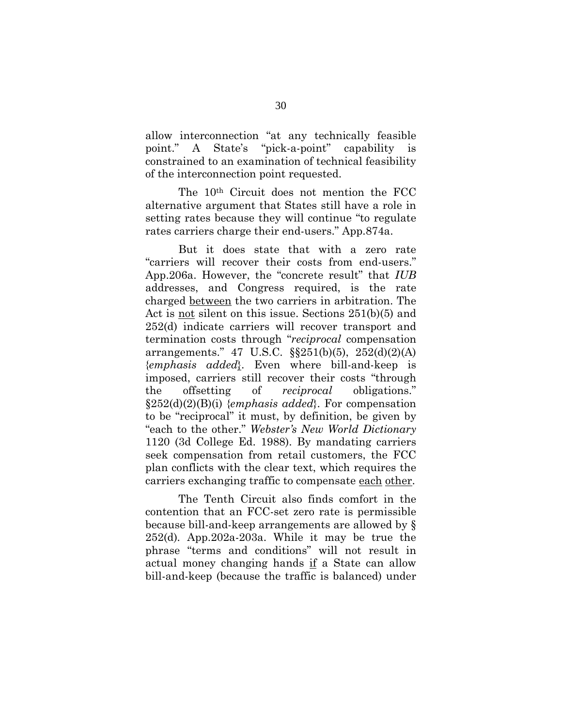allow interconnection "at any technically feasible point." A State's "pick-a-point" capability is constrained to an examination of technical feasibility of the interconnection point requested.

The 10th Circuit does not mention the FCC alternative argument that States still have a role in setting rates because they will continue "to regulate rates carriers charge their end-users." App.874a.

But it does state that with a zero rate "carriers will recover their costs from end-users." App.206a. However, the "concrete result" that *IUB* addresses, and Congress required, is the rate charged <u>between</u> the two carriers in arbitration. The Act is <u>not</u> silent on this issue. Sections 251(b)(5) and 252(d) indicate carriers will recover transport and termination costs through "*reciprocal* compensation arrangements." 47 U.S.C. §§251(b)(5), 252(d)(2)(A) {*emphasis added*}. Even where bill-and-keep is imposed, carriers still recover their costs "through the offsetting of *reciprocal* obligations." §252(d)(2)(B)(i) {*emphasis added*}. For compensation to be "reciprocal" it must, by definition, be given by "each to the other." *Webster's New World Dictionary* 1120 (3d College Ed. 1988). By mandating carriers seek compensation from retail customers, the FCC plan conflicts with the clear text, which requires the carriers exchanging traffic to compensate <u>each</u> <u>other</u>.

The Tenth Circuit also finds comfort in the contention that an FCC-set zero rate is permissible because bill-and-keep arrangements are allowed by § 252(d). App.202a-203a. While it may be true the phrase "terms and conditions" will not result in actual money changing hands <u>if</u> a State can allow bill-and-keep (because the traffic is balanced) under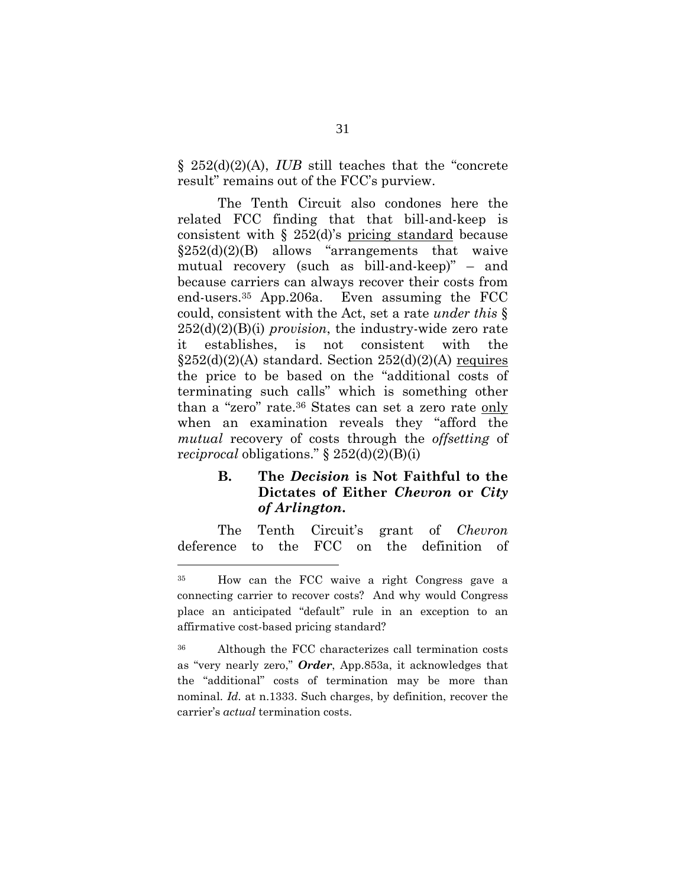§ 252(d)(2)(A), *IUB* still teaches that the "concrete result" remains out of the FCC's purview.

The Tenth Circuit also condones here the related FCC finding that that bill-and-keep is consistent with § 252(d)'s <u>pricing standard</u> because §252(d)(2)(B) allows "arrangements that waive mutual recovery (such as bill-and-keep)" – and because carriers can always recover their costs from end-users.[35] App.206a. Even assuming the FCC could, consistent with the Act, set a rate *under this* § 252(d)(2)(B)(i) *provision*, the industry-wide zero rate it establishes, is not consistent with the §252(d)(2)(A) standard. Section 252(d)(2)(A) <u>requires</u> the price to be based on the "additional costs of terminating such calls" which is something other than a "zero" rate.[36] States can set a zero rate <u>only</u> when an examination reveals they "afford the *mutual* recovery of costs through the *offsetting* of r*eciprocal* obligations." § 252(d)(2)(B)(i)

### B. The *Decision* is Not Faithful to the Dictates of Either *Chevron* or *City of Arlington*.

The Tenth Circuit's grant of *Chevron* deference to the FCC on the definition of

---

[35] How can the FCC waive a right Congress gave a connecting carrier to recover costs? And why would Congress place an anticipated "default" rule in an exception to an affirmative cost-based pricing standard?

[36] Although the FCC characterizes call termination costs as "very nearly zero," ***Order***, App.853a, it acknowledges that the "additional" costs of termination may be more than nominal. *Id.* at n.1333. Such charges, by definition, recover the carrier's *actual* termination costs.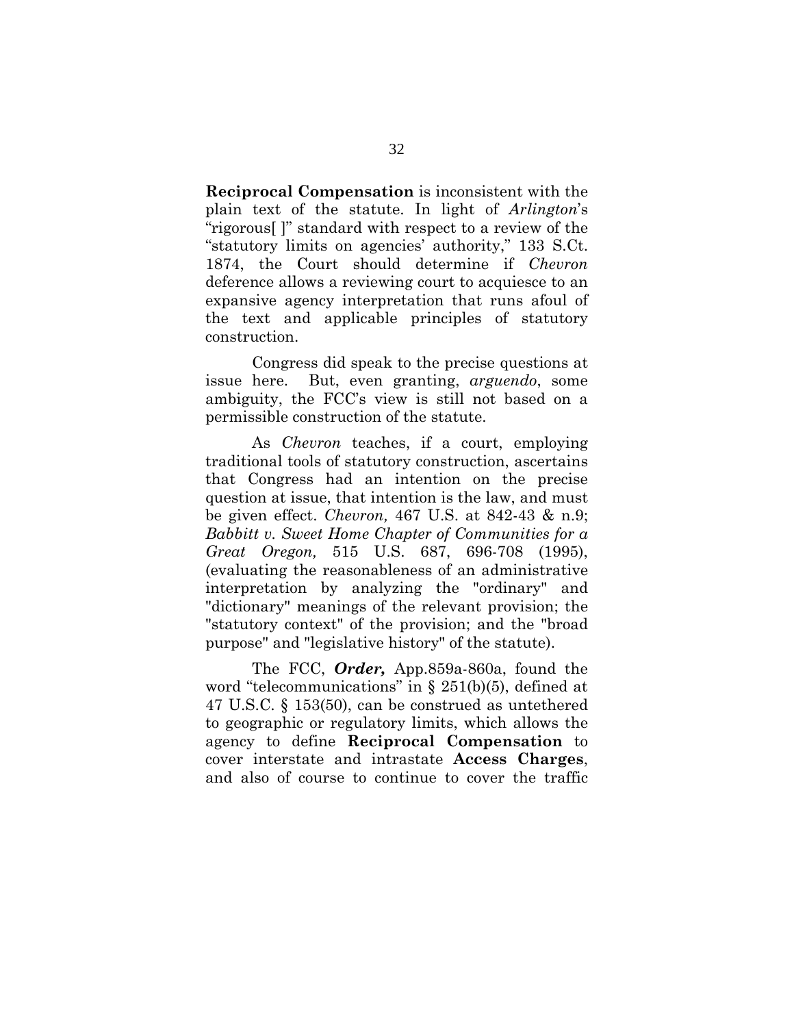**Reciprocal Compensation** is inconsistent with the plain text of the statute. In light of *Arlington*'s "rigorous[ ]" standard with respect to a review of the "statutory limits on agencies' authority," 133 S.Ct. 1874, the Court should determine if *Chevron* deference allows a reviewing court to acquiesce to an expansive agency interpretation that runs afoul of the text and applicable principles of statutory construction.

Congress did speak to the precise questions at issue here. But, even granting, *arguendo*, some ambiguity, the FCC's view is still not based on a permissible construction of the statute.

As *Chevron* teaches, if a court, employing traditional tools of statutory construction, ascertains that Congress had an intention on the precise question at issue, that intention is the law, and must be given effect. *Chevron,* 467 U.S. at 842-43 & n.9; *Babbitt v. Sweet Home Chapter of Communities for a Great Oregon,* 515 U.S. 687, 696-708 (1995), (evaluating the reasonableness of an administrative interpretation by analyzing the "ordinary" and "dictionary" meanings of the relevant provision; the "statutory context" of the provision; and the "broad purpose" and "legislative history" of the statute).

The FCC, ***Order,*** App.859a-860a, found the word "telecommunications" in § 251(b)(5), defined at 47 U.S.C. § 153(50), can be construed as untethered to geographic or regulatory limits, which allows the agency to define **Reciprocal Compensation** to cover interstate and intrastate **Access Charges**, and also of course to continue to cover the traffic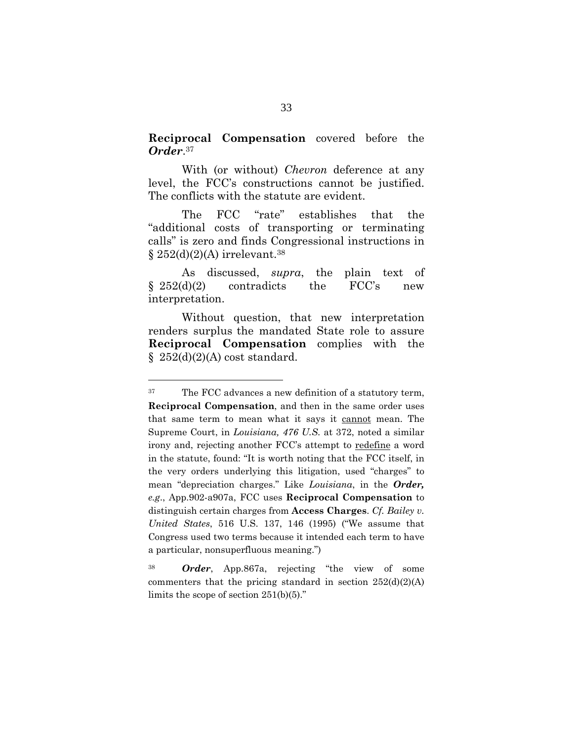**Reciprocal Compensation** covered before the ***Order***.[37]

With (or without) *Chevron* deference at any level, the FCC's constructions cannot be justified. The conflicts with the statute are evident.

The FCC "rate" establishes that the "additional costs of transporting or terminating calls" is zero and finds Congressional instructions in § 252(d)(2)(A) irrelevant.[38]

As discussed, *supra*, the plain text of § 252(d)(2) contradicts the FCC's new interpretation.

Without question, that new interpretation renders surplus the mandated State role to assure **Reciprocal Compensation** complies with the § 252(d)(2)(A) cost standard.

---

[37] The FCC advances a new definition of a statutory term, **Reciprocal Compensation**, and then in the same order uses that same term to mean what it says it <u>cannot</u> mean. The Supreme Court, in *Louisiana, 476 U.S.* at 372, noted a similar irony and, rejecting another FCC's attempt to <u>redefine</u> a word in the statute, found: "It is worth noting that the FCC itself, in the very orders underlying this litigation, used "charges" to mean "depreciation charges." Like *Louisiana*, in the ***Order,*** *e.g*., App.902-a907a, FCC uses **Reciprocal Compensation** to distinguish certain charges from **Access Charges**. *Cf. Bailey v. United States*, 516 U.S. 137, 146 (1995) ("We assume that Congress used two terms because it intended each term to have a particular, nonsuperfluous meaning.")

[38] ***Order***, App.867a, rejecting "the view of some commenters that the pricing standard in section 252(d)(2)(A) limits the scope of section 251(b)(5)."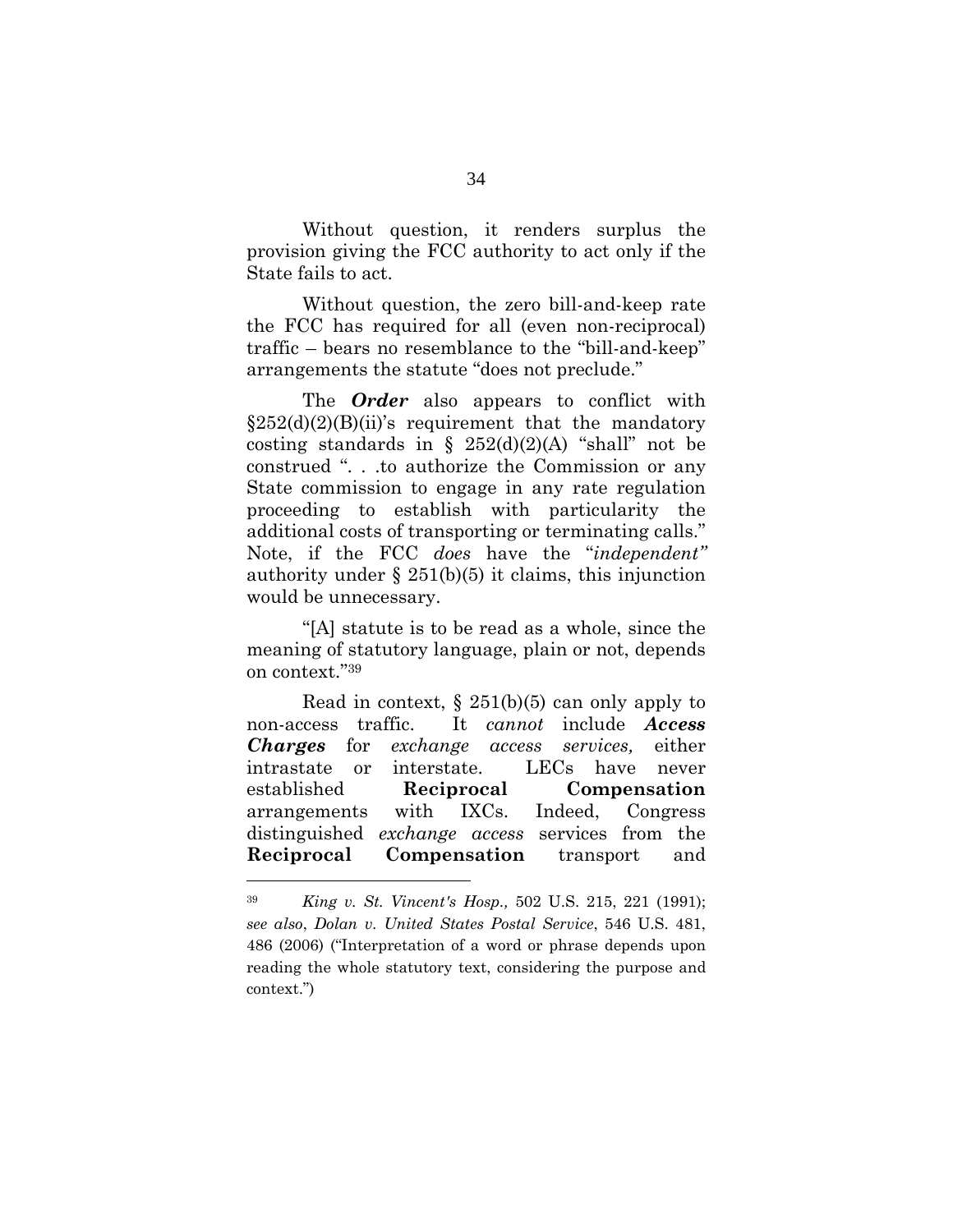Without question, it renders surplus the provision giving the FCC authority to act only if the State fails to act.

Without question, the zero bill-and-keep rate the FCC has required for all (even non-reciprocal) traffic – bears no resemblance to the "bill-and-keep" arrangements the statute "does not preclude."

The ***Order*** also appears to conflict with §252(d)(2)(B)(ii)'s requirement that the mandatory costing standards in § 252(d)(2)(A) "shall" not be construed ". . .to authorize the Commission or any State commission to engage in any rate regulation proceeding to establish with particularity the additional costs of transporting or terminating calls." Note, if the FCC *does* have the "*independent"* authority under § 251(b)(5) it claims, this injunction would be unnecessary.

"[A] statute is to be read as a whole, since the meaning of statutory language, plain or not, depends on context."[39]

Read in context, § 251(b)(5) can only apply to non-access traffic. It *cannot* include ***Access Charges*** for *exchange access services,* either intrastate or interstate. LECs have never established **Reciprocal Compensation** arrangements with IXCs. Indeed, Congress distinguished *exchange access* services from the **Reciprocal Compensation** transport and

---

[39] *King v. St. Vincent's Hosp.,* 502 U.S. 215, 221 (1991); *see also*, *Dolan v. United States Postal Service*, 546 U.S. 481, 486 (2006) ("Interpretation of a word or phrase depends upon reading the whole statutory text, considering the purpose and context.")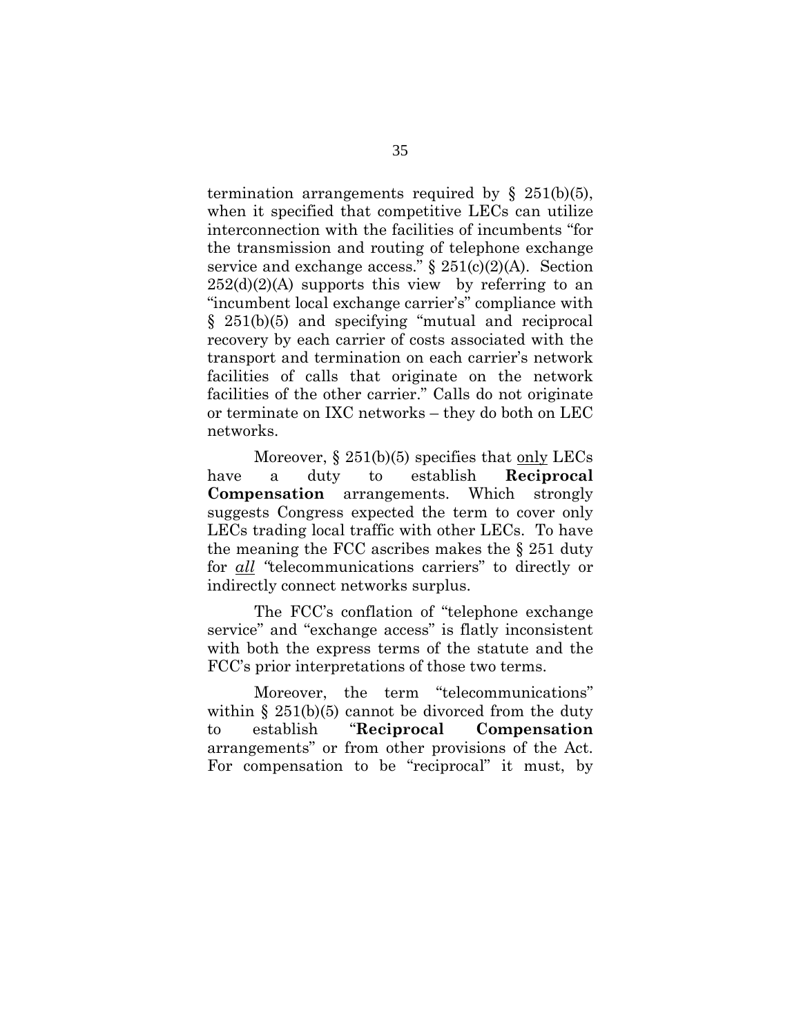termination arrangements required by § 251(b)(5), when it specified that competitive LECs can utilize interconnection with the facilities of incumbents "for the transmission and routing of telephone exchange service and exchange access." § 251(c)(2)(A). Section 252(d)(2)(A) supports this view by referring to an "incumbent local exchange carrier's" compliance with § 251(b)(5) and specifying "mutual and reciprocal recovery by each carrier of costs associated with the transport and termination on each carrier's network facilities of calls that originate on the network facilities of the other carrier." Calls do not originate or terminate on IXC networks – they do both on LEC networks.

Moreover, § 251(b)(5) specifies that only LECs have a duty to establish **Reciprocal Compensation** arrangements. Which strongly suggests Congress expected the term to cover only LECs trading local traffic with other LECs. To have the meaning the FCC ascribes makes the § 251 duty for *all* "telecommunications carriers" to directly or indirectly connect networks surplus.

The FCC's conflation of "telephone exchange service" and "exchange access" is flatly inconsistent with both the express terms of the statute and the FCC's prior interpretations of those two terms.

Moreover, the term "telecommunications" within § 251(b)(5) cannot be divorced from the duty to establish "**Reciprocal Compensation** arrangements" or from other provisions of the Act. For compensation to be "reciprocal" it must, by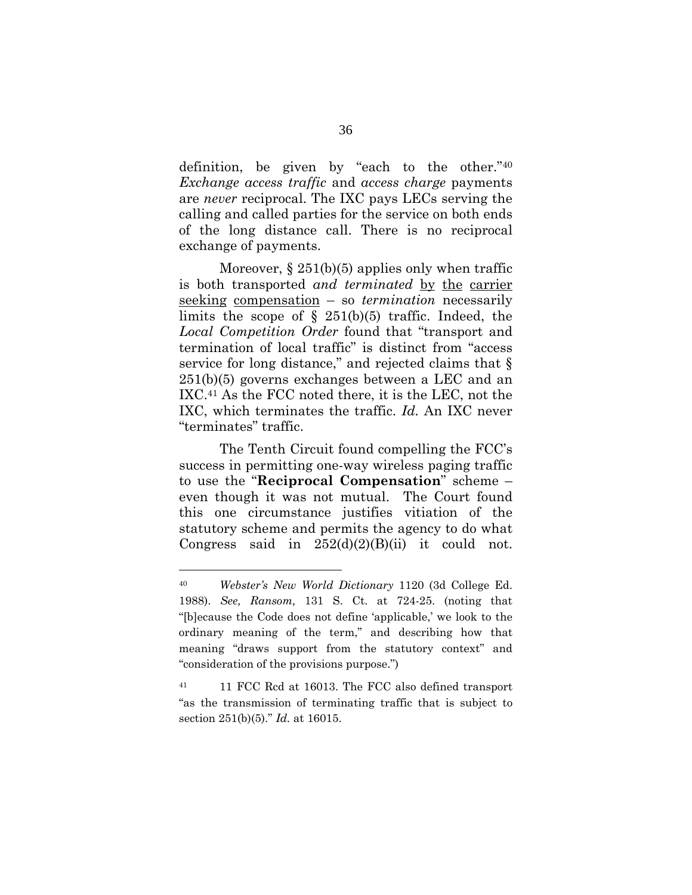definition, be given by "each to the other."[40] *Exchange access traffic* and *access charge* payments are *never* reciprocal. The IXC pays LECs serving the calling and called parties for the service on both ends of the long distance call. There is no reciprocal exchange of payments.

Moreover, § 251(b)(5) applies only when traffic is both transported *and terminated* <u>by the carrier seeking compensation</u> – so *termination* necessarily limits the scope of § 251(b)(5) traffic. Indeed, the *Local Competition Order* found that "transport and termination of local traffic" is distinct from "access service for long distance," and rejected claims that § 251(b)(5) governs exchanges between a LEC and an IXC.[41] As the FCC noted there, it is the LEC, not the IXC, which terminates the traffic. *Id.* An IXC never "terminates" traffic.

The Tenth Circuit found compelling the FCC's success in permitting one-way wireless paging traffic to use the "**Reciprocal Compensation**" scheme – even though it was not mutual. The Court found this one circumstance justifies vitiation of the statutory scheme and permits the agency to do what Congress said in 252(d)(2)(B)(ii) it could not.

---

[40] *Webster's New World Dictionary* 1120 (3d College Ed. 1988). *See, Ransom,* 131 S. Ct. at 724-25. (noting that "[b]ecause the Code does not define 'applicable,' we look to the ordinary meaning of the term," and describing how that meaning "draws support from the statutory context" and "consideration of the provisions purpose.")

[41] 11 FCC Rcd at 16013. The FCC also defined transport "as the transmission of terminating traffic that is subject to section 251(b)(5)." *Id.* at 16015.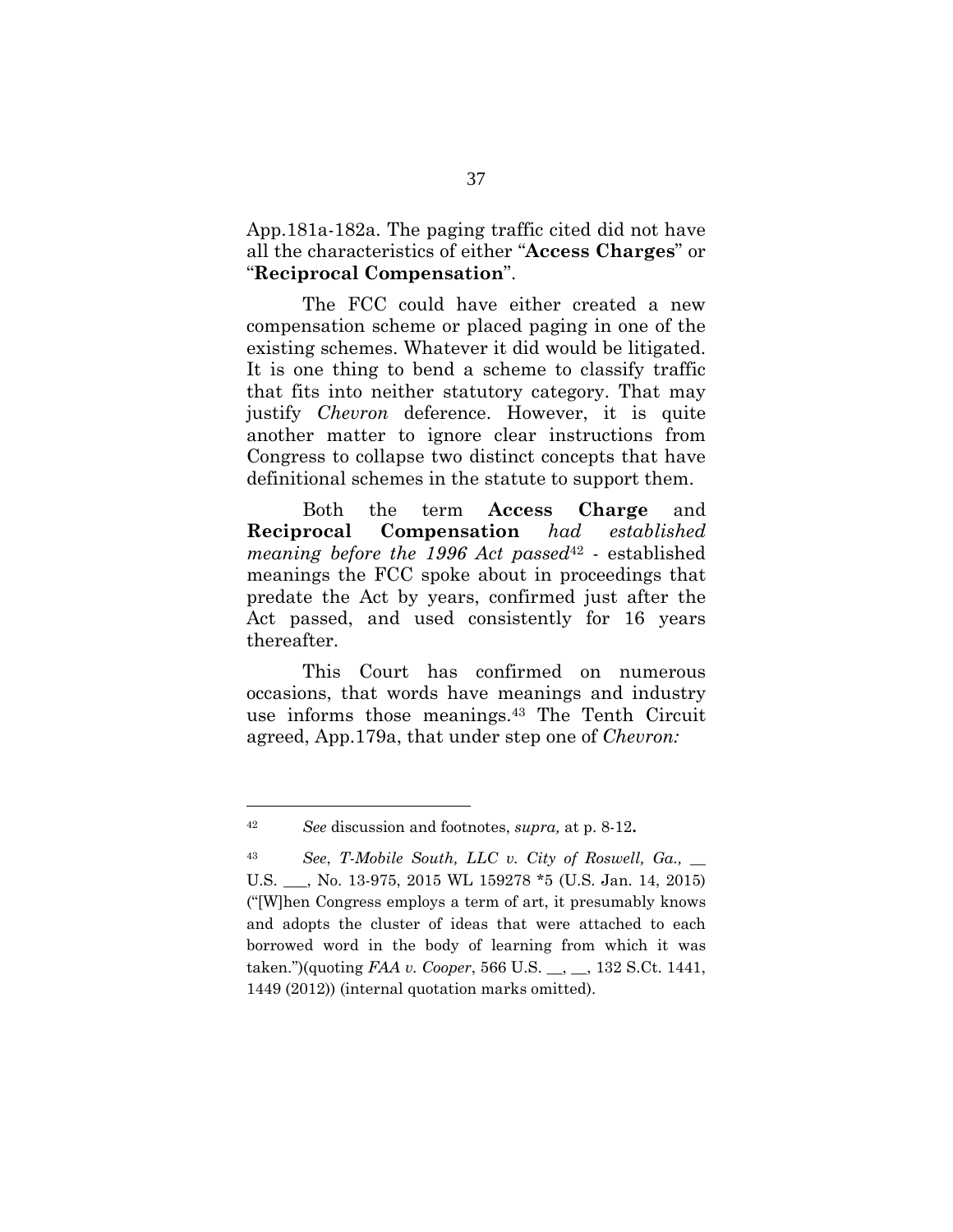App.181a-182a. The paging traffic cited did not have all the characteristics of either "**Access Charges**" or "**Reciprocal Compensation**".

The FCC could have either created a new compensation scheme or placed paging in one of the existing schemes. Whatever it did would be litigated. It is one thing to bend a scheme to classify traffic that fits into neither statutory category. That may justify *Chevron* deference. However, it is quite another matter to ignore clear instructions from Congress to collapse two distinct concepts that have definitional schemes in the statute to support them.

Both the term **Access Charge** and **Reciprocal Compensation** *had established meaning before the 1996 Act passed*[42] - established meanings the FCC spoke about in proceedings that predate the Act by years, confirmed just after the Act passed, and used consistently for 16 years thereafter.

This Court has confirmed on numerous occasions, that words have meanings and industry use informs those meanings.[43] The Tenth Circuit agreed, App.179a, that under step one of *Chevron:*

---

[42] *See* discussion and footnotes, *supra,* at p. 8-12**.**

[43] *See*, *T-Mobile South, LLC v. City of Roswell, Ga.,* __ U.S. ___, No. 13-975, 2015 WL 159278 *5 (U.S. Jan. 14, 2015) ("[W]hen Congress employs a term of art, it presumably knows and adopts the cluster of ideas that were attached to each borrowed word in the body of learning from which it was taken.")(quoting *FAA v. Cooper*, 566 U.S. __, __, 132 S.Ct. 1441, 1449 (2012)) (internal quotation marks omitted).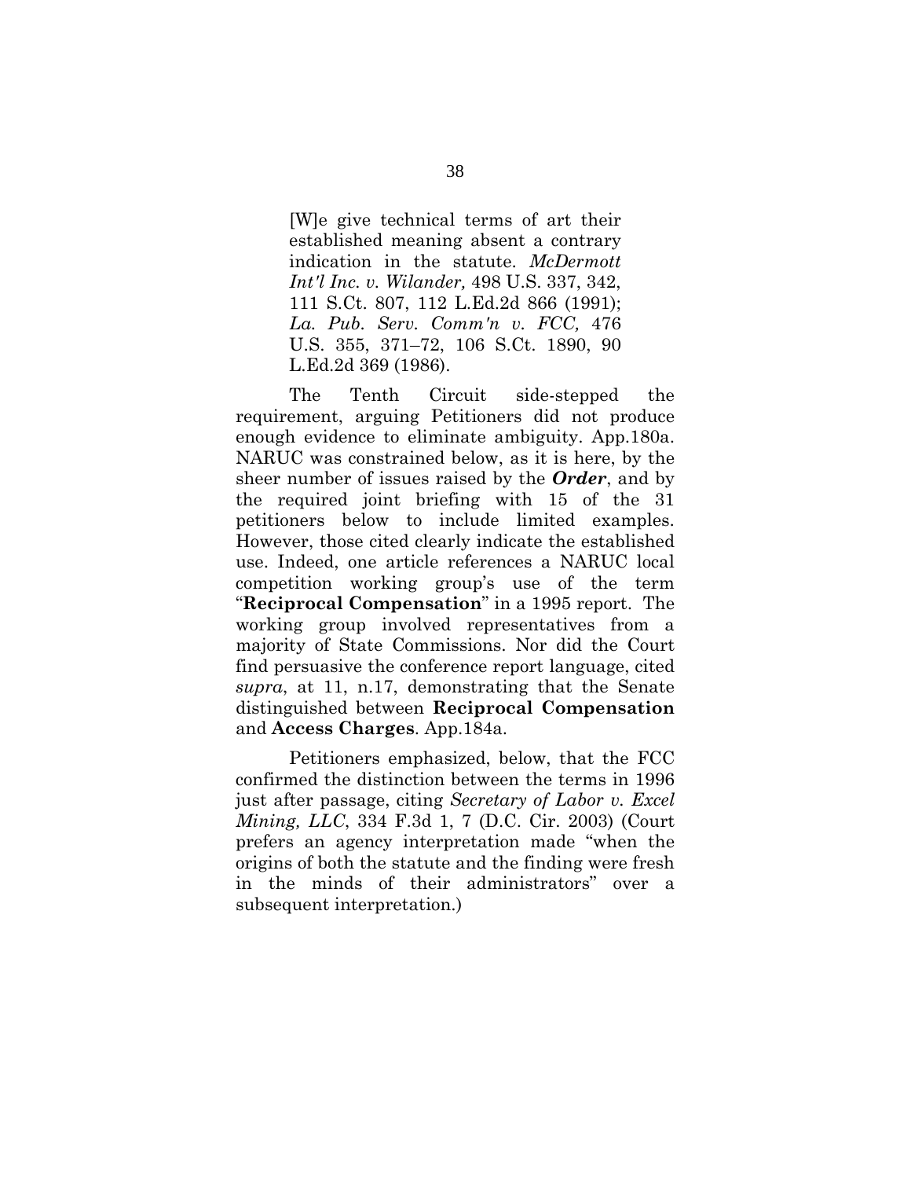> [W]e give technical terms of art their established meaning absent a contrary indication in the statute. *McDermott Int'l Inc. v. Wilander,* 498 U.S. 337, 342, 111 S.Ct. 807, 112 L.Ed.2d 866 (1991); *La. Pub. Serv. Comm'n v. FCC,* 476 U.S. 355, 371–72, 106 S.Ct. 1890, 90 L.Ed.2d 369 (1986).

The Tenth Circuit side-stepped the requirement, arguing Petitioners did not produce enough evidence to eliminate ambiguity. App.180a. NARUC was constrained below, as it is here, by the sheer number of issues raised by the ***Order***, and by the required joint briefing with 15 of the 31 petitioners below to include limited examples. However, those cited clearly indicate the established use. Indeed, one article references a NARUC local competition working group's use of the term "**Reciprocal Compensation**" in a 1995 report. The working group involved representatives from a majority of State Commissions. Nor did the Court find persuasive the conference report language, cited *supra*, at 11, n.17, demonstrating that the Senate distinguished between **Reciprocal Compensation** and **Access Charges**. App.184a.

Petitioners emphasized, below, that the FCC confirmed the distinction between the terms in 1996 just after passage, citing *Secretary of Labor v. Excel Mining, LLC*, 334 F.3d 1, 7 (D.C. Cir. 2003) (Court prefers an agency interpretation made "when the origins of both the statute and the finding were fresh in the minds of their administrators" over a subsequent interpretation.)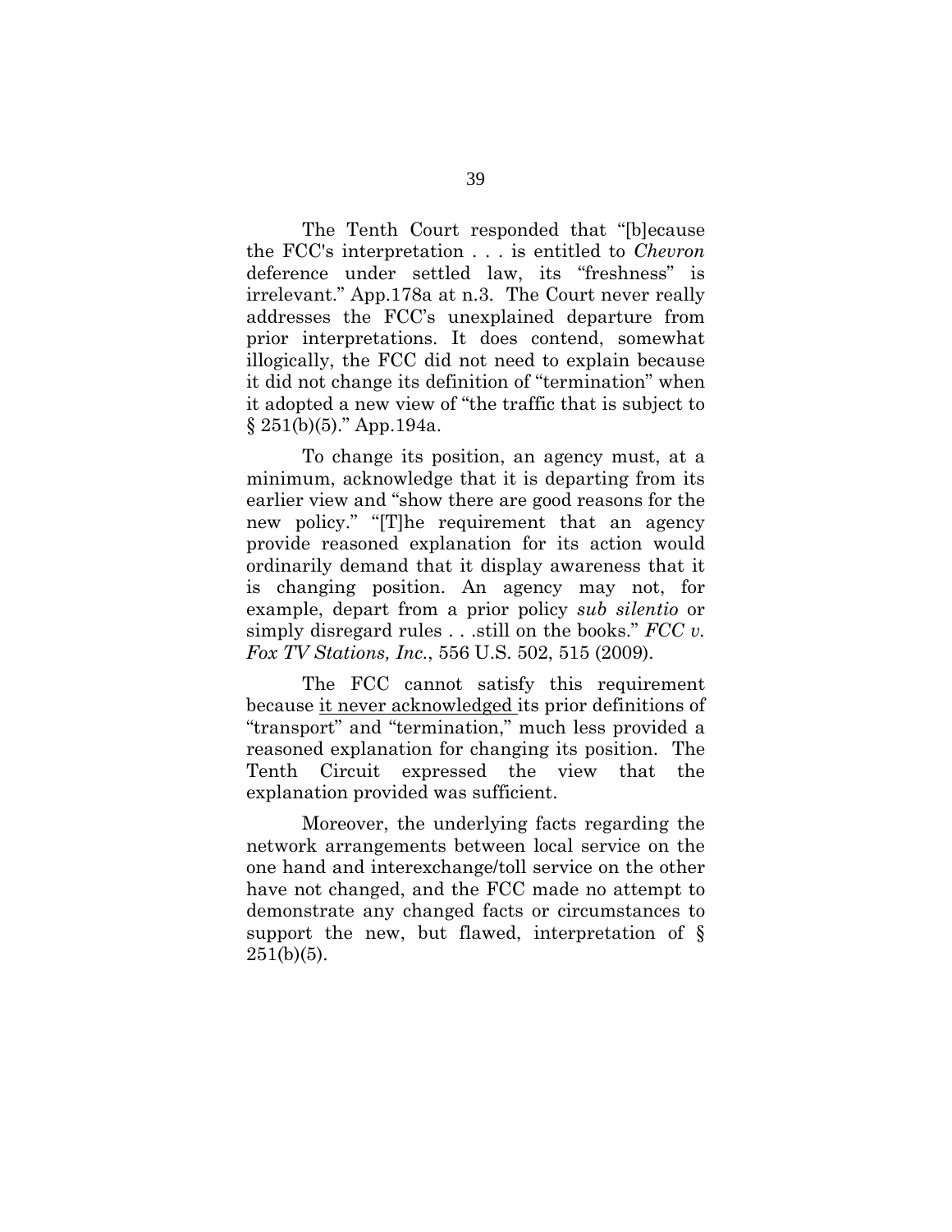The Tenth Court responded that "[b]ecause the FCC's interpretation . . . is entitled to *Chevron* deference under settled law, its "freshness" is irrelevant." App.178a at n.3. The Court never really addresses the FCC's unexplained departure from prior interpretations. It does contend, somewhat illogically, the FCC did not need to explain because it did not change its definition of "termination" when it adopted a new view of "the traffic that is subject to § 251(b)(5)." App.194a.

To change its position, an agency must, at a minimum, acknowledge that it is departing from its earlier view and "show there are good reasons for the new policy." "[T]he requirement that an agency provide reasoned explanation for its action would ordinarily demand that it display awareness that it is changing position. An agency may not, for example, depart from a prior policy *sub silentio* or simply disregard rules . . .still on the books." *FCC v. Fox TV Stations, Inc.*, 556 U.S. 502, 515 (2009).

The FCC cannot satisfy this requirement because <u>it never acknowledged</u> its prior definitions of "transport" and "termination," much less provided a reasoned explanation for changing its position. The Tenth Circuit expressed the view that the explanation provided was sufficient.

Moreover, the underlying facts regarding the network arrangements between local service on the one hand and interexchange/toll service on the other have not changed, and the FCC made no attempt to demonstrate any changed facts or circumstances to support the new, but flawed, interpretation of § 251(b)(5).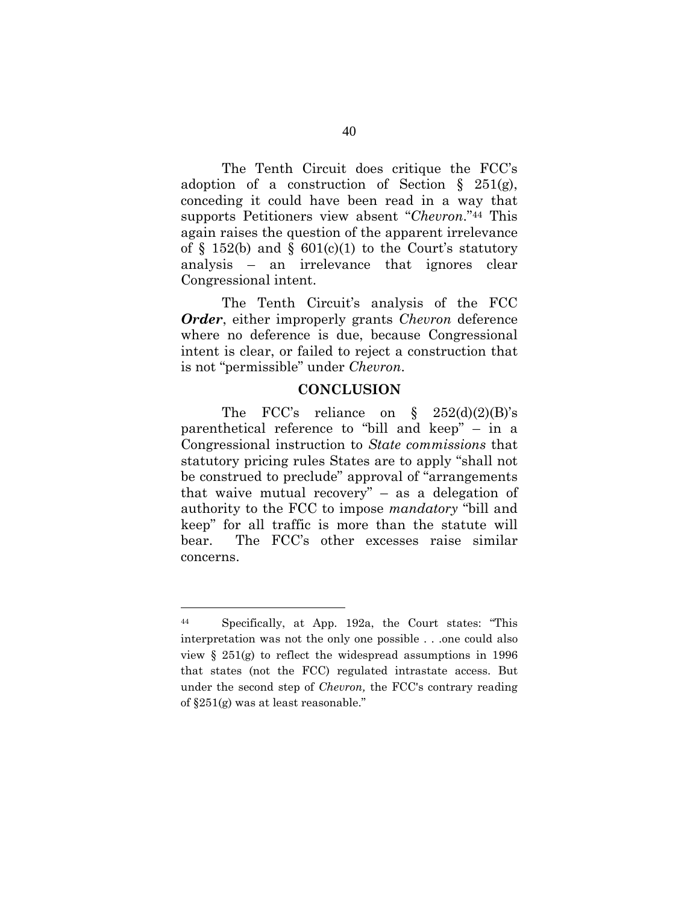The Tenth Circuit does critique the FCC's adoption of a construction of Section § 251(g), conceding it could have been read in a way that supports Petitioners view absent "*Chevron*."[44] This again raises the question of the apparent irrelevance of § 152(b) and § 601(c)(1) to the Court's statutory analysis – an irrelevance that ignores clear Congressional intent.

The Tenth Circuit's analysis of the FCC ***Order***, either improperly grants *Chevron* deference where no deference is due, because Congressional intent is clear, or failed to reject a construction that is not "permissible" under *Chevron*.

## CONCLUSION

The FCC's reliance on § 252(d)(2)(B)'s parenthetical reference to "bill and keep" – in a Congressional instruction to *State commissions* that statutory pricing rules States are to apply "shall not be construed to preclude" approval of "arrangements that waive mutual recovery" – as a delegation of authority to the FCC to impose *mandatory* "bill and keep" for all traffic is more than the statute will bear. The FCC's other excesses raise similar concerns.

---

[44] Specifically, at App. 192a, the Court states: "This interpretation was not the only one possible . . .one could also view § 251(g) to reflect the widespread assumptions in 1996 that states (not the FCC) regulated intrastate access. But under the second step of *Chevron,* the FCC's contrary reading of §251(g) was at least reasonable."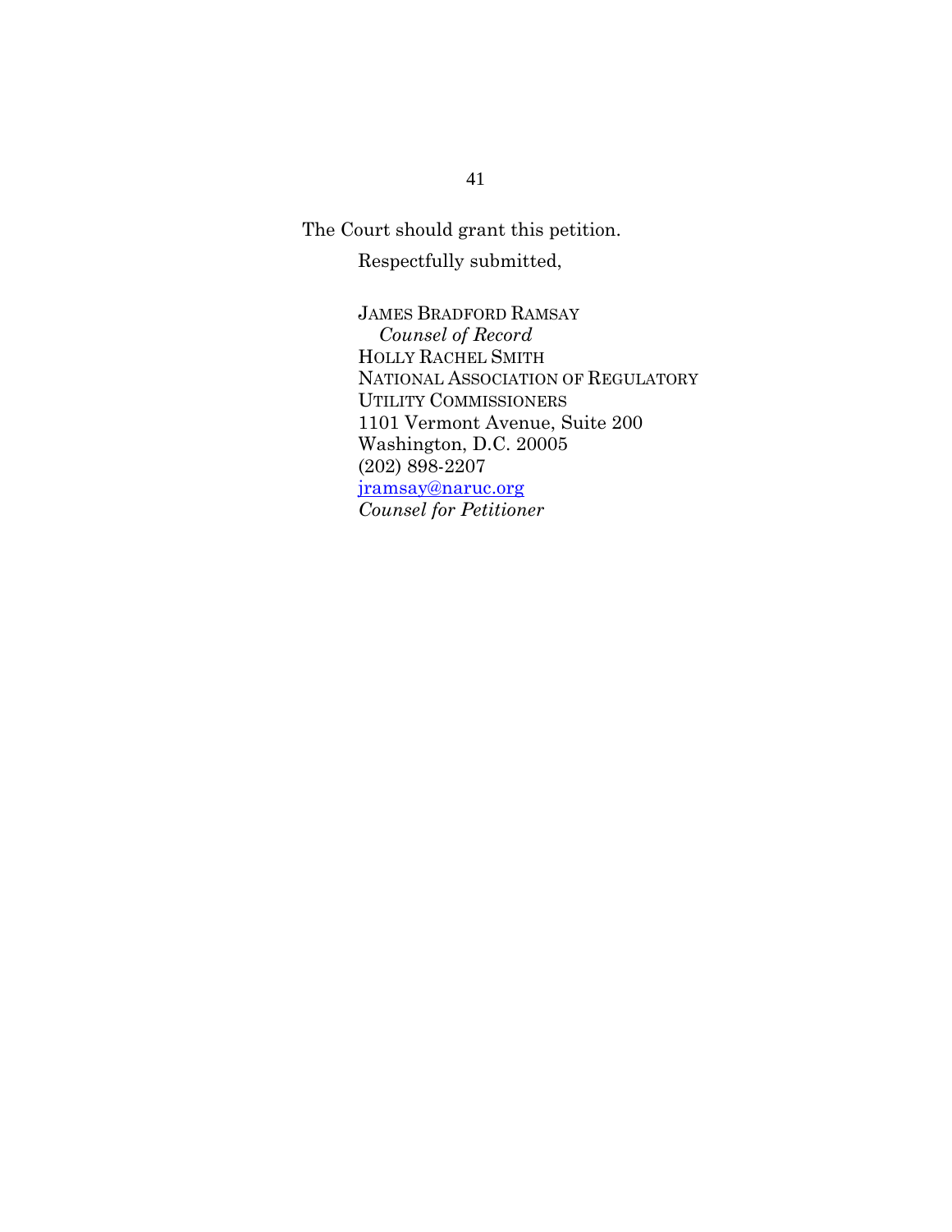The Court should grant this petition.

Respectfully submitted,

JAMES BRADFORD RAMSAY
*Counsel of Record*
HOLLY RACHEL SMITH
NATIONAL ASSOCIATION OF REGULATORY UTILITY COMMISSIONERS
1101 Vermont Avenue, Suite 200
Washington, D.C. 20005
(202) 898-2207
jramsay@naruc.org
*Counsel for Petitioner*